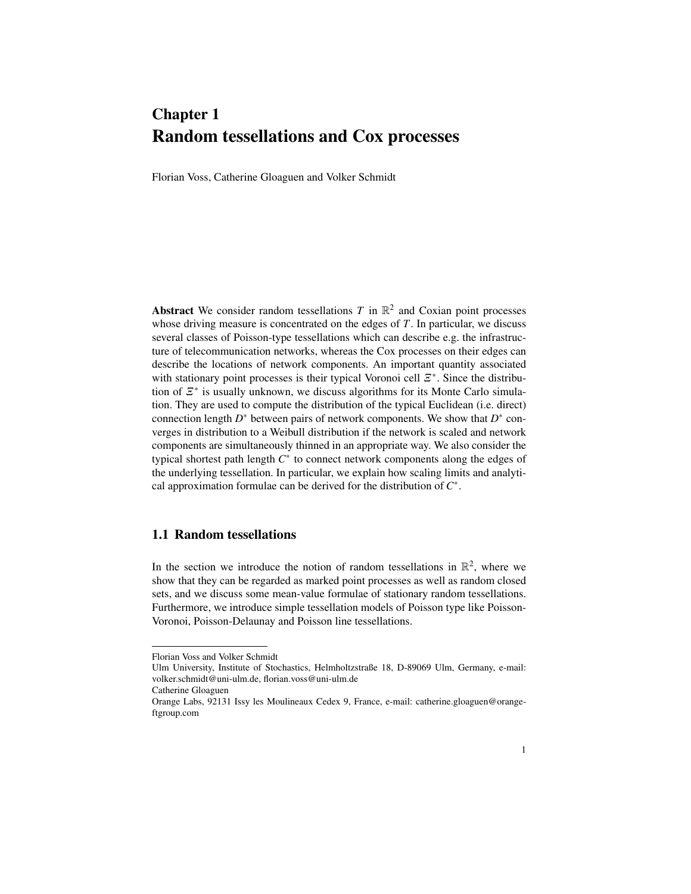# Chapter 1
# Random tessellations and Cox processes

Florian Voss, Catherine Gloaguen and Volker Schmidt

**Abstract** We consider random tessellations $T$ in $\mathbb{R}^2$ and Coxian point processes whose driving measure is concentrated on the edges of $T$. In particular, we discuss several classes of Poisson-type tessellations which can describe e.g. the infrastructure of telecommunication networks, whereas the Cox processes on their edges can describe the locations of network components. An important quantity associated with stationary point processes is their typical Voronoi cell $\Xi^*$. Since the distribution of $\Xi^*$ is usually unknown, we discuss algorithms for its Monte Carlo simulation. They are used to compute the distribution of the typical Euclidean (i.e. direct) connection length $D^*$ between pairs of network components. We show that $D^*$ converges in distribution to a Weibull distribution if the network is scaled and network components are simultaneously thinned in an appropriate way. We also consider the typical shortest path length $C^*$ to connect network components along the edges of the underlying tessellation. In particular, we explain how scaling limits and analytical approximation formulae can be derived for the distribution of $C^*$.

## 1.1 Random tessellations

In the section we introduce the notion of random tessellations in $\mathbb{R}^2$, where we show that they can be regarded as marked point processes as well as random closed sets, and we discuss some mean-value formulae of stationary random tessellations. Furthermore, we introduce simple tessellation models of Poisson type like Poisson-Voronoi, Poisson-Delaunay and Poisson line tessellations.

---

Florian Voss and Volker Schmidt
Ulm University, Institute of Stochastics, Helmholtzstraße 18, D-89069 Ulm, Germany, e-mail: volker.schmidt@uni-ulm.de, florian.voss@uni-ulm.de

Catherine Gloaguen
Orange Labs, 92131 Issy les Moulineaux Cedex 9, France, e-mail: catherine.gloaguen@orange-ftgroup.com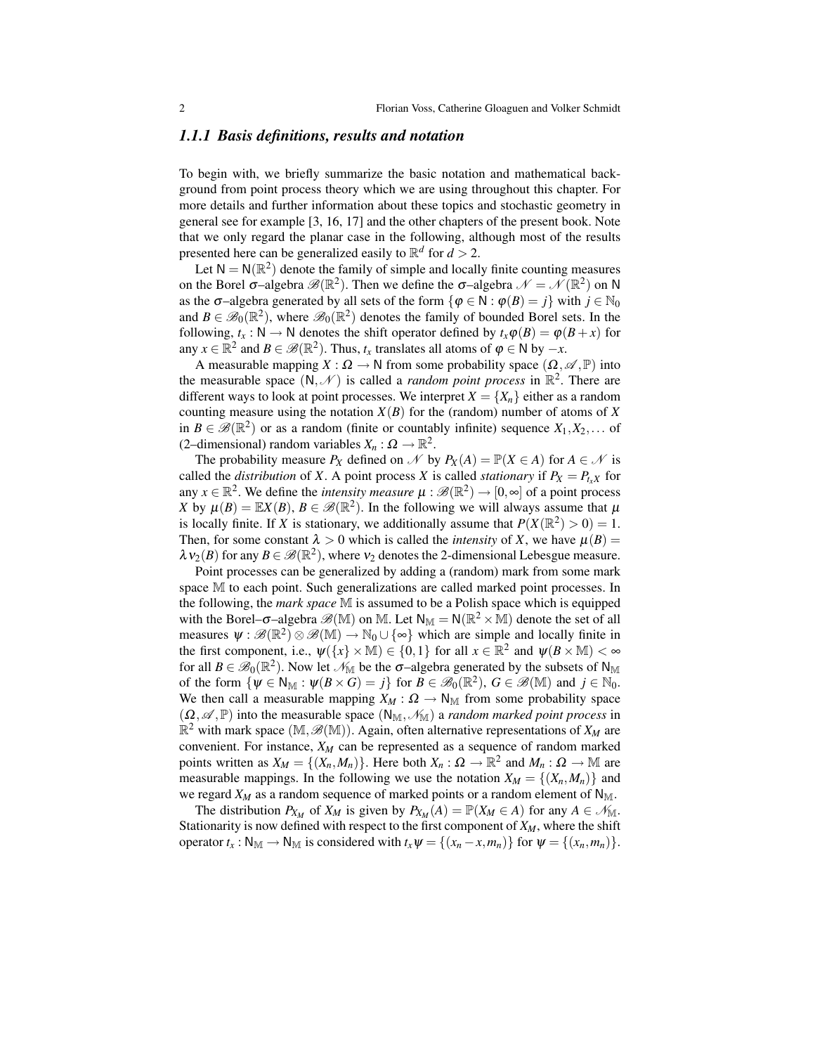### 1.1.1 Basis definitions, results and notation

To begin with, we briefly summarize the basic notation and mathematical background from point process theory which we are using throughout this chapter. For more details and further information about these topics and stochastic geometry in general see for example [3, 16, 17] and the other chapters of the present book. Note that we only regard the planar case in the following, although most of the results presented here can be generalized easily to $\mathbb{R}^d$ for $d > 2$.

Let $\mathsf{N} = \mathsf{N}(\mathbb{R}^2)$ denote the family of simple and locally finite counting measures on the Borel $\sigma$–algebra $\mathscr{B}(\mathbb{R}^2)$. Then we define the $\sigma$–algebra $\mathscr{N} = \mathscr{N}(\mathbb{R}^2)$ on $\mathsf{N}$ as the $\sigma$–algebra generated by all sets of the form $\{\varphi \in \mathsf{N} : \varphi(B) = j\}$ with $j \in \mathbb{N}_0$ and $B \in \mathscr{B}_0(\mathbb{R}^2)$, where $\mathscr{B}_0(\mathbb{R}^2)$ denotes the family of bounded Borel sets. In the following, $t_x : \mathsf{N} \to \mathsf{N}$ denotes the shift operator defined by $t_x\varphi(B) = \varphi(B + x)$ for any $x \in \mathbb{R}^2$ and $B \in \mathscr{B}(\mathbb{R}^2)$. Thus, $t_x$ translates all atoms of $\varphi \in \mathsf{N}$ by $-x$.

A measurable mapping $X : \Omega \to \mathsf{N}$ from some probability space $(\Omega, \mathscr{A}, \mathbb{P})$ into the measurable space $(\mathsf{N}, \mathscr{N})$ is called a *random point process* in $\mathbb{R}^2$. There are different ways to look at point processes. We interpret $X = \{X_n\}$ either as a random counting measure using the notation $X(B)$ for the (random) number of atoms of $X$ in $B \in \mathscr{B}(\mathbb{R}^2)$ or as a random (finite or countably infinite) sequence $X_1, X_2, \ldots$ of (2–dimensional) random variables $X_n : \Omega \to \mathbb{R}^2$.

The probability measure $P_X$ defined on $\mathscr{N}$ by $P_X(A) = \mathbb{P}(X \in A)$ for $A \in \mathscr{N}$ is called the *distribution* of $X$. A point process $X$ is called *stationary* if $P_X = P_{t_x X}$ for any $x \in \mathbb{R}^2$. We define the *intensity measure* $\mu : \mathscr{B}(\mathbb{R}^2) \to [0, \infty]$ of a point process $X$ by $\mu(B) = \mathbb{E}X(B)$, $B \in \mathscr{B}(\mathbb{R}^2)$. In the following we will always assume that $\mu$ is locally finite. If $X$ is stationary, we additionally assume that $P(X(\mathbb{R}^2) > 0) = 1$. Then, for some constant $\lambda > 0$ which is called the *intensity* of $X$, we have $\mu(B) = \lambda \nu_2(B)$ for any $B \in \mathscr{B}(\mathbb{R}^2)$, where $\nu_2$ denotes the 2-dimensional Lebesgue measure.

Point processes can be generalized by adding a (random) mark from some mark space $\mathbb{M}$ to each point. Such generalizations are called marked point processes. In the following, the *mark space* $\mathbb{M}$ is assumed to be a Polish space which is equipped with the Borel–$\sigma$–algebra $\mathscr{B}(\mathbb{M})$ on $\mathbb{M}$. Let $\mathsf{N}_{\mathbb{M}} = \mathsf{N}(\mathbb{R}^2 \times \mathbb{M})$ denote the set of all measures $\psi : \mathscr{B}(\mathbb{R}^2) \otimes \mathscr{B}(\mathbb{M}) \to \mathbb{N}_0 \cup \{\infty\}$ which are simple and locally finite in the first component, i.e., $\psi(\{x\} \times \mathbb{M}) \in \{0, 1\}$ for all $x \in \mathbb{R}^2$ and $\psi(B \times \mathbb{M}) < \infty$ for all $B \in \mathscr{B}_0(\mathbb{R}^2)$. Now let $\mathscr{N}_{\mathbb{M}}$ be the $\sigma$–algebra generated by the subsets of $\mathsf{N}_{\mathbb{M}}$ of the form $\{\psi \in \mathsf{N}_{\mathbb{M}} : \psi(B \times G) = j\}$ for $B \in \mathscr{B}_0(\mathbb{R}^2)$, $G \in \mathscr{B}(\mathbb{M})$ and $j \in \mathbb{N}_0$. We then call a measurable mapping $X_M : \Omega \to \mathsf{N}_{\mathbb{M}}$ from some probability space $(\Omega, \mathscr{A}, \mathbb{P})$ into the measurable space $(\mathsf{N}_{\mathbb{M}}, \mathscr{N}_{\mathbb{M}})$ a *random marked point process* in $\mathbb{R}^2$ with mark space $(\mathbb{M}, \mathscr{B}(\mathbb{M}))$. Again, often alternative representations of $X_M$ are convenient. For instance, $X_M$ can be represented as a sequence of random marked points written as $X_M = \{(X_n, M_n)\}$. Here both $X_n : \Omega \to \mathbb{R}^2$ and $M_n : \Omega \to \mathbb{M}$ are measurable mappings. In the following we use the notation $X_M = \{(X_n, M_n)\}$ and we regard $X_M$ as a random sequence of marked points or a random element of $\mathsf{N}_{\mathbb{M}}$.

The distribution $P_{X_M}$ of $X_M$ is given by $P_{X_M}(A) = \mathbb{P}(X_M \in A)$ for any $A \in \mathscr{N}_{\mathbb{M}}$. Stationarity is now defined with respect to the first component of $X_M$, where the shift operator $t_x : \mathsf{N}_{\mathbb{M}} \to \mathsf{N}_{\mathbb{M}}$ is considered with $t_x\psi = \{(x_n - x, m_n)\}$ for $\psi = \{(x_n, m_n)\}$.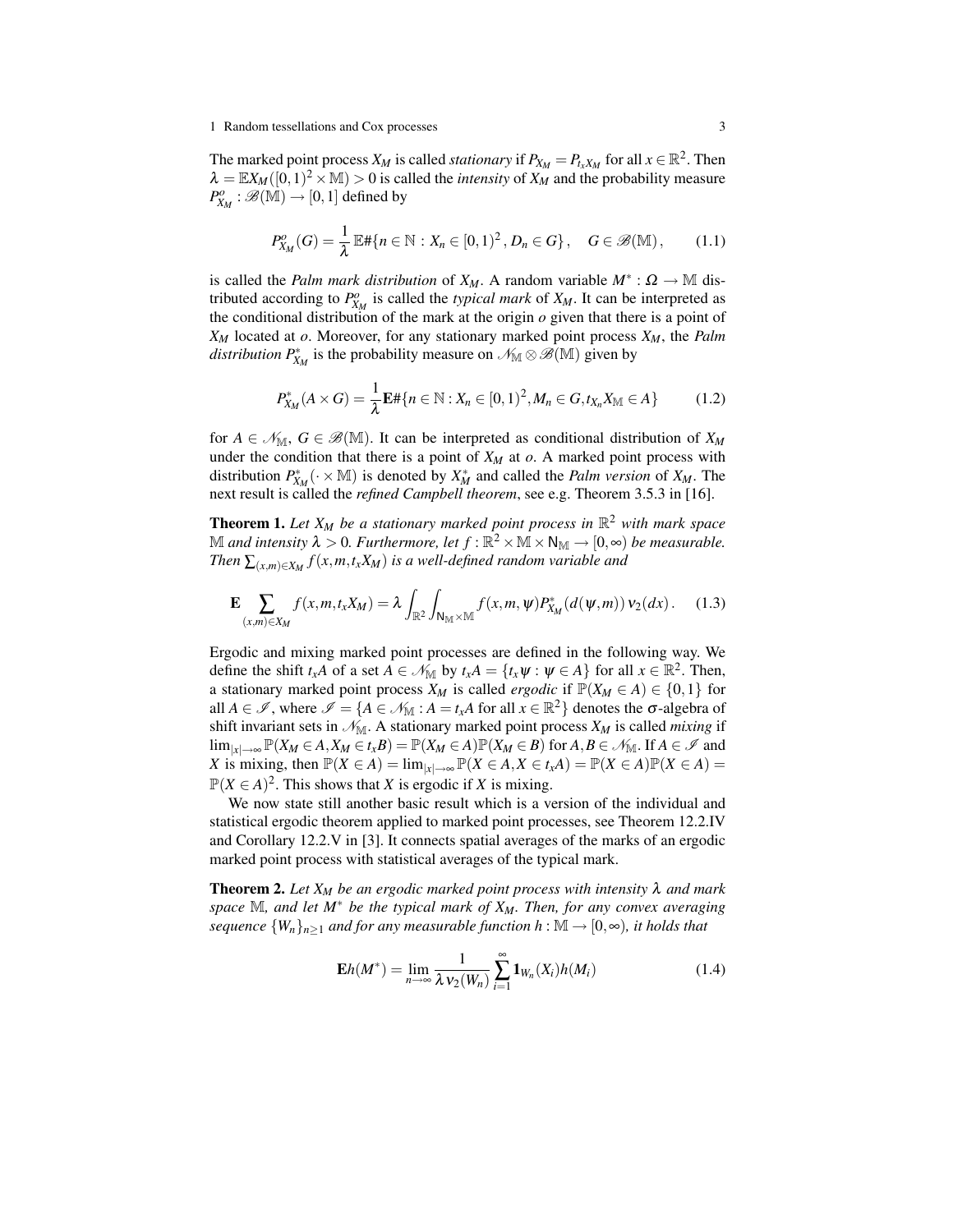The marked point process $X_M$ is called *stationary* if $P_{X_M} = P_{t_x X_M}$ for all $x \in \mathbb{R}^2$. Then $\lambda = \mathbb{E}X_M([0,1)^2 \times \mathbb{M}) > 0$ is called the *intensity* of $X_M$ and the probability measure $P^o_{X_M} : \mathscr{B}(\mathbb{M}) \to [0,1]$ defined by

$$P^o_{X_M}(G) = \frac{1}{\lambda}\,\mathbb{E}\#\{n \in \mathbb{N} : X_n \in [0,1)^2\,, D_n \in G\}\,, \quad G \in \mathscr{B}(\mathbb{M})\,, \qquad (1.1)$$

is called the *Palm mark distribution* of $X_M$. A random variable $M^* : \Omega \to \mathbb{M}$ distributed according to $P^o_{X_M}$ is called the *typical mark* of $X_M$. It can be interpreted as the conditional distribution of the mark at the origin $o$ given that there is a point of $X_M$ located at $o$. Moreover, for any stationary marked point process $X_M$, the *Palm distribution* $P^*_{X_M}$ is the probability measure on $\mathscr{N}_{\mathbb{M}} \otimes \mathscr{B}(\mathbb{M})$ given by

$$P^*_{X_M}(A \times G) = \frac{1}{\lambda}\mathbf{E}\#\{n \in \mathbb{N} : X_n \in [0,1)^2, M_n \in G, t_{X_n} X_{\mathbb{M}} \in A\} \qquad (1.2)$$

for $A \in \mathscr{N}_{\mathbb{M}}$, $G \in \mathscr{B}(\mathbb{M})$. It can be interpreted as conditional distribution of $X_M$ under the condition that there is a point of $X_M$ at $o$. A marked point process with distribution $P^*_{X_M}(\cdot \times \mathbb{M})$ is denoted by $X^*_M$ and called the *Palm version* of $X_M$. The next result is called the *refined Campbell theorem*, see e.g. Theorem 3.5.3 in [16].

**Theorem 1.** *Let $X_M$ be a stationary marked point process in $\mathbb{R}^2$ with mark space $\mathbb{M}$ and intensity $\lambda > 0$. Furthermore, let $f : \mathbb{R}^2 \times \mathbb{M} \times \mathsf{N}_{\mathbb{M}} \to [0,\infty)$ be measurable. Then $\sum_{(x,m)\in X_M} f(x,m,t_x X_M)$ is a well-defined random variable and*

$$\mathbf{E} \sum_{(x,m)\in X_M} f(x,m,t_x X_M) = \lambda \int_{\mathbb{R}^2} \int_{\mathsf{N}_{\mathbb{M}} \times \mathbb{M}} f(x,m,\psi) P^*_{X_M}(d(\psi,m))\, \nu_2(dx)\,. \qquad (1.3)$$

Ergodic and mixing marked point processes are defined in the following way. We define the shift $t_x A$ of a set $A \in \mathscr{N}_{\mathbb{M}}$ by $t_x A = \{t_x \psi : \psi \in A\}$ for all $x \in \mathbb{R}^2$. Then, a stationary marked point process $X_M$ is called *ergodic* if $\mathbb{P}(X_M \in A) \in \{0,1\}$ for all $A \in \mathscr{I}$, where $\mathscr{I} = \{A \in \mathscr{N}_{\mathbb{M}} : A = t_x A \text{ for all } x \in \mathbb{R}^2\}$ denotes the $\sigma$-algebra of shift invariant sets in $\mathscr{N}_{\mathbb{M}}$. A stationary marked point process $X_M$ is called *mixing* if $\lim_{|x|\to\infty} \mathbb{P}(X_M \in A, X_M \in t_x B) = \mathbb{P}(X_M \in A)\mathbb{P}(X_M \in B)$ for $A, B \in \mathscr{N}_{\mathbb{M}}$. If $A \in \mathscr{I}$ and $X$ is mixing, then $\mathbb{P}(X \in A) = \lim_{|x|\to\infty} \mathbb{P}(X \in A, X \in t_x A) = \mathbb{P}(X \in A)\mathbb{P}(X \in A) = \mathbb{P}(X \in A)^2$. This shows that $X$ is ergodic if $X$ is mixing.

We now state still another basic result which is a version of the individual and statistical ergodic theorem applied to marked point processes, see Theorem 12.2.IV and Corollary 12.2.V in [3]. It connects spatial averages of the marks of an ergodic marked point process with statistical averages of the typical mark.

**Theorem 2.** *Let $X_M$ be an ergodic marked point process with intensity $\lambda$ and mark space $\mathbb{M}$, and let $M^*$ be the typical mark of $X_M$. Then, for any convex averaging sequence $\{W_n\}_{n\geq 1}$ and for any measurable function $h : \mathbb{M} \to [0,\infty)$, it holds that*

$$\mathbf{E}h(M^*) = \lim_{n\to\infty} \frac{1}{\lambda\, \nu_2(W_n)} \sum_{i=1}^{\infty} \mathbf{1}_{W_n}(X_i) h(M_i) \qquad (1.4)$$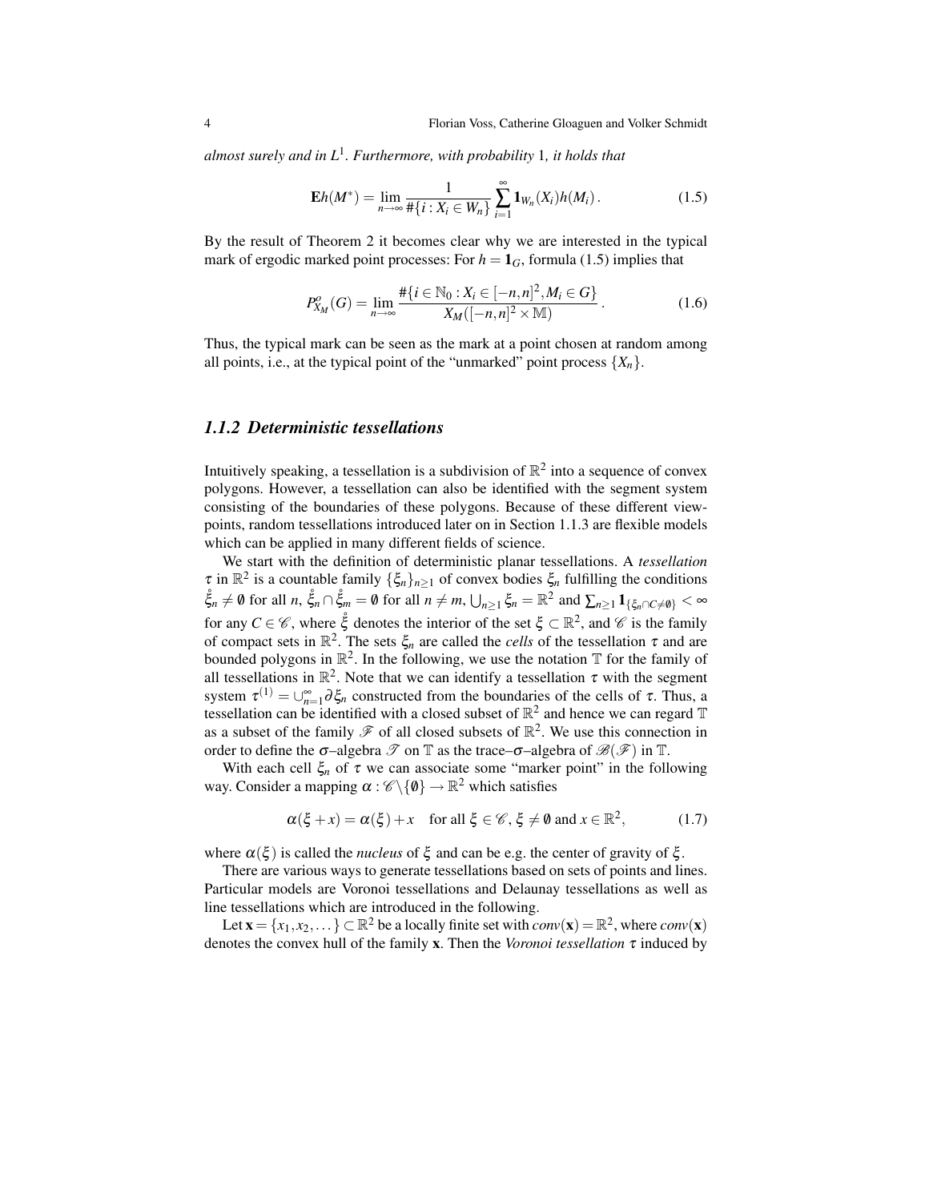*almost surely and in* $L^1$*. Furthermore, with probability* 1*, it holds that*

$$\mathbf{E}h(M^*) = \lim_{n\to\infty} \frac{1}{\#\{i : X_i \in W_n\}} \sum_{i=1}^{\infty} \mathbf{1}_{W_n}(X_i) h(M_i)\,. \tag{1.5}$$

By the result of Theorem 2 it becomes clear why we are interested in the typical mark of ergodic marked point processes: For $h = \mathbf{1}_G$, formula (1.5) implies that

$$P^o_{X_M}(G) = \lim_{n\to\infty} \frac{\#\{i \in \mathbb{N}_0 : X_i \in [-n,n]^2, M_i \in G\}}{X_M([-n,n]^2 \times \mathbb{M})}\,. \tag{1.6}$$

Thus, the typical mark can be seen as the mark at a point chosen at random among all points, i.e., at the typical point of the "unmarked" point process $\{X_n\}$.

### 1.1.2 Deterministic tessellations

Intuitively speaking, a tessellation is a subdivision of $\mathbb{R}^2$ into a sequence of convex polygons. However, a tessellation can also be identified with the segment system consisting of the boundaries of these polygons. Because of these different viewpoints, random tessellations introduced later on in Section 1.1.3 are flexible models which can be applied in many different fields of science.

We start with the definition of deterministic planar tessellations. A *tessellation* $\tau$ in $\mathbb{R}^2$ is a countable family $\{\xi_n\}_{n\geq 1}$ of convex bodies $\xi_n$ fulfilling the conditions $\mathring{\xi}_n \neq \emptyset$ for all $n$, $\mathring{\xi}_n \cap \mathring{\xi}_m = \emptyset$ for all $n \neq m$, $\bigcup_{n\geq 1} \xi_n = \mathbb{R}^2$ and $\sum_{n\geq 1} \mathbf{1}_{\{\xi_n \cap C \neq \emptyset\}} < \infty$ for any $C \in \mathscr{C}$, where $\mathring{\xi}$ denotes the interior of the set $\xi \subset \mathbb{R}^2$, and $\mathscr{C}$ is the family of compact sets in $\mathbb{R}^2$. The sets $\xi_n$ are called the *cells* of the tessellation $\tau$ and are bounded polygons in $\mathbb{R}^2$. In the following, we use the notation $\mathbb{T}$ for the family of all tessellations in $\mathbb{R}^2$. Note that we can identify a tessellation $\tau$ with the segment system $\tau^{(1)} = \cup_{n=1}^{\infty} \partial\xi_n$ constructed from the boundaries of the cells of $\tau$. Thus, a tessellation can be identified with a closed subset of $\mathbb{R}^2$ and hence we can regard $\mathbb{T}$ as a subset of the family $\mathscr{F}$ of all closed subsets of $\mathbb{R}^2$. We use this connection in order to define the $\sigma$–algebra $\mathscr{T}$ on $\mathbb{T}$ as the trace–$\sigma$–algebra of $\mathscr{B}(\mathscr{F})$ in $\mathbb{T}$.

With each cell $\xi_n$ of $\tau$ we can associate some "marker point" in the following way. Consider a mapping $\alpha : \mathscr{C}\setminus\{\emptyset\} \to \mathbb{R}^2$ which satisfies

$$\alpha(\xi + x) = \alpha(\xi) + x \quad \text{for all } \xi \in \mathscr{C},\, \xi \neq \emptyset \text{ and } x \in \mathbb{R}^2, \tag{1.7}$$

where $\alpha(\xi)$ is called the *nucleus* of $\xi$ and can be e.g. the center of gravity of $\xi$.

There are various ways to generate tessellations based on sets of points and lines. Particular models are Voronoi tessellations and Delaunay tessellations as well as line tessellations which are introduced in the following.

Let $\mathbf{x} = \{x_1, x_2, \dots\} \subset \mathbb{R}^2$ be a locally finite set with $conv(\mathbf{x}) = \mathbb{R}^2$, where $conv(\mathbf{x})$ denotes the convex hull of the family $\mathbf{x}$. Then the *Voronoi tessellation* $\tau$ induced by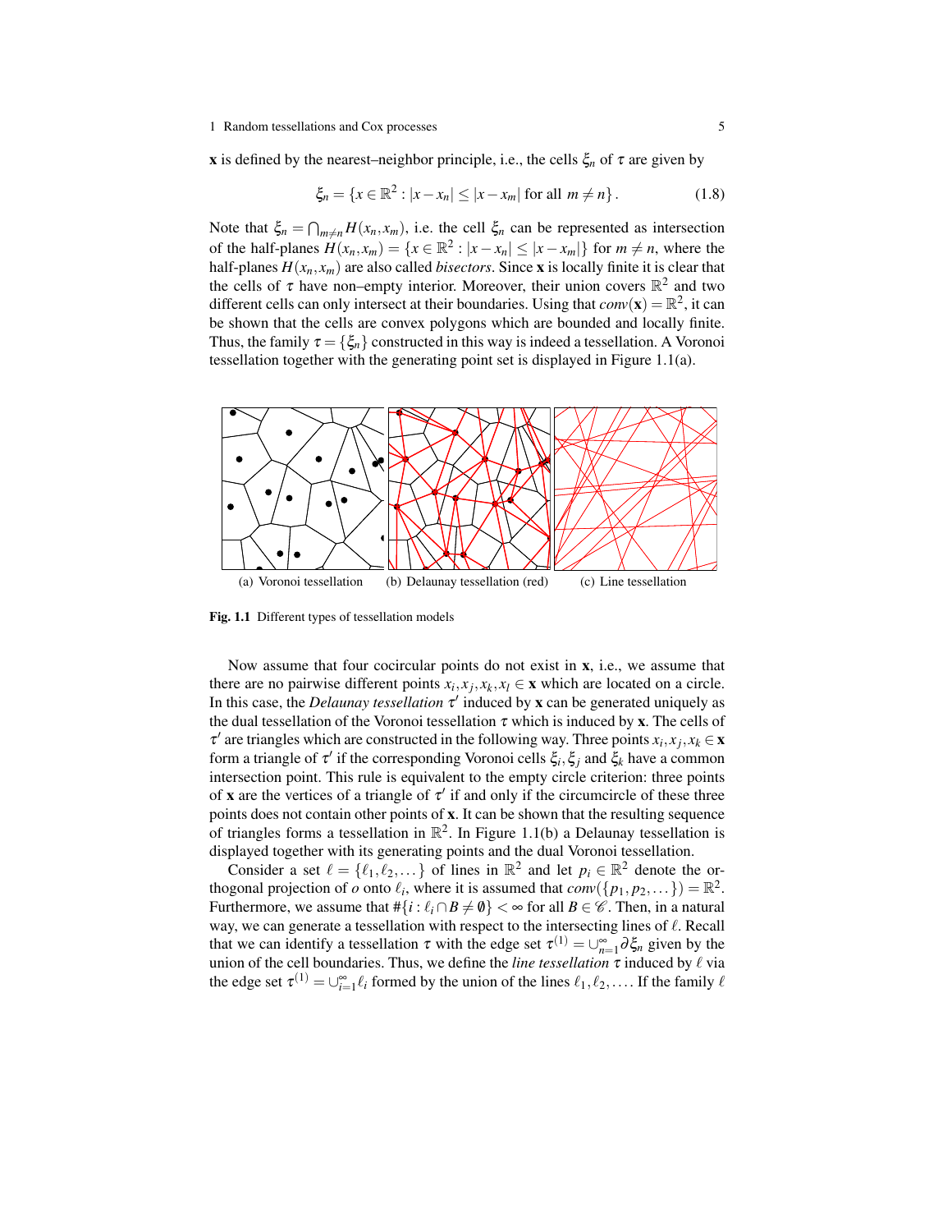**x** is defined by the nearest–neighbor principle, i.e., the cells $\xi_n$ of $\tau$ are given by

$$\xi_n = \{x \in \mathbb{R}^2 : |x - x_n| \le |x - x_m| \text{ for all } m \ne n\}. \tag{1.8}$$

Note that $\xi_n = \bigcap_{m \ne n} H(x_n, x_m)$, i.e. the cell $\xi_n$ can be represented as intersection of the half-planes $H(x_n, x_m) = \{x \in \mathbb{R}^2 : |x - x_n| \le |x - x_m|\}$ for $m \ne n$, where the half-planes $H(x_n, x_m)$ are also called *bisectors*. Since **x** is locally finite it is clear that the cells of $\tau$ have non–empty interior. Moreover, their union covers $\mathbb{R}^2$ and two different cells can only intersect at their boundaries. Using that $conv(\mathbf{x}) = \mathbb{R}^2$, it can be shown that the cells are convex polygons which are bounded and locally finite. Thus, the family $\tau = \{\xi_n\}$ constructed in this way is indeed a tessellation. A Voronoi tessellation together with the generating point set is displayed in Figure 1.1(a).

(a) Voronoi tessellation (b) Delaunay tessellation (red) (c) Line tessellation

**Fig. 1.1** Different types of tessellation models

Now assume that four cocircular points do not exist in **x**, i.e., we assume that there are no pairwise different points $x_i, x_j, x_k, x_l \in \mathbf{x}$ which are located on a circle. In this case, the *Delaunay tessellation* $\tau'$ induced by **x** can be generated uniquely as the dual tessellation of the Voronoi tessellation $\tau$ which is induced by **x**. The cells of $\tau'$ are triangles which are constructed in the following way. Three points $x_i, x_j, x_k \in \mathbf{x}$ form a triangle of $\tau'$ if the corresponding Voronoi cells $\xi_i$, $\xi_j$ and $\xi_k$ have a common intersection point. This rule is equivalent to the empty circle criterion: three points of **x** are the vertices of a triangle of $\tau'$ if and only if the circumcircle of these three points does not contain other points of **x**. It can be shown that the resulting sequence of triangles forms a tessellation in $\mathbb{R}^2$. In Figure 1.1(b) a Delaunay tessellation is displayed together with its generating points and the dual Voronoi tessellation.

Consider a set $\ell = \{\ell_1, \ell_2, \dots\}$ of lines in $\mathbb{R}^2$ and let $p_i \in \mathbb{R}^2$ denote the orthogonal projection of $o$ onto $\ell_i$, where it is assumed that $conv(\{p_1, p_2, \dots\}) = \mathbb{R}^2$. Furthermore, we assume that $\#\{i : \ell_i \cap B \ne \emptyset\} < \infty$ for all $B \in \mathscr{C}$. Then, in a natural way, we can generate a tessellation with respect to the intersecting lines of $\ell$. Recall that we can identify a tessellation $\tau$ with the edge set $\tau^{(1)} = \cup_{n=1}^{\infty} \partial \xi_n$ given by the union of the cell boundaries. Thus, we define the *line tessellation* $\tau$ induced by $\ell$ via the edge set $\tau^{(1)} = \cup_{i=1}^{\infty} \ell_i$ formed by the union of the lines $\ell_1, \ell_2, \dots$. If the family $\ell$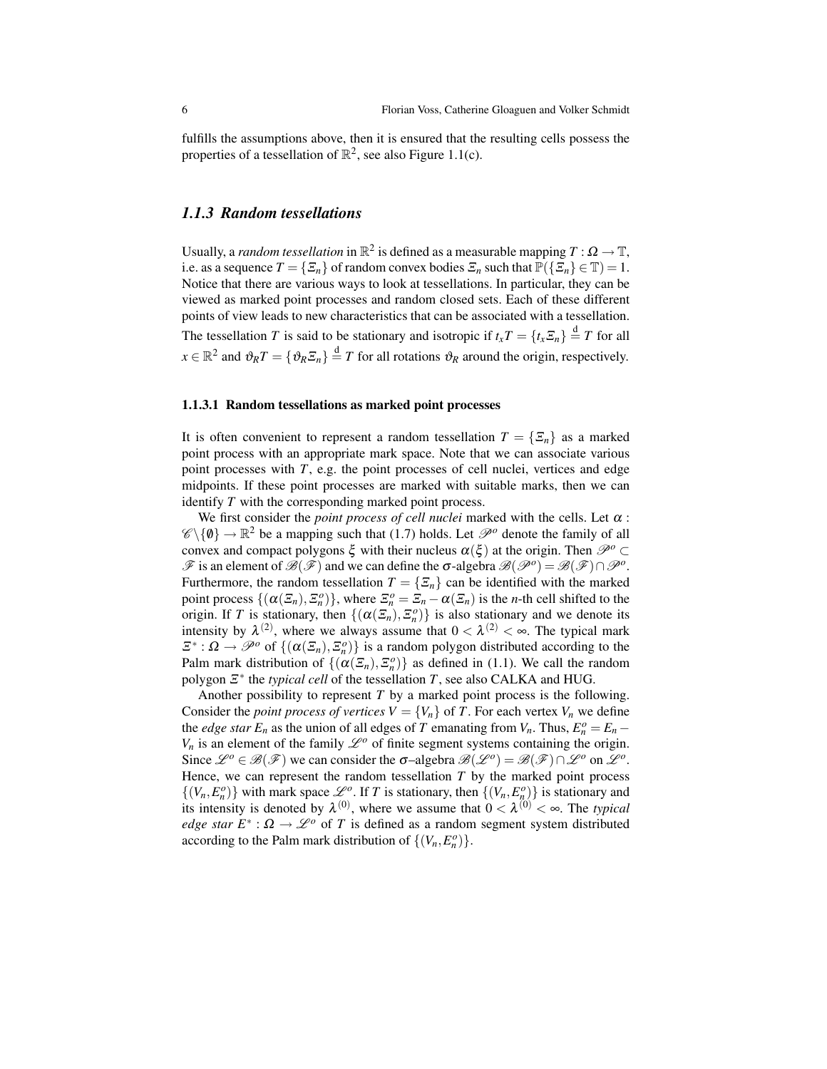fulfills the assumptions above, then it is ensured that the resulting cells possess the properties of a tessellation of $\mathbb{R}^2$, see also Figure 1.1(c).

### *1.1.3 Random tessellations*

Usually, a *random tessellation* in $\mathbb{R}^2$ is defined as a measurable mapping $T : \Omega \to \mathbb{T}$, i.e. as a sequence $T = \{\Xi_n\}$ of random convex bodies $\Xi_n$ such that $\mathbb{P}(\{\Xi_n\} \in \mathbb{T}) = 1$. Notice that there are various ways to look at tessellations. In particular, they can be viewed as marked point processes and random closed sets. Each of these different points of view leads to new characteristics that can be associated with a tessellation. The tessellation $T$ is said to be stationary and isotropic if $t_x T = \{t_x \Xi_n\} \stackrel{\mathrm{d}}{=} T$ for all $x \in \mathbb{R}^2$ and $\vartheta_R T = \{\vartheta_R \Xi_n\} \stackrel{\mathrm{d}}{=} T$ for all rotations $\vartheta_R$ around the origin, respectively.

#### 1.1.3.1 Random tessellations as marked point processes

It is often convenient to represent a random tessellation $T = \{\Xi_n\}$ as a marked point process with an appropriate mark space. Note that we can associate various point processes with $T$, e.g. the point processes of cell nuclei, vertices and edge midpoints. If these point processes are marked with suitable marks, then we can identify $T$ with the corresponding marked point process.

We first consider the *point process of cell nuclei* marked with the cells. Let $\alpha : \mathscr{C} \setminus \{\emptyset\} \to \mathbb{R}^2$ be a mapping such that (1.7) holds. Let $\mathscr{P}^o$ denote the family of all convex and compact polygons $\xi$ with their nucleus $\alpha(\xi)$ at the origin. Then $\mathscr{P}^o \subset \mathscr{F}$ is an element of $\mathscr{B}(\mathscr{F})$ and we can define the $\sigma$-algebra $\mathscr{B}(\mathscr{P}^o) = \mathscr{B}(\mathscr{F}) \cap \mathscr{P}^o$. Furthermore, the random tessellation $T = \{\Xi_n\}$ can be identified with the marked point process $\{(\alpha(\Xi_n), \Xi_n^o)\}$, where $\Xi_n^o = \Xi_n - \alpha(\Xi_n)$ is the $n$-th cell shifted to the origin. If $T$ is stationary, then $\{(\alpha(\Xi_n), \Xi_n^o)\}$ is also stationary and we denote its intensity by $\lambda^{(2)}$, where we always assume that $0 < \lambda^{(2)} < \infty$. The typical mark $\Xi^* : \Omega \to \mathscr{P}^o$ of $\{(\alpha(\Xi_n), \Xi_n^o)\}$ is a random polygon distributed according to the Palm mark distribution of $\{(\alpha(\Xi_n), \Xi_n^o)\}$ as defined in (1.1). We call the random polygon $\Xi^*$ the *typical cell* of the tessellation $T$, see also CALKA and HUG.

Another possibility to represent $T$ by a marked point process is the following. Consider the *point process of vertices* $V = \{V_n\}$ of $T$. For each vertex $V_n$ we define the *edge star* $E_n$ as the union of all edges of $T$ emanating from $V_n$. Thus, $E_n^o = E_n - V_n$ is an element of the family $\mathscr{L}^o$ of finite segment systems containing the origin. Since $\mathscr{L}^o \in \mathscr{B}(\mathscr{F})$ we can consider the $\sigma$–algebra $\mathscr{B}(\mathscr{L}^o) = \mathscr{B}(\mathscr{F}) \cap \mathscr{L}^o$ on $\mathscr{L}^o$. Hence, we can represent the random tessellation $T$ by the marked point process $\{(V_n, E_n^o)\}$ with mark space $\mathscr{L}^o$. If $T$ is stationary, then $\{(V_n, E_n^o)\}$ is stationary and its intensity is denoted by $\lambda^{(0)}$, where we assume that $0 < \lambda^{(0)} < \infty$. The *typical edge star* $E^* : \Omega \to \mathscr{L}^o$ of $T$ is defined as a random segment system distributed according to the Palm mark distribution of $\{(V_n, E_n^o)\}$.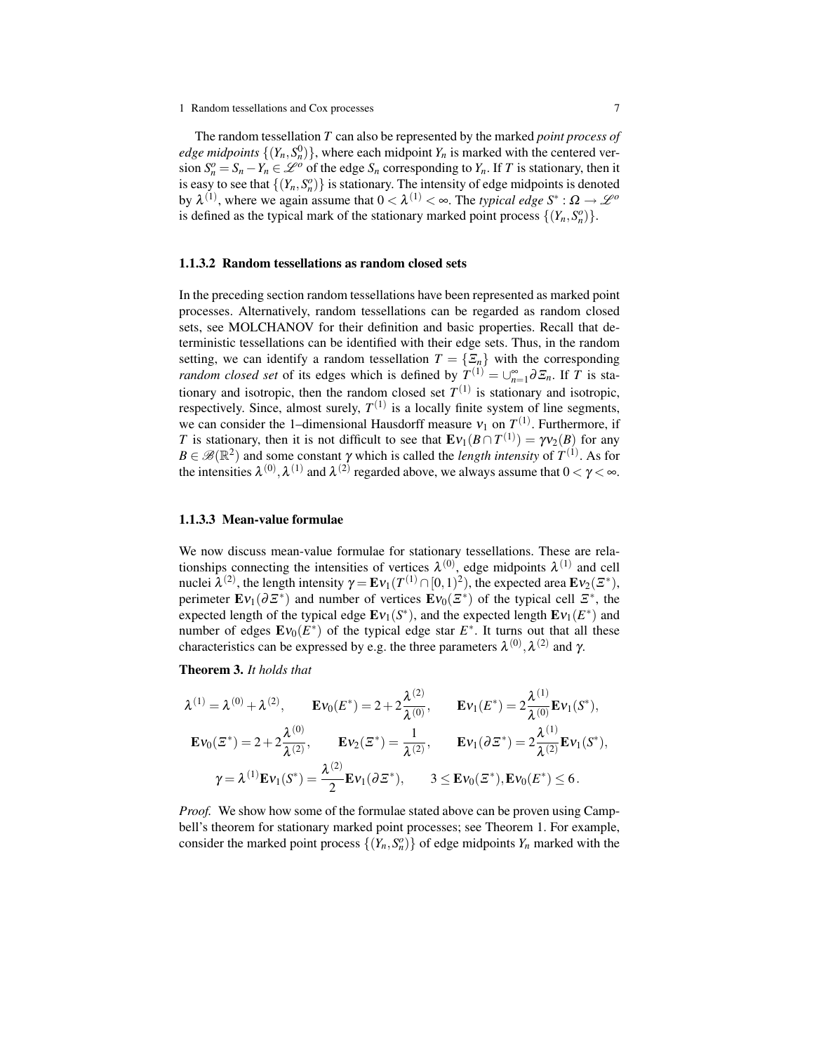The random tessellation $T$ can also be represented by the marked *point process of edge midpoints* $\{(Y_n, S_n^0)\}$, where each midpoint $Y_n$ is marked with the centered version $S_n^o = S_n - Y_n \in \mathscr{L}^o$ of the edge $S_n$ corresponding to $Y_n$. If $T$ is stationary, then it is easy to see that $\{(Y_n, S_n^o)\}$ is stationary. The intensity of edge midpoints is denoted by $\lambda^{(1)}$, where we again assume that $0 < \lambda^{(1)} < \infty$. The *typical edge* $S^* : \Omega \to \mathscr{L}^o$ is defined as the typical mark of the stationary marked point process $\{(Y_n, S_n^o)\}$.

### 1.1.3.2 Random tessellations as random closed sets

In the preceding section random tessellations have been represented as marked point processes. Alternatively, random tessellations can be regarded as random closed sets, see MOLCHANOV for their definition and basic properties. Recall that deterministic tessellations can be identified with their edge sets. Thus, in the random setting, we can identify a random tessellation $T = \{\Xi_n\}$ with the corresponding *random closed set* of its edges which is defined by $T^{(1)} = \cup_{n=1}^{\infty} \partial \Xi_n$. If $T$ is stationary and isotropic, then the random closed set $T^{(1)}$ is stationary and isotropic, respectively. Since, almost surely, $T^{(1)}$ is a locally finite system of line segments, we can consider the 1–dimensional Hausdorff measure $\nu_1$ on $T^{(1)}$. Furthermore, if $T$ is stationary, then it is not difficult to see that $\mathbf{E}\nu_1(B \cap T^{(1)}) = \gamma \nu_2(B)$ for any $B \in \mathscr{B}(\mathbb{R}^2)$ and some constant $\gamma$ which is called the *length intensity* of $T^{(1)}$. As for the intensities $\lambda^{(0)}, \lambda^{(1)}$ and $\lambda^{(2)}$ regarded above, we always assume that $0 < \gamma < \infty$.

### 1.1.3.3 Mean-value formulae

We now discuss mean-value formulae for stationary tessellations. These are relationships connecting the intensities of vertices $\lambda^{(0)}$, edge midpoints $\lambda^{(1)}$ and cell nuclei $\lambda^{(2)}$, the length intensity $\gamma = \mathbf{E}\nu_1(T^{(1)} \cap [0,1)^2)$, the expected area $\mathbf{E}\nu_2(\Xi^*)$, perimeter $\mathbf{E}\nu_1(\partial \Xi^*)$ and number of vertices $\mathbf{E}\nu_0(\Xi^*)$ of the typical cell $\Xi^*$, the expected length of the typical edge $\mathbf{E}\nu_1(S^*)$, and the expected length $\mathbf{E}\nu_1(E^*)$ and number of edges $\mathbf{E}\nu_0(E^*)$ of the typical edge star $E^*$. It turns out that all these characteristics can be expressed by e.g. the three parameters $\lambda^{(0)}, \lambda^{(2)}$ and $\gamma$.

**Theorem 3.** *It holds that*

$$\lambda^{(1)} = \lambda^{(0)} + \lambda^{(2)}, \qquad \mathbf{E}\nu_0(E^*) = 2 + 2\frac{\lambda^{(2)}}{\lambda^{(0)}}, \qquad \mathbf{E}\nu_1(E^*) = 2\frac{\lambda^{(1)}}{\lambda^{(0)}}\mathbf{E}\nu_1(S^*),$$

$$\mathbf{E}\nu_0(\Xi^*) = 2 + 2\frac{\lambda^{(0)}}{\lambda^{(2)}}, \qquad \mathbf{E}\nu_2(\Xi^*) = \frac{1}{\lambda^{(2)}}, \qquad \mathbf{E}\nu_1(\partial \Xi^*) = 2\frac{\lambda^{(1)}}{\lambda^{(2)}}\mathbf{E}\nu_1(S^*),$$

$$\gamma = \lambda^{(1)}\mathbf{E}\nu_1(S^*) = \frac{\lambda^{(2)}}{2}\mathbf{E}\nu_1(\partial \Xi^*), \qquad 3 \leq \mathbf{E}\nu_0(\Xi^*), \mathbf{E}\nu_0(E^*) \leq 6.$$

*Proof.* We show how some of the formulae stated above can be proven using Campbell's theorem for stationary marked point processes; see Theorem 1. For example, consider the marked point process $\{(Y_n, S_n^o)\}$ of edge midpoints $Y_n$ marked with the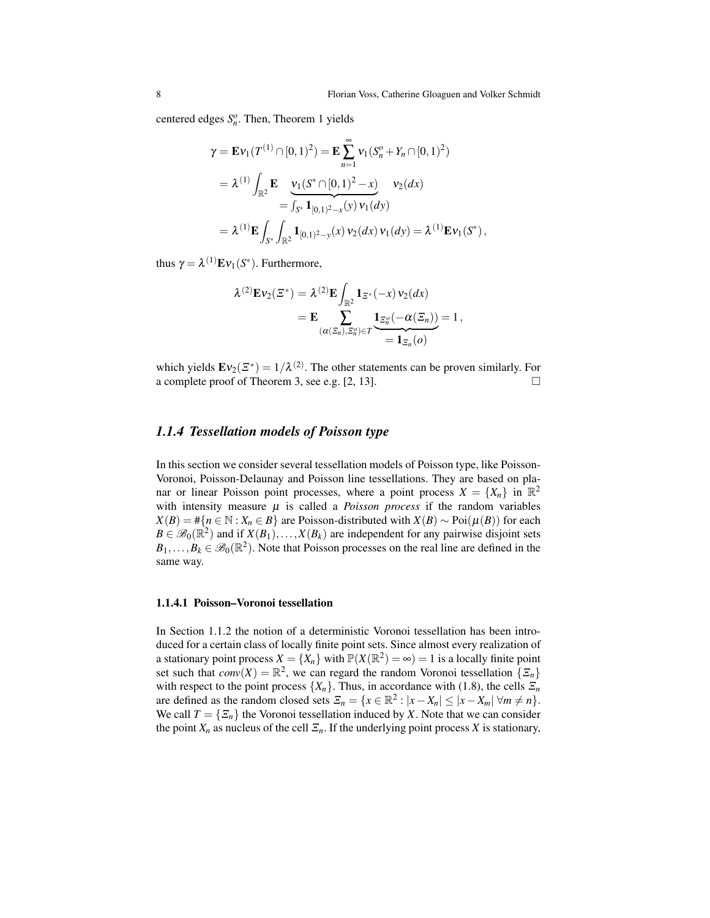centered edges $S_n^o$. Then, Theorem 1 yields

$$
\begin{aligned}
\gamma &= \mathbf{E}\nu_1(T^{(1)} \cap [0,1)^2) = \mathbf{E}\sum_{n=1}^{\infty} \nu_1(S_n^o + Y_n \cap [0,1)^2) \\
&= \lambda^{(1)} \int_{\mathbb{R}^2} \mathbf{E} \underbrace{\nu_1(S^* \cap [0,1)^2 - x)}_{= \int_{S^*} \mathbf{1}_{[0,1)^2 - x}(y)\, \nu_1(dy)} \nu_2(dx) \\
&= \lambda^{(1)} \mathbf{E} \int_{S^*} \int_{\mathbb{R}^2} \mathbf{1}_{[0,1)^2 - y}(x)\, \nu_2(dx)\, \nu_1(dy) = \lambda^{(1)} \mathbf{E}\nu_1(S^*)\,,
\end{aligned}
$$

thus $\gamma = \lambda^{(1)}\mathbf{E}\nu_1(S^*)$. Furthermore,

$$
\begin{aligned}
\lambda^{(2)}\mathbf{E}\nu_2(\Xi^*) &= \lambda^{(2)}\mathbf{E}\int_{\mathbb{R}^2} \mathbf{1}_{\Xi^*}(-x)\, \nu_2(dx) \\
&= \mathbf{E} \sum_{(\alpha(\Xi_n), \Xi_n^o) \in T} \underbrace{\mathbf{1}_{\Xi_n^o}(-\alpha(\Xi_n))}_{= \mathbf{1}_{\Xi_n}(o)} = 1\,,
\end{aligned}
$$

which yields $\mathbf{E}\nu_2(\Xi^*) = 1/\lambda^{(2)}$. The other statements can be proven similarly. For a complete proof of Theorem 3, see e.g. [2, 13]. □

## *1.1.4 Tessellation models of Poisson type*

In this section we consider several tessellation models of Poisson type, like Poisson-Voronoi, Poisson-Delaunay and Poisson line tessellations. They are based on planar or linear Poisson point processes, where a point process $X = \{X_n\}$ in $\mathbb{R}^2$ with intensity measure $\mu$ is called a *Poisson process* if the random variables $X(B) = \#\{n \in \mathbb{N} : X_n \in B\}$ are Poisson-distributed with $X(B) \sim \mathrm{Poi}(\mu(B))$ for each $B \in \mathscr{B}_0(\mathbb{R}^2)$ and if $X(B_1), \ldots, X(B_k)$ are independent for any pairwise disjoint sets $B_1, \ldots, B_k \in \mathscr{B}_0(\mathbb{R}^2)$. Note that Poisson processes on the real line are defined in the same way.

### 1.1.4.1 Poisson–Voronoi tessellation

In Section 1.1.2 the notion of a deterministic Voronoi tessellation has been introduced for a certain class of locally finite point sets. Since almost every realization of a stationary point process $X = \{X_n\}$ with $\mathbb{P}(X(\mathbb{R}^2) = \infty) = 1$ is a locally finite point set such that $conv(X) = \mathbb{R}^2$, we can regard the random Voronoi tessellation $\{\Xi_n\}$ with respect to the point process $\{X_n\}$. Thus, in accordance with (1.8), the cells $\Xi_n$ are defined as the random closed sets $\Xi_n = \{x \in \mathbb{R}^2 : |x - X_n| \le |x - X_m| \ \forall m \ne n\}$. We call $T = \{\Xi_n\}$ the Voronoi tessellation induced by $X$. Note that we can consider the point $X_n$ as nucleus of the cell $\Xi_n$. If the underlying point process $X$ is stationary,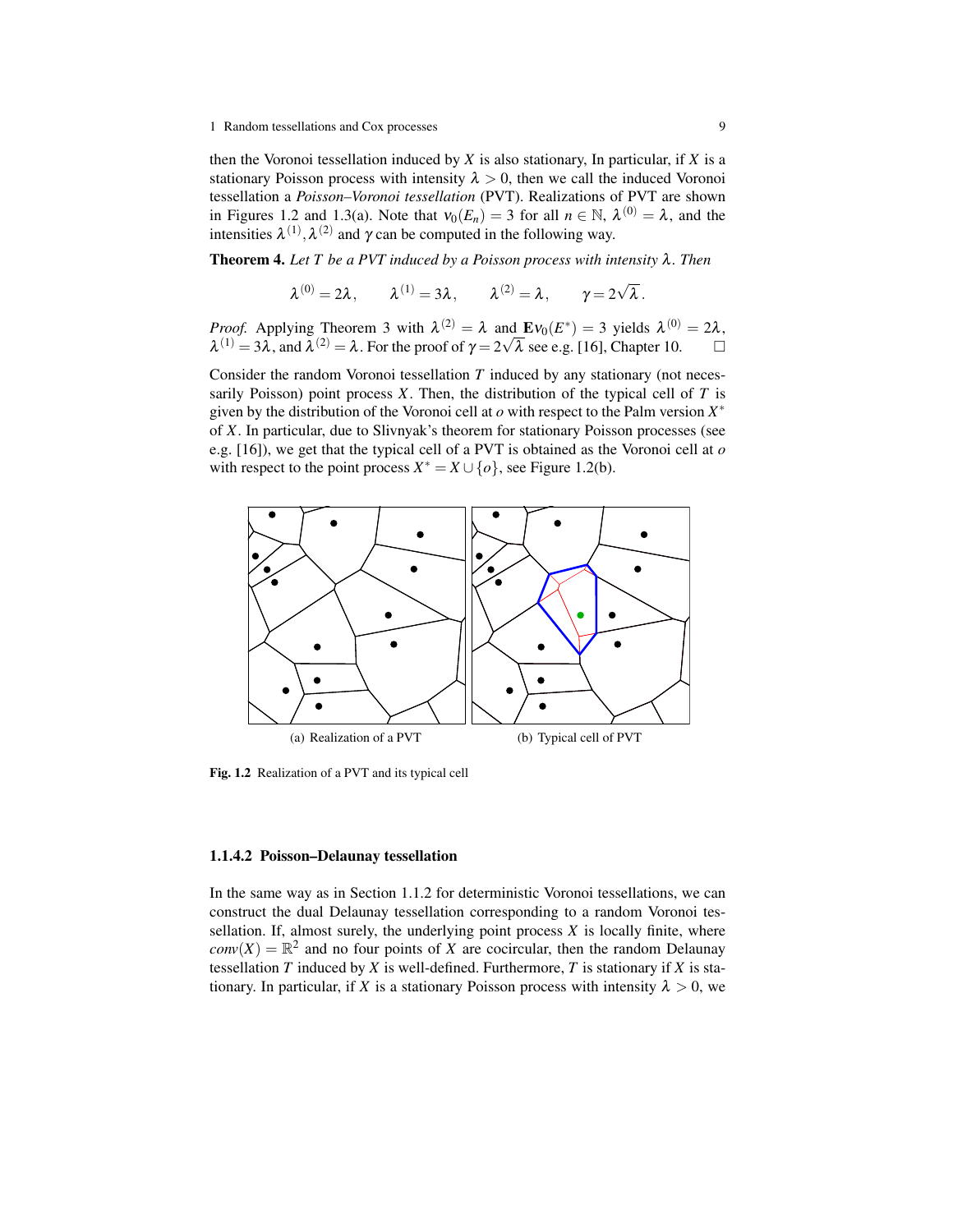then the Voronoi tessellation induced by $X$ is also stationary, In particular, if $X$ is a stationary Poisson process with intensity $\lambda > 0$, then we call the induced Voronoi tessellation a *Poisson–Voronoi tessellation* (PVT). Realizations of PVT are shown in Figures 1.2 and 1.3(a). Note that $\nu_0(E_n) = 3$ for all $n \in \mathbb{N}$, $\lambda^{(0)} = \lambda$, and the intensities $\lambda^{(1)}, \lambda^{(2)}$ and $\gamma$ can be computed in the following way.

**Theorem 4.** *Let $T$ be a PVT induced by a Poisson process with intensity $\lambda$. Then*

$$\lambda^{(0)} = 2\lambda, \qquad \lambda^{(1)} = 3\lambda, \qquad \lambda^{(2)} = \lambda, \qquad \gamma = 2\sqrt{\lambda}.$$

*Proof.* Applying Theorem 3 with $\lambda^{(2)} = \lambda$ and $\mathbf{E}\nu_0(E^*) = 3$ yields $\lambda^{(0)} = 2\lambda$, $\lambda^{(1)} = 3\lambda$, and $\lambda^{(2)} = \lambda$. For the proof of $\gamma = 2\sqrt{\lambda}$ see e.g. [16], Chapter 10. □

Consider the random Voronoi tessellation $T$ induced by any stationary (not necessarily Poisson) point process $X$. Then, the distribution of the typical cell of $T$ is given by the distribution of the Voronoi cell at $o$ with respect to the Palm version $X^*$ of $X$. In particular, due to Slivnyak's theorem for stationary Poisson processes (see e.g. [16]), we get that the typical cell of a PVT is obtained as the Voronoi cell at $o$ with respect to the point process $X^* = X \cup \{o\}$, see Figure 1.2(b).

(a) Realization of a PVT

(b) Typical cell of PVT

**Fig. 1.2** Realization of a PVT and its typical cell

#### 1.1.4.2 Poisson–Delaunay tessellation

In the same way as in Section 1.1.2 for deterministic Voronoi tessellations, we can construct the dual Delaunay tessellation corresponding to a random Voronoi tessellation. If, almost surely, the underlying point process $X$ is locally finite, where $conv(X) = \mathbb{R}^2$ and no four points of $X$ are cocircular, then the random Delaunay tessellation $T$ induced by $X$ is well-defined. Furthermore, $T$ is stationary if $X$ is stationary. In particular, if $X$ is a stationary Poisson process with intensity $\lambda > 0$, we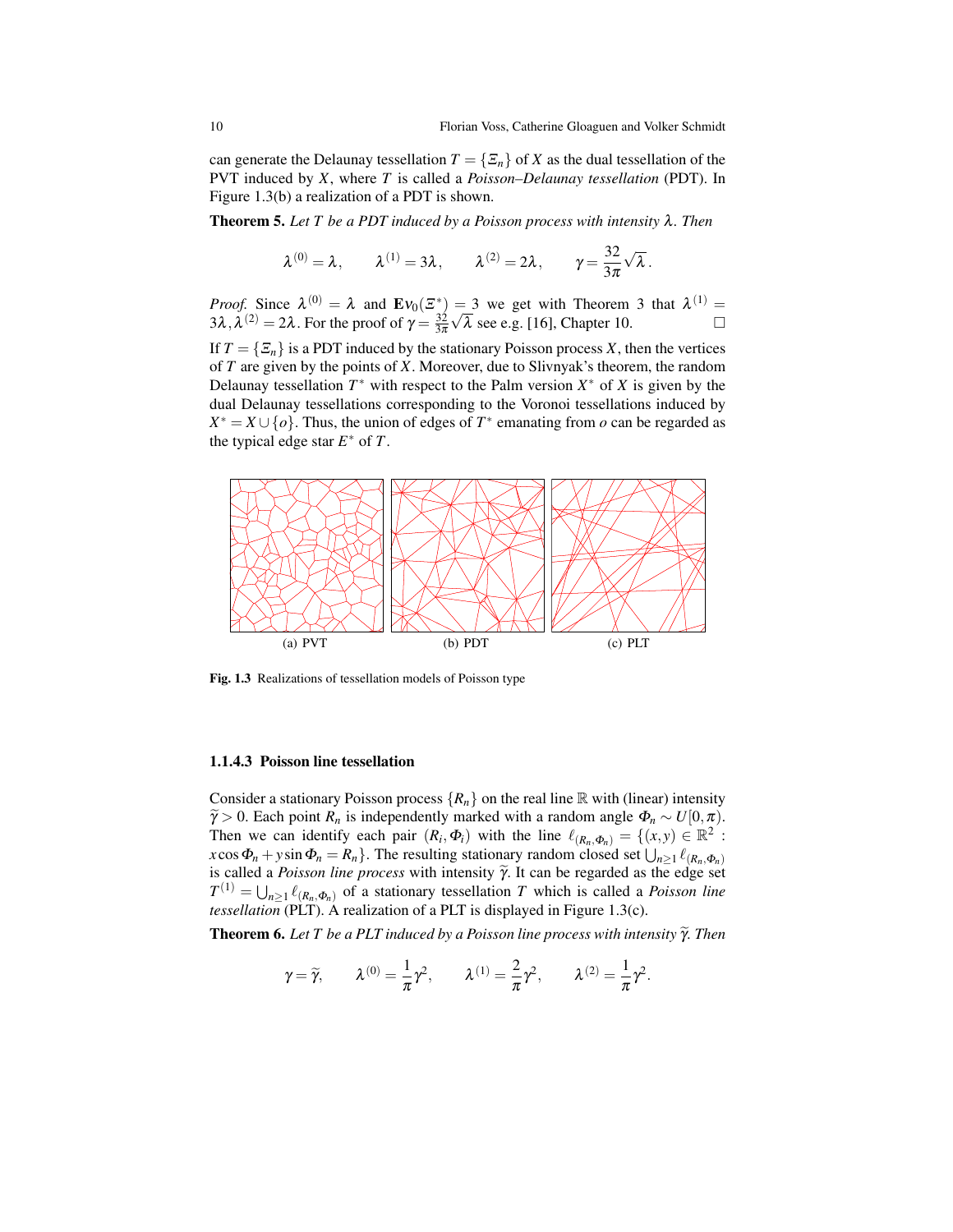can generate the Delaunay tessellation $T = \{\Xi_n\}$ of $X$ as the dual tessellation of the PVT induced by $X$, where $T$ is called a *Poisson–Delaunay tessellation* (PDT). In Figure 1.3(b) a realization of a PDT is shown.

**Theorem 5.** *Let $T$ be a PDT induced by a Poisson process with intensity $\lambda$. Then*

$$\lambda^{(0)} = \lambda, \qquad \lambda^{(1)} = 3\lambda, \qquad \lambda^{(2)} = 2\lambda, \qquad \gamma = \frac{32}{3\pi}\sqrt{\lambda}.$$

*Proof.* Since $\lambda^{(0)} = \lambda$ and $\mathbf{E}\nu_0(\Xi^*) = 3$ we get with Theorem 3 that $\lambda^{(1)} = 3\lambda, \lambda^{(2)} = 2\lambda$. For the proof of $\gamma = \frac{32}{3\pi}\sqrt{\lambda}$ see e.g. [16], Chapter 10. □

If $T = \{\Xi_n\}$ is a PDT induced by the stationary Poisson process $X$, then the vertices of $T$ are given by the points of $X$. Moreover, due to Slivnyak's theorem, the random Delaunay tessellation $T^*$ with respect to the Palm version $X^*$ of $X$ is given by the dual Delaunay tessellations corresponding to the Voronoi tessellations induced by $X^* = X \cup \{o\}$. Thus, the union of edges of $T^*$ emanating from $o$ can be regarded as the typical edge star $E^*$ of $T$.

(a) PVT (b) PDT (c) PLT

**Fig. 1.3** Realizations of tessellation models of Poisson type

### 1.1.4.3 Poisson line tessellation

Consider a stationary Poisson process $\{R_n\}$ on the real line $\mathbb{R}$ with (linear) intensity $\widetilde{\gamma} > 0$. Each point $R_n$ is independently marked with a random angle $\Phi_n \sim U[0,\pi)$. Then we can identify each pair $(R_i, \Phi_i)$ with the line $\ell_{(R_n,\Phi_n)} = \{(x,y) \in \mathbb{R}^2 : x\cos\Phi_n + y\sin\Phi_n = R_n\}$. The resulting stationary random closed set $\bigcup_{n\geq 1} \ell_{(R_n,\Phi_n)}$ is called a *Poisson line process* with intensity $\widetilde{\gamma}$. It can be regarded as the edge set $T^{(1)} = \bigcup_{n\geq 1} \ell_{(R_n,\Phi_n)}$ of a stationary tessellation $T$ which is called a *Poisson line tessellation* (PLT). A realization of a PLT is displayed in Figure 1.3(c).

**Theorem 6.** *Let $T$ be a PLT induced by a Poisson line process with intensity $\widetilde{\gamma}$. Then*

$$\gamma = \widetilde{\gamma}, \qquad \lambda^{(0)} = \frac{1}{\pi}\gamma^2, \qquad \lambda^{(1)} = \frac{2}{\pi}\gamma^2, \qquad \lambda^{(2)} = \frac{1}{\pi}\gamma^2.$$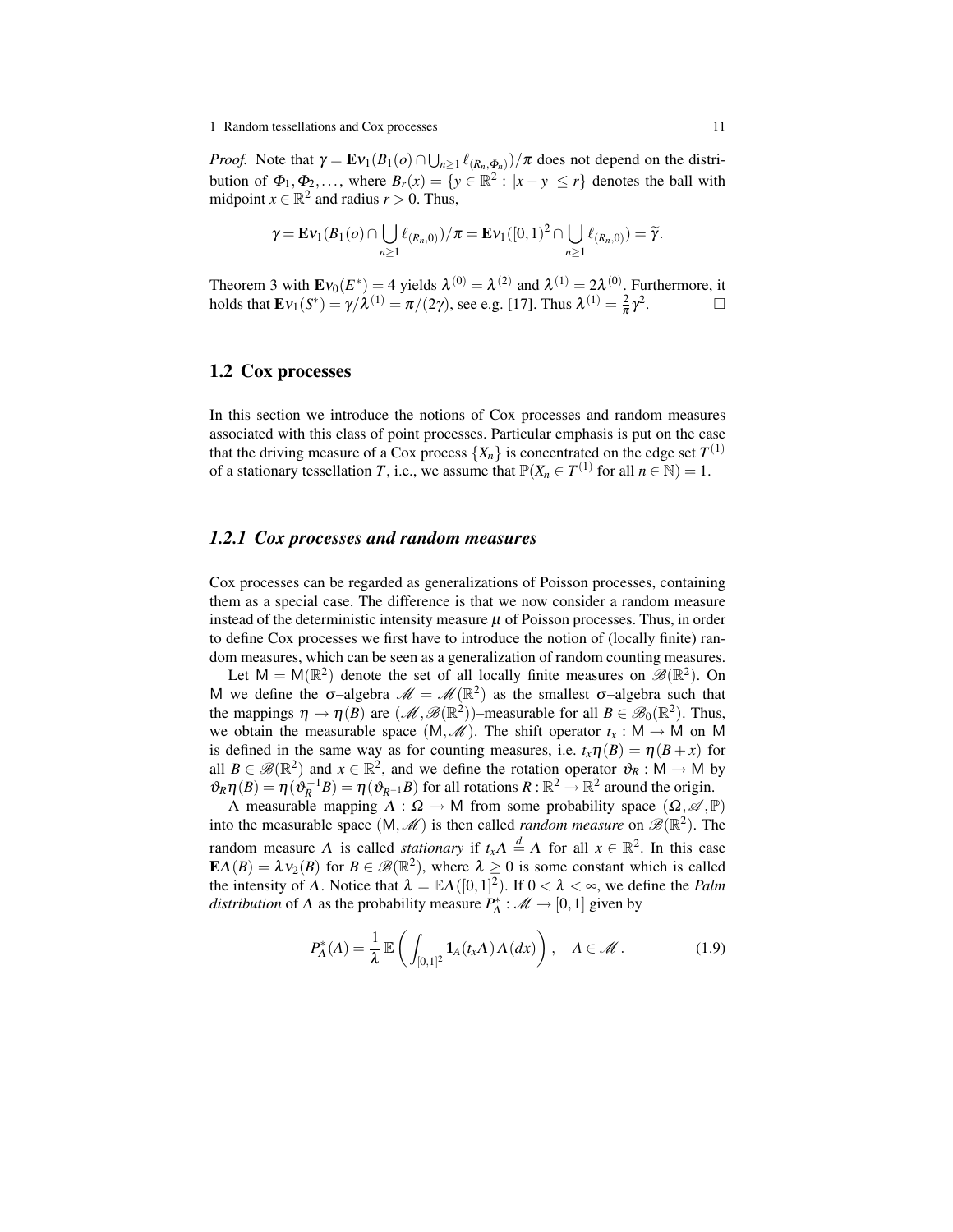*Proof.* Note that $\gamma = \mathbf{E}\nu_1(B_1(o) \cap \bigcup_{n\geq 1} \ell_{(R_n,\Phi_n)})/\pi$ does not depend on the distribution of $\Phi_1, \Phi_2, \ldots$, where $B_r(x) = \{y \in \mathbb{R}^2 : |x-y| \leq r\}$ denotes the ball with midpoint $x \in \mathbb{R}^2$ and radius $r > 0$. Thus,

$$\gamma = \mathbf{E}\nu_1(B_1(o) \cap \bigcup_{n\geq 1} \ell_{(R_n,0)})/\pi = \mathbf{E}\nu_1([0,1)^2 \cap \bigcup_{n\geq 1} \ell_{(R_n,0)}) = \widetilde{\gamma}.$$

Theorem 3 with $\mathbf{E}\nu_0(E^*) = 4$ yields $\lambda^{(0)} = \lambda^{(2)}$ and $\lambda^{(1)} = 2\lambda^{(0)}$. Furthermore, it holds that $\mathbf{E}\nu_1(S^*) = \gamma/\lambda^{(1)} = \pi/(2\gamma)$, see e.g. [17]. Thus $\lambda^{(1)} = \frac{2}{\pi}\gamma^2$. □

## 1.2 Cox processes

In this section we introduce the notions of Cox processes and random measures associated with this class of point processes. Particular emphasis is put on the case that the driving measure of a Cox process $\{X_n\}$ is concentrated on the edge set $T^{(1)}$ of a stationary tessellation $T$, i.e., we assume that $\mathbb{P}(X_n \in T^{(1)} \text{ for all } n \in \mathbb{N}) = 1$.

### *1.2.1 Cox processes and random measures*

Cox processes can be regarded as generalizations of Poisson processes, containing them as a special case. The difference is that we now consider a random measure instead of the deterministic intensity measure $\mu$ of Poisson processes. Thus, in order to define Cox processes we first have to introduce the notion of (locally finite) random measures, which can be seen as a generalization of random counting measures.

Let $\mathsf{M} = \mathsf{M}(\mathbb{R}^2)$ denote the set of all locally finite measures on $\mathscr{B}(\mathbb{R}^2)$. On $\mathsf{M}$ we define the $\sigma$–algebra $\mathscr{M} = \mathscr{M}(\mathbb{R}^2)$ as the smallest $\sigma$–algebra such that the mappings $\eta \mapsto \eta(B)$ are $(\mathscr{M}, \mathscr{B}(\mathbb{R}^2))$–measurable for all $B \in \mathscr{B}_0(\mathbb{R}^2)$. Thus, we obtain the measurable space $(\mathsf{M}, \mathscr{M})$. The shift operator $t_x : \mathsf{M} \to \mathsf{M}$ on $\mathsf{M}$ is defined in the same way as for counting measures, i.e. $t_x\eta(B) = \eta(B+x)$ for all $B \in \mathscr{B}(\mathbb{R}^2)$ and $x \in \mathbb{R}^2$, and we define the rotation operator $\vartheta_R : \mathsf{M} \to \mathsf{M}$ by $\vartheta_R\eta(B) = \eta(\vartheta_R^{-1}B) = \eta(\vartheta_{R^{-1}}B)$ for all rotations $R : \mathbb{R}^2 \to \mathbb{R}^2$ around the origin.

A measurable mapping $\Lambda : \Omega \to \mathsf{M}$ from some probability space $(\Omega, \mathscr{A}, \mathbb{P})$ into the measurable space $(\mathsf{M}, \mathscr{M})$ is then called *random measure* on $\mathscr{B}(\mathbb{R}^2)$. The random measure $\Lambda$ is called *stationary* if $t_x\Lambda \overset{d}{=} \Lambda$ for all $x \in \mathbb{R}^2$. In this case $\mathbf{E}\Lambda(B) = \lambda\nu_2(B)$ for $B \in \mathscr{B}(\mathbb{R}^2)$, where $\lambda \geq 0$ is some constant which is called the intensity of $\Lambda$. Notice that $\lambda = \mathbb{E}\Lambda([0,1]^2)$. If $0 < \lambda < \infty$, we define the *Palm distribution* of $\Lambda$ as the probability measure $P_\Lambda^* : \mathscr{M} \to [0,1]$ given by

$$P_\Lambda^*(A) = \frac{1}{\lambda}\,\mathbb{E}\left(\int_{[0,1]^2} \mathbf{1}_A(t_x\Lambda)\,\Lambda(dx)\right), \quad A \in \mathscr{M}\,. \tag{1.9}$$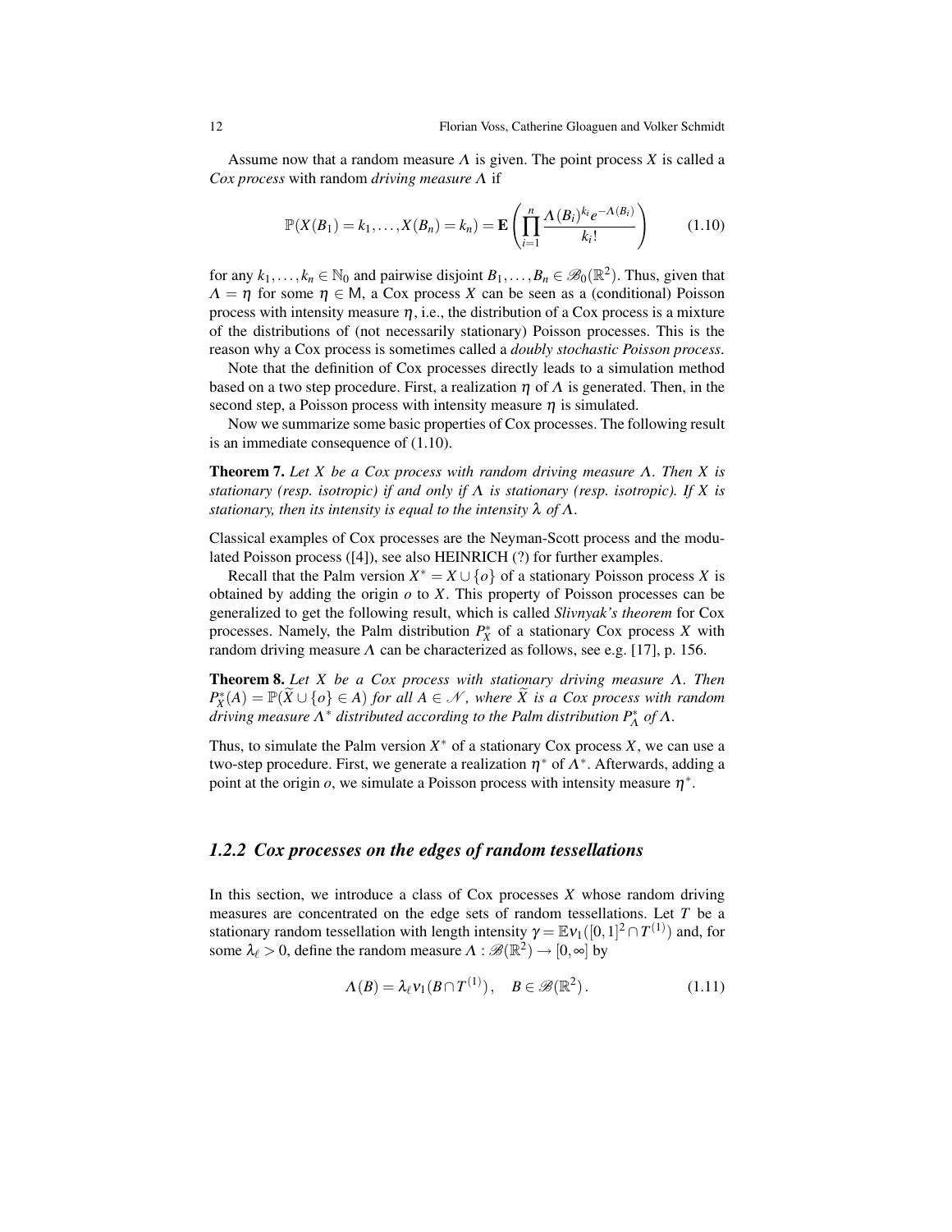Assume now that a random measure $\Lambda$ is given. The point process $X$ is called a *Cox process* with random *driving measure* $\Lambda$ if

$$\mathbb{P}(X(B_1) = k_1, \dots, X(B_n) = k_n) = \mathbf{E}\left( \prod_{i=1}^{n} \frac{\Lambda(B_i)^{k_i} e^{-\Lambda(B_i)}}{k_i!} \right) \tag{1.10}$$

for any $k_1, \dots, k_n \in \mathbb{N}_0$ and pairwise disjoint $B_1, \dots, B_n \in \mathscr{B}_0(\mathbb{R}^2)$. Thus, given that $\Lambda = \eta$ for some $\eta \in \mathsf{M}$, a Cox process $X$ can be seen as a (conditional) Poisson process with intensity measure $\eta$, i.e., the distribution of a Cox process is a mixture of the distributions of (not necessarily stationary) Poisson processes. This is the reason why a Cox process is sometimes called a *doubly stochastic Poisson process*.

Note that the definition of Cox processes directly leads to a simulation method based on a two step procedure. First, a realization $\eta$ of $\Lambda$ is generated. Then, in the second step, a Poisson process with intensity measure $\eta$ is simulated.

Now we summarize some basic properties of Cox processes. The following result is an immediate consequence of (1.10).

**Theorem 7.** *Let $X$ be a Cox process with random driving measure $\Lambda$. Then $X$ is stationary (resp. isotropic) if and only if $\Lambda$ is stationary (resp. isotropic). If $X$ is stationary, then its intensity is equal to the intensity $\lambda$ of $\Lambda$.*

Classical examples of Cox processes are the Neyman-Scott process and the modulated Poisson process ([4]), see also HEINRICH (?) for further examples.

Recall that the Palm version $X^* = X \cup \{o\}$ of a stationary Poisson process $X$ is obtained by adding the origin $o$ to $X$. This property of Poisson processes can be generalized to get the following result, which is called *Slivnyak's theorem* for Cox processes. Namely, the Palm distribution $P_X^*$ of a stationary Cox process $X$ with random driving measure $\Lambda$ can be characterized as follows, see e.g. [17], p. 156.

**Theorem 8.** *Let $X$ be a Cox process with stationary driving measure $\Lambda$. Then $P_X^*(A) = \mathbb{P}(\widetilde{X} \cup \{o\} \in A)$ for all $A \in \mathscr{N}$, where $\widetilde{X}$ is a Cox process with random driving measure $\Lambda^*$ distributed according to the Palm distribution $P_\Lambda^*$ of $\Lambda$.*

Thus, to simulate the Palm version $X^*$ of a stationary Cox process $X$, we can use a two-step procedure. First, we generate a realization $\eta^*$ of $\Lambda^*$. Afterwards, adding a point at the origin $o$, we simulate a Poisson process with intensity measure $\eta^*$.

### *1.2.2 Cox processes on the edges of random tessellations*

In this section, we introduce a class of Cox processes $X$ whose random driving measures are concentrated on the edge sets of random tessellations. Let $T$ be a stationary random tessellation with length intensity $\gamma = \mathbb{E}\nu_1([0,1]^2 \cap T^{(1)})$ and, for some $\lambda_\ell > 0$, define the random measure $\Lambda : \mathscr{B}(\mathbb{R}^2) \to [0,\infty]$ by

$$\Lambda(B) = \lambda_\ell \nu_1(B \cap T^{(1)}), \quad B \in \mathscr{B}(\mathbb{R}^2). \tag{1.11}$$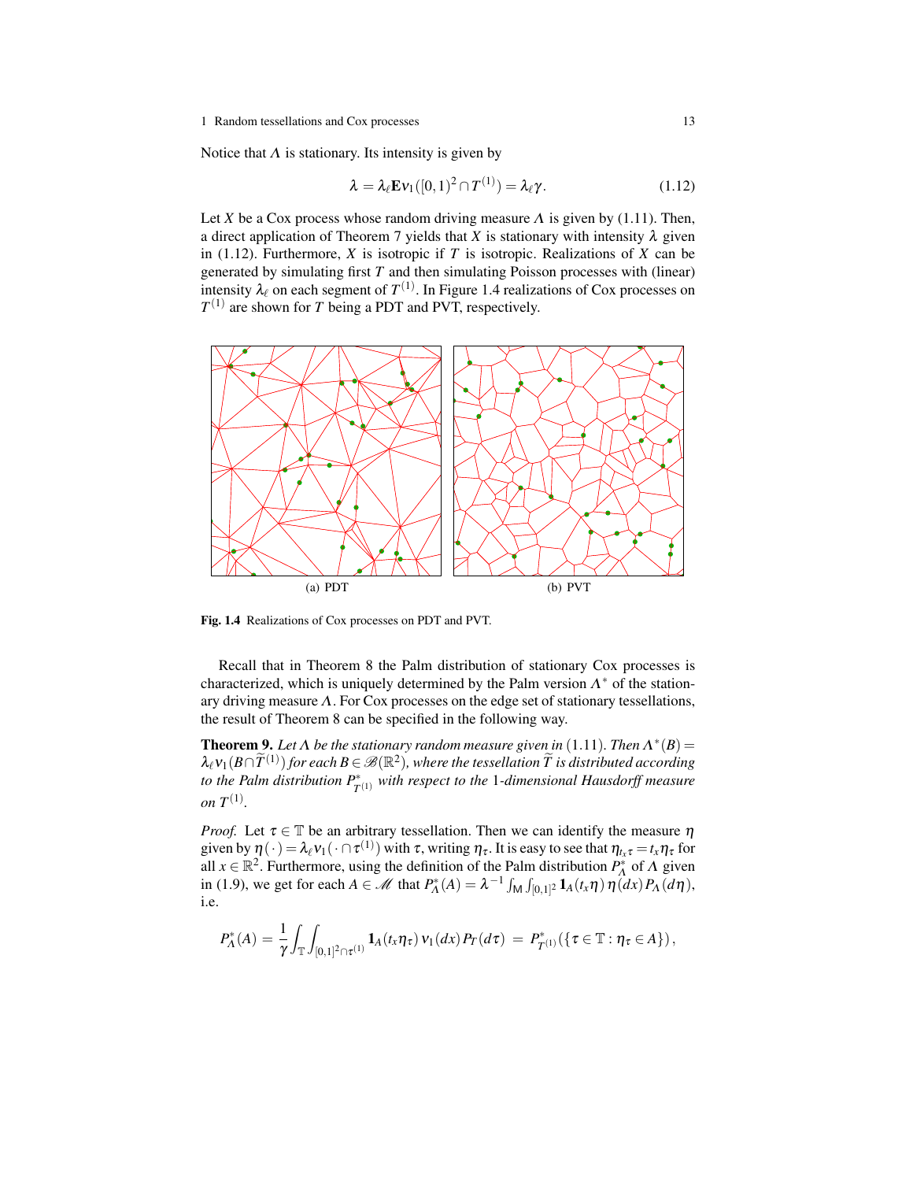Notice that $\Lambda$ is stationary. Its intensity is given by

$$\lambda = \lambda_\ell \mathbf{E} \nu_1([0,1)^2 \cap T^{(1)}) = \lambda_\ell \gamma. \tag{1.12}$$

Let $X$ be a Cox process whose random driving measure $\Lambda$ is given by (1.11). Then, a direct application of Theorem 7 yields that $X$ is stationary with intensity $\lambda$ given in (1.12). Furthermore, $X$ is isotropic if $T$ is isotropic. Realizations of $X$ can be generated by simulating first $T$ and then simulating Poisson processes with (linear) intensity $\lambda_\ell$ on each segment of $T^{(1)}$. In Figure 1.4 realizations of Cox processes on $T^{(1)}$ are shown for $T$ being a PDT and PVT, respectively.

(a) PDT (b) PVT

**Fig. 1.4** Realizations of Cox processes on PDT and PVT.

Recall that in Theorem 8 the Palm distribution of stationary Cox processes is characterized, which is uniquely determined by the Palm version $\Lambda^*$ of the stationary driving measure $\Lambda$. For Cox processes on the edge set of stationary tessellations, the result of Theorem 8 can be specified in the following way.

**Theorem 9.** *Let $\Lambda$ be the stationary random measure given in* (1.11)*. Then $\Lambda^*(B) = \lambda_\ell \nu_1(B \cap \widetilde{T}^{(1)})$ for each $B \in \mathscr{B}(\mathbb{R}^2)$, where the tessellation $\widetilde{T}$ is distributed according to the Palm distribution $P^*_{T^{(1)}}$ with respect to the 1-dimensional Hausdorff measure on $T^{(1)}$.*

*Proof.* Let $\tau \in \mathbb{T}$ be an arbitrary tessellation. Then we can identify the measure $\eta$ given by $\eta(\cdot) = \lambda_\ell \nu_1(\cdot \cap \tau^{(1)})$ with $\tau$, writing $\eta_\tau$. It is easy to see that $\eta_{t_x\tau} = t_x \eta_\tau$ for all $x \in \mathbb{R}^2$. Furthermore, using the definition of the Palm distribution $P^*_\Lambda$ of $\Lambda$ given in (1.9), we get for each $A \in \mathscr{M}$ that $P^*_\Lambda(A) = \lambda^{-1} \int_{\mathsf{M}} \int_{[0,1]^2} \mathbf{1}_A(t_x\eta)\, \eta(dx)\, P_\Lambda(d\eta)$, i.e.

$$P^*_\Lambda(A) = \frac{1}{\gamma} \int_{\mathbb{T}} \int_{[0,1]^2 \cap \tau^{(1)}} \mathbf{1}_A(t_x \eta_\tau)\, \nu_1(dx)\, P_T(d\tau) \;=\; P^*_{T^{(1)}}(\{\tau \in \mathbb{T} : \eta_\tau \in A\}),$$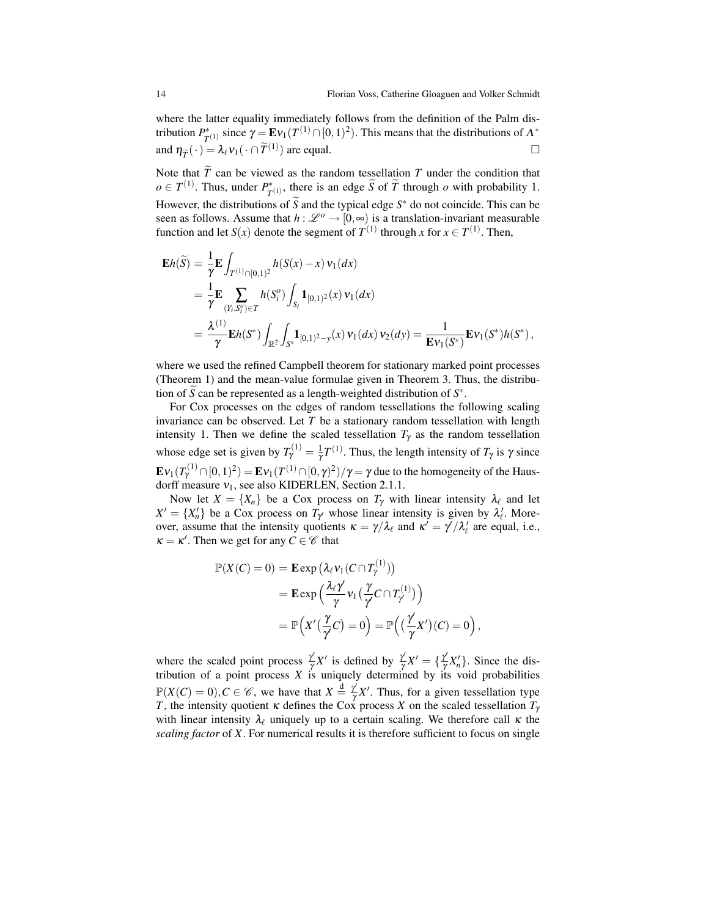where the latter equality immediately follows from the definition of the Palm distribution $P^*_{T^{(1)}}$ since $\gamma = \mathbf{E}\nu_1(T^{(1)} \cap [0,1)^2)$. This means that the distributions of $\Lambda^*$ and $\eta_{\widetilde{T}}(\cdot) = \lambda_\ell \nu_1(\cdot \cap \widetilde{T}^{(1)})$ are equal. $\square$

Note that $\widetilde{T}$ can be viewed as the random tessellation $T$ under the condition that $o \in T^{(1)}$. Thus, under $P^*_{T^{(1)}}$, there is an edge $\widetilde{S}$ of $\widetilde{T}$ through $o$ with probability 1. However, the distributions of $\widetilde{S}$ and the typical edge $S^*$ do not coincide. This can be seen as follows. Assume that $h : \mathscr{L}^o \to [0,\infty)$ is a translation-invariant measurable function and let $S(x)$ denote the segment of $T^{(1)}$ through $x$ for $x \in T^{(1)}$. Then,

$$
\begin{aligned}
\mathbf{E}h(\widetilde{S}) &= \frac{1}{\gamma}\mathbf{E}\int_{T^{(1)}\cap[0,1)^2} h(S(x)-x)\,\nu_1(dx) \\
&= \frac{1}{\gamma}\mathbf{E}\sum_{(Y_i,S_i^o)\in T} h(S_i^o)\int_{S_i}\mathbf{1}_{[0,1)^2}(x)\,\nu_1(dx) \\
&= \frac{\lambda^{(1)}}{\gamma}\mathbf{E}h(S^*)\int_{\mathbb{R}^2}\int_{S^*}\mathbf{1}_{[0,1)^2-y}(x)\,\nu_1(dx)\,\nu_2(dy) = \frac{1}{\mathbf{E}\nu_1(S^*)}\mathbf{E}\nu_1(S^*)h(S^*)\,,
\end{aligned}
$$

where we used the refined Campbell theorem for stationary marked point processes (Theorem 1) and the mean-value formulae given in Theorem 3. Thus, the distribution of $\widetilde{S}$ can be represented as a length-weighted distribution of $S^*$.

For Cox processes on the edges of random tessellations the following scaling invariance can be observed. Let $T$ be a stationary random tessellation with length intensity 1. Then we define the scaled tessellation $T_\gamma$ as the random tessellation whose edge set is given by $T_\gamma^{(1)} = \frac{1}{\gamma}T^{(1)}$. Thus, the length intensity of $T_\gamma$ is $\gamma$ since $\mathbf{E}\nu_1(T_\gamma^{(1)} \cap [0,1)^2) = \mathbf{E}\nu_1(T^{(1)} \cap [0,\gamma)^2)/\gamma = \gamma$ due to the homogeneity of the Hausdorff measure $\nu_1$, see also KIDERLEN, Section 2.1.1.

Now let $X = \{X_n\}$ be a Cox process on $T_\gamma$ with linear intensity $\lambda_\ell$ and let $X' = \{X'_n\}$ be a Cox process on $T_{\gamma'}$ whose linear intensity is given by $\lambda'_\ell$. Moreover, assume that the intensity quotients $\kappa = \gamma/\lambda_\ell$ and $\kappa' = \gamma'/\lambda'_\ell$ are equal, i.e., $\kappa = \kappa'$. Then we get for any $C \in \mathscr{C}$ that

$$
\begin{aligned}
\mathbb{P}(X(C) = 0) &= \mathbf{E}\exp\left(\lambda_\ell \nu_1(C \cap T_\gamma^{(1)})\right) \\
&= \mathbf{E}\exp\Big(\frac{\lambda_\ell \gamma'}{\gamma}\nu_1\big(\frac{\gamma}{\gamma'}C \cap T_{\gamma'}^{(1)}\big)\Big) \\
&= \mathbb{P}\Big(X'\big(\frac{\gamma}{\gamma'}C\big) = 0\Big) = \mathbb{P}\Big(\big(\frac{\gamma'}{\gamma}X'\big)(C) = 0\Big)\,,
\end{aligned}
$$

where the scaled point process $\frac{\gamma'}{\gamma}X'$ is defined by $\frac{\gamma'}{\gamma}X' = \{\frac{\gamma'}{\gamma}X'_n\}$. Since the distribution of a point process $X$ is uniquely determined by its void probabilities $\mathbb{P}(X(C) = 0), C \in \mathscr{C}$, we have that $X \overset{\mathrm{d}}{=} \frac{\gamma'}{\gamma}X'$. Thus, for a given tessellation type $T$, the intensity quotient $\kappa$ defines the Cox process $X$ on the scaled tessellation $T_\gamma$ with linear intensity $\lambda_\ell$ uniquely up to a certain scaling. We therefore call $\kappa$ the *scaling factor* of $X$. For numerical results it is therefore sufficient to focus on single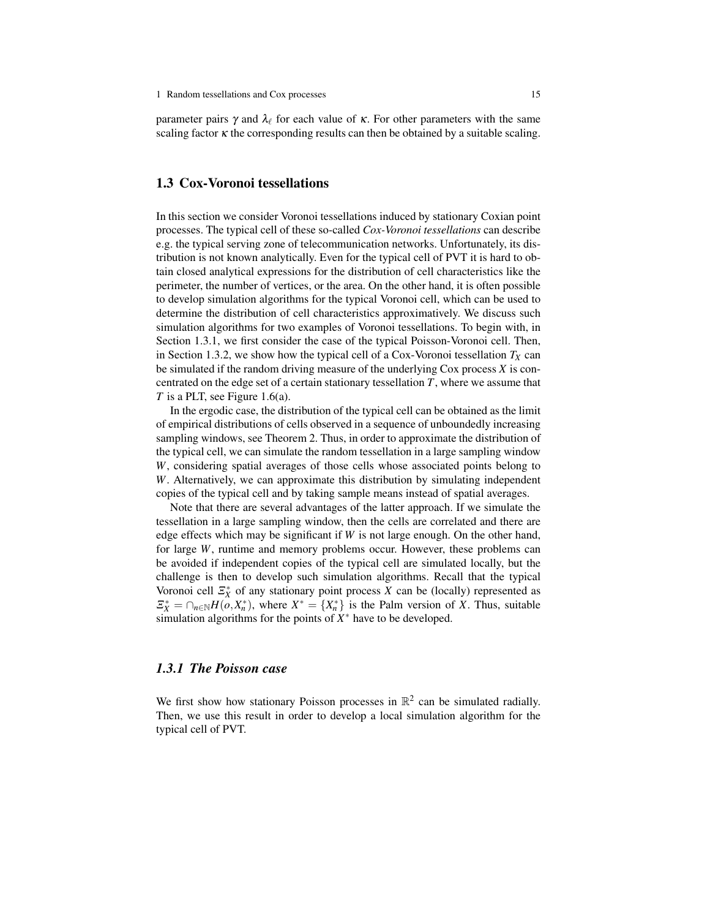parameter pairs $\gamma$ and $\lambda_\ell$ for each value of $\kappa$. For other parameters with the same scaling factor $\kappa$ the corresponding results can then be obtained by a suitable scaling.

## 1.3 Cox-Voronoi tessellations

In this section we consider Voronoi tessellations induced by stationary Coxian point processes. The typical cell of these so-called *Cox-Voronoi tessellations* can describe e.g. the typical serving zone of telecommunication networks. Unfortunately, its distribution is not known analytically. Even for the typical cell of PVT it is hard to obtain closed analytical expressions for the distribution of cell characteristics like the perimeter, the number of vertices, or the area. On the other hand, it is often possible to develop simulation algorithms for the typical Voronoi cell, which can be used to determine the distribution of cell characteristics approximatively. We discuss such simulation algorithms for two examples of Voronoi tessellations. To begin with, in Section 1.3.1, we first consider the case of the typical Poisson-Voronoi cell. Then, in Section 1.3.2, we show how the typical cell of a Cox-Voronoi tessellation $T_X$ can be simulated if the random driving measure of the underlying Cox process $X$ is concentrated on the edge set of a certain stationary tessellation $T$, where we assume that $T$ is a PLT, see Figure 1.6(a).

In the ergodic case, the distribution of the typical cell can be obtained as the limit of empirical distributions of cells observed in a sequence of unboundedly increasing sampling windows, see Theorem 2. Thus, in order to approximate the distribution of the typical cell, we can simulate the random tessellation in a large sampling window $W$, considering spatial averages of those cells whose associated points belong to $W$. Alternatively, we can approximate this distribution by simulating independent copies of the typical cell and by taking sample means instead of spatial averages.

Note that there are several advantages of the latter approach. If we simulate the tessellation in a large sampling window, then the cells are correlated and there are edge effects which may be significant if $W$ is not large enough. On the other hand, for large $W$, runtime and memory problems occur. However, these problems can be avoided if independent copies of the typical cell are simulated locally, but the challenge is then to develop such simulation algorithms. Recall that the typical Voronoi cell $\Xi_X^*$ of any stationary point process $X$ can be (locally) represented as $\Xi_X^* = \cap_{n\in\mathbb{N}} H(o, X_n^*)$, where $X^* = \{X_n^*\}$ is the Palm version of $X$. Thus, suitable simulation algorithms for the points of $X^*$ have to be developed.

### *1.3.1 The Poisson case*

We first show how stationary Poisson processes in $\mathbb{R}^2$ can be simulated radially. Then, we use this result in order to develop a local simulation algorithm for the typical cell of PVT.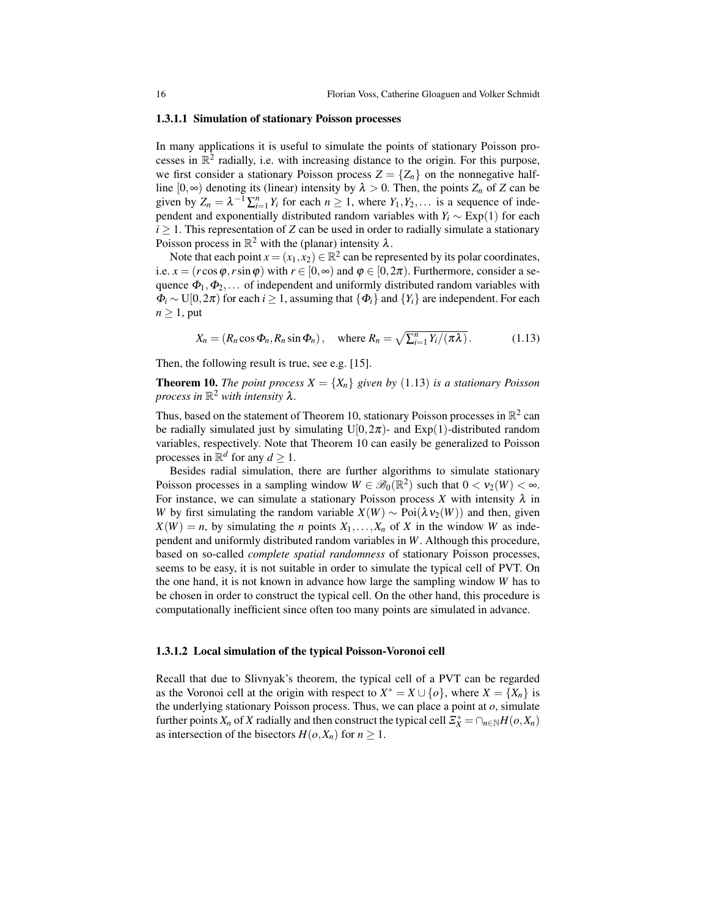#### 1.3.1.1 Simulation of stationary Poisson processes

In many applications it is useful to simulate the points of stationary Poisson processes in $\mathbb{R}^2$ radially, i.e. with increasing distance to the origin. For this purpose, we first consider a stationary Poisson process $Z = \{Z_n\}$ on the nonnegative half-line $[0,\infty)$ denoting its (linear) intensity by $\lambda > 0$. Then, the points $Z_n$ of $Z$ can be given by $Z_n = \lambda^{-1}\sum_{i=1}^n Y_i$ for each $n \geq 1$, where $Y_1, Y_2, \ldots$ is a sequence of independent and exponentially distributed random variables with $Y_i \sim \text{Exp}(1)$ for each $i \geq 1$. This representation of $Z$ can be used in order to radially simulate a stationary Poisson process in $\mathbb{R}^2$ with the (planar) intensity $\lambda$.

Note that each point $x = (x_1, x_2) \in \mathbb{R}^2$ can be represented by its polar coordinates, i.e. $x = (r\cos\varphi, r\sin\varphi)$ with $r \in [0,\infty)$ and $\varphi \in [0, 2\pi)$. Furthermore, consider a sequence $\Phi_1, \Phi_2, \ldots$ of independent and uniformly distributed random variables with $\Phi_i \sim \text{U}[0, 2\pi)$ for each $i \geq 1$, assuming that $\{\Phi_i\}$ and $\{Y_i\}$ are independent. For each $n \geq 1$, put

$$X_n = (R_n \cos\Phi_n, R_n \sin\Phi_n), \quad \text{where } R_n = \sqrt{\textstyle\sum_{i=1}^n Y_i/(\pi\lambda)}\,. \tag{1.13}$$

Then, the following result is true, see e.g. [15].

**Theorem 10.** *The point process $X = \{X_n\}$ given by* (1.13) *is a stationary Poisson process in $\mathbb{R}^2$ with intensity $\lambda$.*

Thus, based on the statement of Theorem 10, stationary Poisson processes in $\mathbb{R}^2$ can be radially simulated just by simulating $\text{U}[0, 2\pi)$- and $\text{Exp}(1)$-distributed random variables, respectively. Note that Theorem 10 can easily be generalized to Poisson processes in $\mathbb{R}^d$ for any $d \geq 1$.

Besides radial simulation, there are further algorithms to simulate stationary Poisson processes in a sampling window $W \in \mathscr{B}_0(\mathbb{R}^2)$ such that $0 < \nu_2(W) < \infty$. For instance, we can simulate a stationary Poisson process $X$ with intensity $\lambda$ in $W$ by first simulating the random variable $X(W) \sim \text{Poi}(\lambda\nu_2(W))$ and then, given $X(W) = n$, by simulating the $n$ points $X_1, \ldots, X_n$ of $X$ in the window $W$ as independent and uniformly distributed random variables in $W$. Although this procedure, based on so-called *complete spatial randomness* of stationary Poisson processes, seems to be easy, it is not suitable in order to simulate the typical cell of PVT. On the one hand, it is not known in advance how large the sampling window $W$ has to be chosen in order to construct the typical cell. On the other hand, this procedure is computationally inefficient since often too many points are simulated in advance.

#### 1.3.1.2 Local simulation of the typical Poisson-Voronoi cell

Recall that due to Slivnyak's theorem, the typical cell of a PVT can be regarded as the Voronoi cell at the origin with respect to $X^* = X \cup \{o\}$, where $X = \{X_n\}$ is the underlying stationary Poisson process. Thus, we can place a point at $o$, simulate further points $X_n$ of $X$ radially and then construct the typical cell $\Xi_X^* = \cap_{n\in\mathbb{N}} H(o, X_n)$ as intersection of the bisectors $H(o, X_n)$ for $n \geq 1$.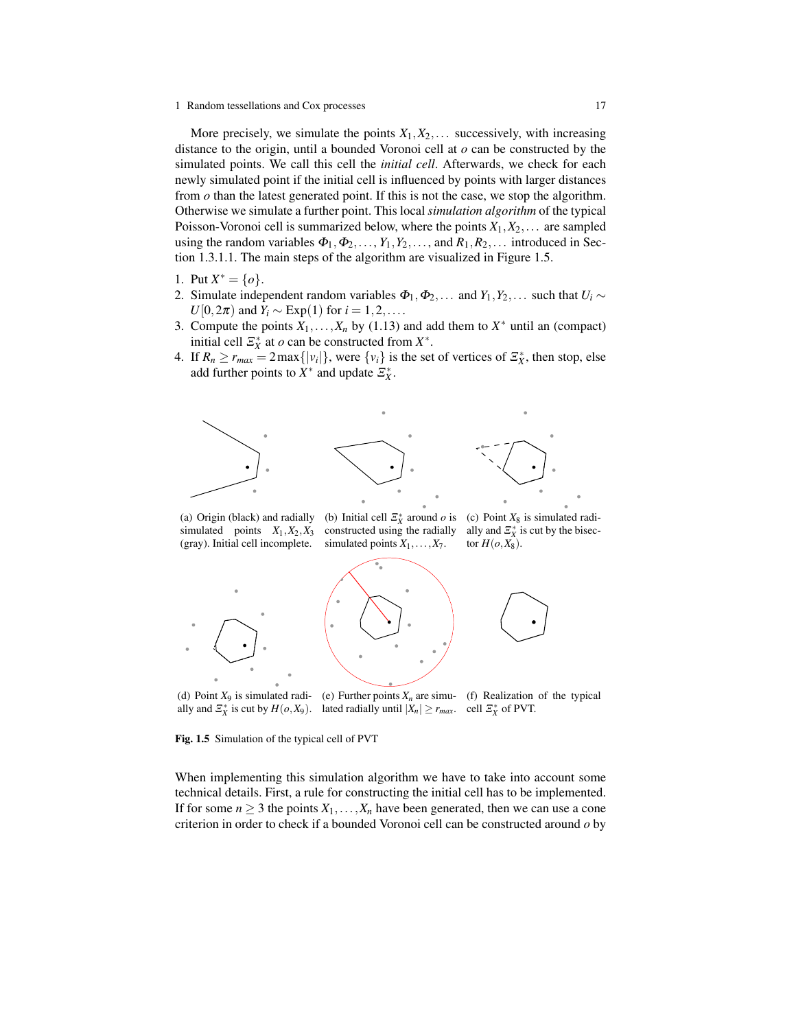More precisely, we simulate the points $X_1, X_2, \dots$ successively, with increasing distance to the origin, until a bounded Voronoi cell at $o$ can be constructed by the simulated points. We call this cell the *initial cell*. Afterwards, we check for each newly simulated point if the initial cell is influenced by points with larger distances from $o$ than the latest generated point. If this is not the case, we stop the algorithm. Otherwise we simulate a further point. This local *simulation algorithm* of the typical Poisson-Voronoi cell is summarized below, where the points $X_1, X_2, \dots$ are sampled using the random variables $\Phi_1, \Phi_2, \dots, Y_1, Y_2, \dots$, and $R_1, R_2, \dots$ introduced in Section 1.3.1.1. The main steps of the algorithm are visualized in Figure 1.5.

1. Put $X^* = \{o\}$.
2. Simulate independent random variables $\Phi_1, \Phi_2, \dots$ and $Y_1, Y_2, \dots$ such that $U_i \sim U[0, 2\pi)$ and $Y_i \sim \text{Exp}(1)$ for $i = 1, 2, \dots$.
3. Compute the points $X_1, \dots, X_n$ by (1.13) and add them to $X^*$ until an (compact) initial cell $\Xi_X^*$ at $o$ can be constructed from $X^*$.
4. If $R_n \geq r_{max} = 2\max\{|v_i|\}$, were $\{v_i\}$ is the set of vertices of $\Xi_X^*$, then stop, else add further points to $X^*$ and update $\Xi_X^*$.

(a) Origin (black) and radially simulated points $X_1, X_2, X_3$ (gray). Initial cell incomplete.

(b) Initial cell $\Xi_X^*$ around $o$ is constructed using the radially simulated points $X_1, \dots, X_7$.

(c) Point $X_8$ is simulated radially and $\Xi_X^*$ is cut by the bisector $H(o, X_8)$.

(d) Point $X_9$ is simulated radially and $\Xi_X^*$ is cut by $H(o, X_9)$.

(e) Further points $X_n$ are simulated radially until $|X_n| \geq r_{max}$.

(f) Realization of the typical cell $\Xi_X^*$ of PVT.

**Fig. 1.5** Simulation of the typical cell of PVT

When implementing this simulation algorithm we have to take into account some technical details. First, a rule for constructing the initial cell has to be implemented. If for some $n \geq 3$ the points $X_1, \dots, X_n$ have been generated, then we can use a cone criterion in order to check if a bounded Voronoi cell can be constructed around $o$ by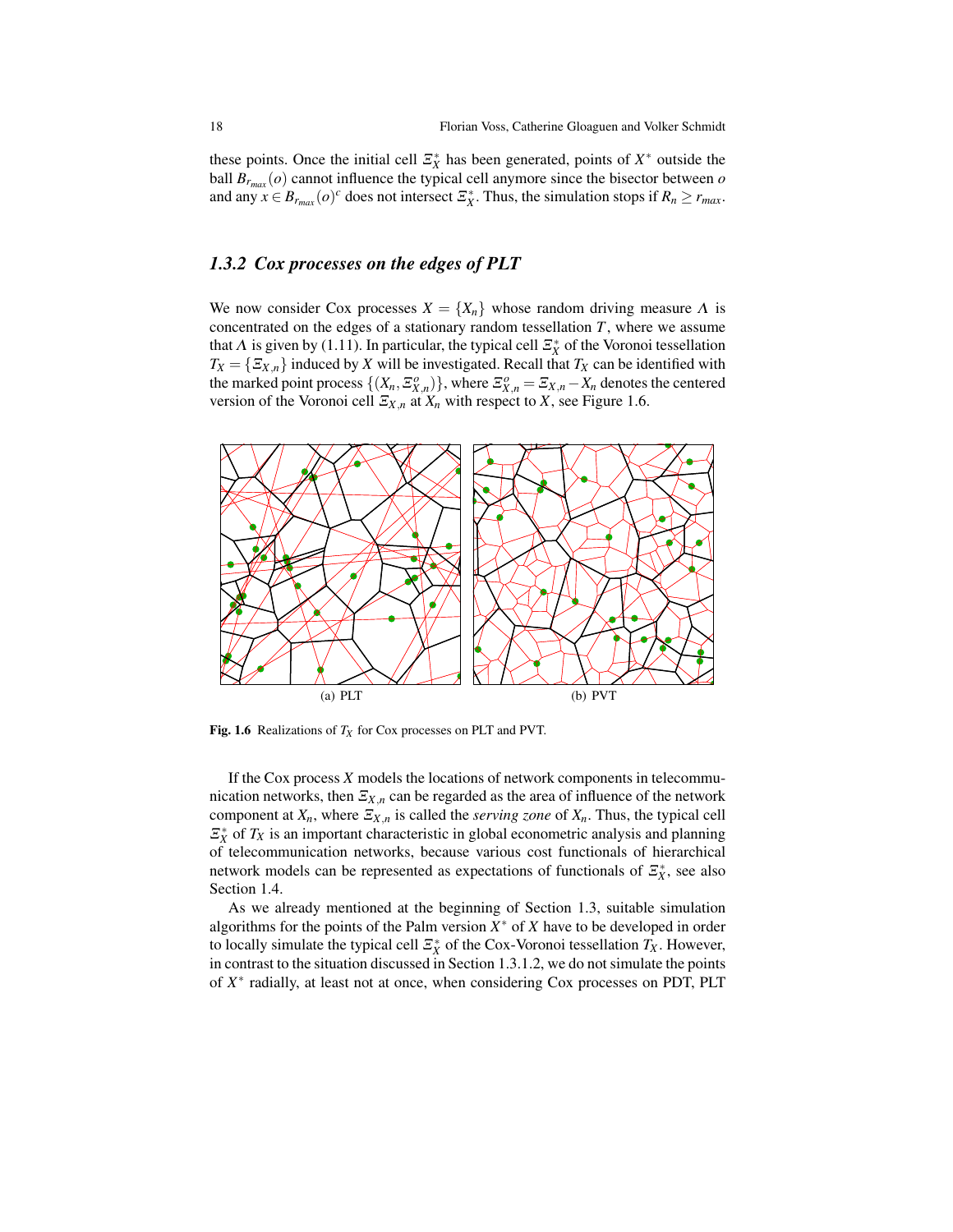these points. Once the initial cell $\Xi_X^*$ has been generated, points of $X^*$ outside the ball $B_{r_{max}}(o)$ cannot influence the typical cell anymore since the bisector between $o$ and any $x \in B_{r_{max}}(o)^c$ does not intersect $\Xi_X^*$. Thus, the simulation stops if $R_n \geq r_{max}$.

### 1.3.2 Cox processes on the edges of PLT

We now consider Cox processes $X = \{X_n\}$ whose random driving measure $\Lambda$ is concentrated on the edges of a stationary random tessellation $T$, where we assume that $\Lambda$ is given by (1.11). In particular, the typical cell $\Xi_X^*$ of the Voronoi tessellation $T_X = \{\Xi_{X,n}\}$ induced by $X$ will be investigated. Recall that $T_X$ can be identified with the marked point process $\{(X_n, \Xi_{X,n}^o)\}$, where $\Xi_{X,n}^o = \Xi_{X,n} - X_n$ denotes the centered version of the Voronoi cell $\Xi_{X,n}$ at $X_n$ with respect to $X$, see Figure 1.6.

(a) PLT (b) PVT

**Fig. 1.6** Realizations of $T_X$ for Cox processes on PLT and PVT.

If the Cox process $X$ models the locations of network components in telecommunication networks, then $\Xi_{X,n}$ can be regarded as the area of influence of the network component at $X_n$, where $\Xi_{X,n}$ is called the *serving zone* of $X_n$. Thus, the typical cell $\Xi_X^*$ of $T_X$ is an important characteristic in global econometric analysis and planning of telecommunication networks, because various cost functionals of hierarchical network models can be represented as expectations of functionals of $\Xi_X^*$, see also Section 1.4.

As we already mentioned at the beginning of Section 1.3, suitable simulation algorithms for the points of the Palm version $X^*$ of $X$ have to be developed in order to locally simulate the typical cell $\Xi_X^*$ of the Cox-Voronoi tessellation $T_X$. However, in contrast to the situation discussed in Section 1.3.1.2, we do not simulate the points of $X^*$ radially, at least not at once, when considering Cox processes on PDT, PLT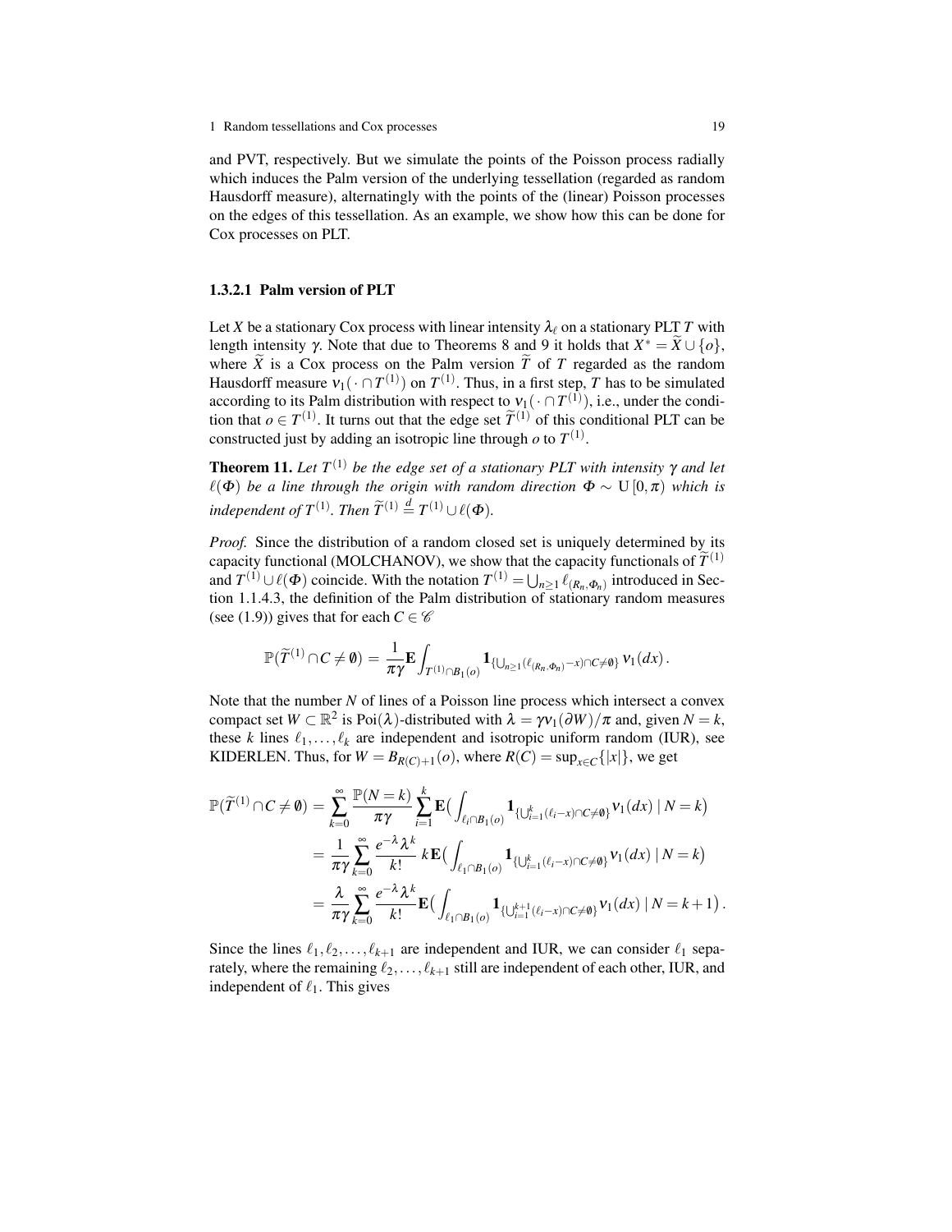and PVT, respectively. But we simulate the points of the Poisson process radially which induces the Palm version of the underlying tessellation (regarded as random Hausdorff measure), alternatingly with the points of the (linear) Poisson processes on the edges of this tessellation. As an example, we show how this can be done for Cox processes on PLT.

#### 1.3.2.1 Palm version of PLT

Let $X$ be a stationary Cox process with linear intensity $\lambda_\ell$ on a stationary PLT $T$ with length intensity $\gamma$. Note that due to Theorems 8 and 9 it holds that $X^* = \widetilde{X} \cup \{o\}$, where $\widetilde{X}$ is a Cox process on the Palm version $\widetilde{T}$ of $T$ regarded as the random Hausdorff measure $\nu_1(\,\cdot \cap T^{(1)})$ on $T^{(1)}$. Thus, in a first step, $T$ has to be simulated according to its Palm distribution with respect to $\nu_1(\,\cdot \cap T^{(1)})$, i.e., under the condition that $o \in T^{(1)}$. It turns out that the edge set $\widetilde{T}^{(1)}$ of this conditional PLT can be constructed just by adding an isotropic line through $o$ to $T^{(1)}$.

**Theorem 11.** *Let $T^{(1)}$ be the edge set of a stationary PLT with intensity $\gamma$ and let $\ell(\Phi)$ be a line through the origin with random direction $\Phi \sim \mathrm{U}\,[0,\pi)$ which is independent of $T^{(1)}$. Then $\widetilde{T}^{(1)} \overset{d}{=} T^{(1)} \cup \ell(\Phi)$.*

*Proof.* Since the distribution of a random closed set is uniquely determined by its capacity functional (MOLCHANOV), we show that the capacity functionals of $\widetilde{T}^{(1)}$ and $T^{(1)} \cup \ell(\Phi)$ coincide. With the notation $T^{(1)} = \bigcup_{n\geq 1} \ell_{(R_n,\Phi_n)}$ introduced in Section 1.1.4.3, the definition of the Palm distribution of stationary random measures (see (1.9)) gives that for each $C \in \mathscr{C}$

$$\mathbb{P}(\widetilde{T}^{(1)} \cap C \neq \emptyset) = \frac{1}{\pi\gamma} \mathbf{E} \int_{T^{(1)} \cap B_1(o)} \mathbf{1}_{\{\bigcup_{n\geq 1}(\ell_{(R_n,\Phi_n)} - x) \cap C \neq \emptyset\}} \, \nu_1(dx)\,.$$

Note that the number $N$ of lines of a Poisson line process which intersect a convex compact set $W \subset \mathbb{R}^2$ is $\mathrm{Poi}(\lambda)$-distributed with $\lambda = \gamma \nu_1(\partial W)/\pi$ and, given $N = k$, these $k$ lines $\ell_1, \ldots, \ell_k$ are independent and isotropic uniform random (IUR), see KIDERLEN. Thus, for $W = B_{R(C)+1}(o)$, where $R(C) = \sup_{x\in C}\{|x|\}$, we get

$$\begin{aligned}
\mathbb{P}(\widetilde{T}^{(1)} \cap C \neq \emptyset) &= \sum_{k=0}^{\infty} \frac{\mathbb{P}(N=k)}{\pi\gamma} \sum_{i=1}^{k} \mathbf{E}\Big(\int_{\ell_i \cap B_1(o)} \mathbf{1}_{\{\bigcup_{i=1}^{k}(\ell_i - x)\cap C \neq \emptyset\}} \nu_1(dx) \mid N = k\Big) \\
&= \frac{1}{\pi\gamma} \sum_{k=0}^{\infty} \frac{e^{-\lambda}\lambda^k}{k!} \, k\, \mathbf{E}\Big(\int_{\ell_1 \cap B_1(o)} \mathbf{1}_{\{\bigcup_{i=1}^{k}(\ell_i - x)\cap C \neq \emptyset\}} \nu_1(dx) \mid N = k\Big) \\
&= \frac{\lambda}{\pi\gamma} \sum_{k=0}^{\infty} \frac{e^{-\lambda}\lambda^k}{k!} \mathbf{E}\Big(\int_{\ell_1 \cap B_1(o)} \mathbf{1}_{\{\bigcup_{i=1}^{k+1}(\ell_i - x)\cap C \neq \emptyset\}} \nu_1(dx) \mid N = k+1\Big)\,.
\end{aligned}$$

Since the lines $\ell_1, \ell_2, \ldots, \ell_{k+1}$ are independent and IUR, we can consider $\ell_1$ separately, where the remaining $\ell_2, \ldots, \ell_{k+1}$ still are independent of each other, IUR, and independent of $\ell_1$. This gives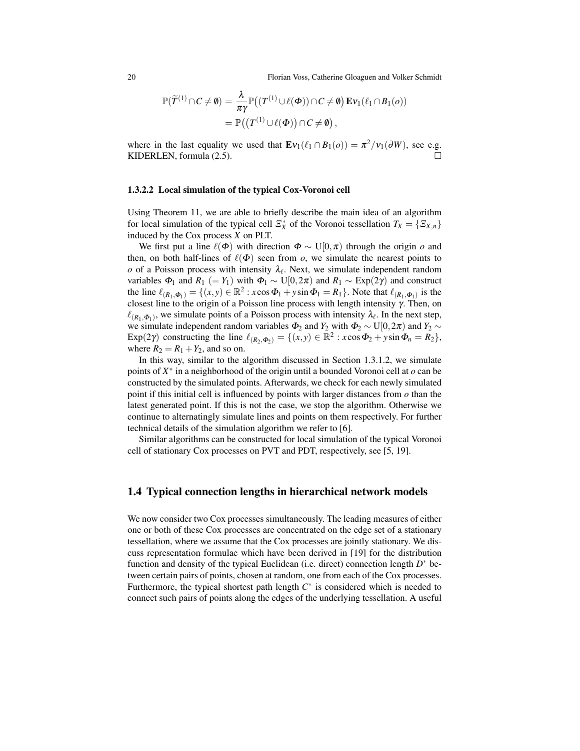$$\mathbb{P}(\widetilde{T}^{(1)} \cap C \neq \emptyset) = \frac{\lambda}{\pi\gamma} \mathbb{P}\big((T^{(1)} \cup \ell(\Phi)) \cap C \neq \emptyset\big) \, \mathbf{E}\nu_1(\ell_1 \cap B_1(o))$$
$$= \mathbb{P}\big(\big(T^{(1)} \cup \ell(\Phi)\big) \cap C \neq \emptyset\big),$$

where in the last equality we used that $\mathbf{E}\nu_1(\ell_1 \cap B_1(o)) = \pi^2/\nu_1(\partial W)$, see e.g. KIDERLEN, formula (2.5). □

### 1.3.2.2 Local simulation of the typical Cox-Voronoi cell

Using Theorem 11, we are able to briefly describe the main idea of an algorithm for local simulation of the typical cell $\Xi_X^*$ of the Voronoi tessellation $T_X = \{\Xi_{X,n}\}$ induced by the Cox process $X$ on PLT.

We first put a line $\ell(\Phi)$ with direction $\Phi \sim \mathrm{U}[0,\pi)$ through the origin $o$ and then, on both half-lines of $\ell(\Phi)$ seen from $o$, we simulate the nearest points to $o$ of a Poisson process with intensity $\lambda_\ell$. Next, we simulate independent random variables $\Phi_1$ and $R_1$ $(= Y_1)$ with $\Phi_1 \sim \mathrm{U}[0,2\pi)$ and $R_1 \sim \mathrm{Exp}(2\gamma)$ and construct the line $\ell_{(R_1,\Phi_1)} = \{(x,y) \in \mathbb{R}^2 : x\cos\Phi_1 + y\sin\Phi_1 = R_1\}$. Note that $\ell_{(R_1,\Phi_1)}$ is the closest line to the origin of a Poisson line process with length intensity $\gamma$. Then, on $\ell_{(R_1,\Phi_1)}$, we simulate points of a Poisson process with intensity $\lambda_\ell$. In the next step, we simulate independent random variables $\Phi_2$ and $Y_2$ with $\Phi_2 \sim \mathrm{U}[0,2\pi)$ and $Y_2 \sim \mathrm{Exp}(2\gamma)$ constructing the line $\ell_{(R_2,\Phi_2)} = \{(x,y) \in \mathbb{R}^2 : x\cos\Phi_2 + y\sin\Phi_n = R_2\}$, where $R_2 = R_1 + Y_2$, and so on.

In this way, similar to the algorithm discussed in Section 1.3.1.2, we simulate points of $X^*$ in a neighborhood of the origin until a bounded Voronoi cell at $o$ can be constructed by the simulated points. Afterwards, we check for each newly simulated point if this initial cell is influenced by points with larger distances from $o$ than the latest generated point. If this is not the case, we stop the algorithm. Otherwise we continue to alternatingly simulate lines and points on them respectively. For further technical details of the simulation algorithm we refer to [6].

Similar algorithms can be constructed for local simulation of the typical Voronoi cell of stationary Cox processes on PVT and PDT, respectively, see [5, 19].

## 1.4 Typical connection lengths in hierarchical network models

We now consider two Cox processes simultaneously. The leading measures of either one or both of these Cox processes are concentrated on the edge set of a stationary tessellation, where we assume that the Cox processes are jointly stationary. We discuss representation formulae which have been derived in [19] for the distribution function and density of the typical Euclidean (i.e. direct) connection length $D^*$ between certain pairs of points, chosen at random, one from each of the Cox processes. Furthermore, the typical shortest path length $C^*$ is considered which is needed to connect such pairs of points along the edges of the underlying tessellation. A useful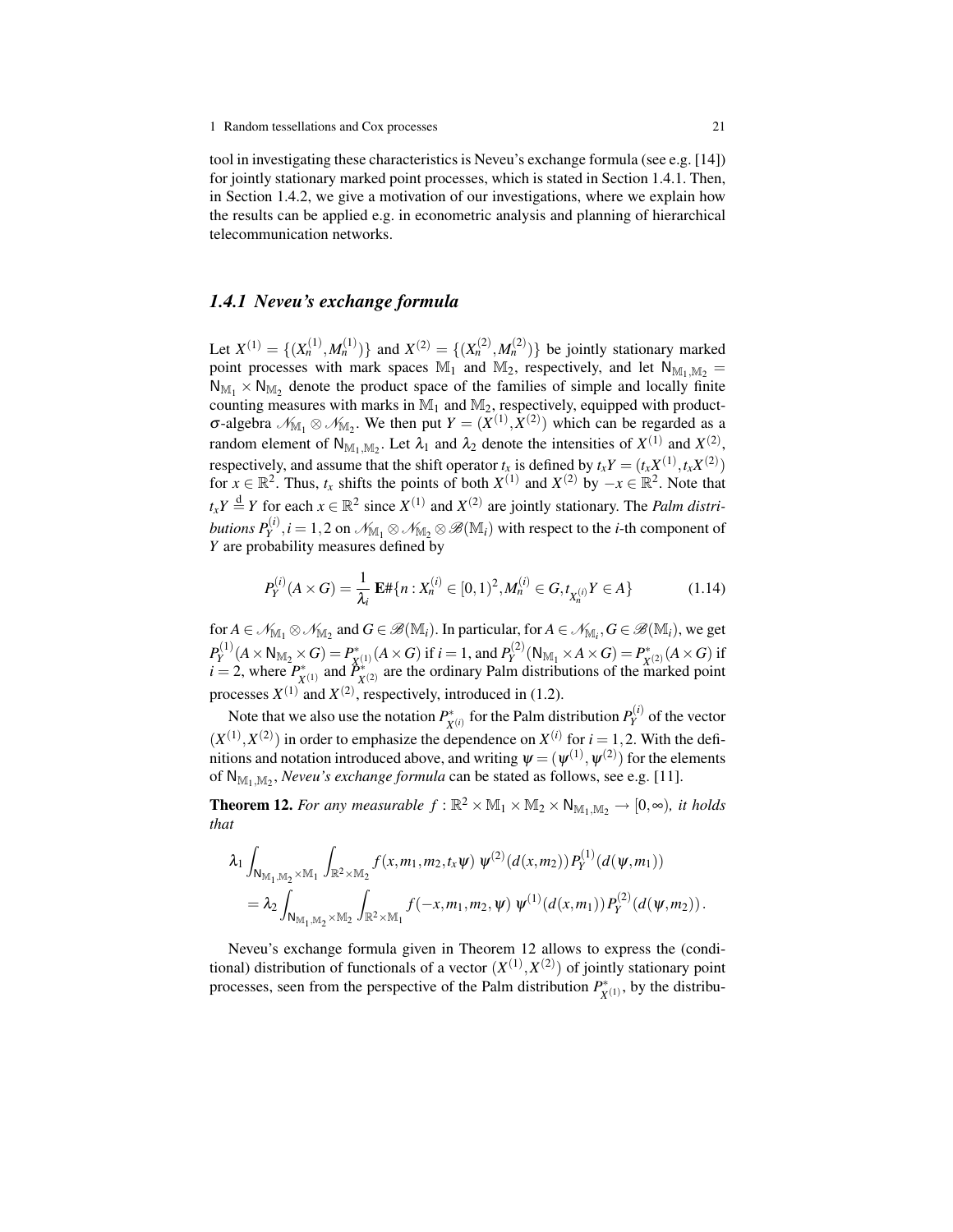tool in investigating these characteristics is Neveu's exchange formula (see e.g. [14]) for jointly stationary marked point processes, which is stated in Section 1.4.1. Then, in Section 1.4.2, we give a motivation of our investigations, where we explain how the results can be applied e.g. in econometric analysis and planning of hierarchical telecommunication networks.

### 1.4.1 Neveu's exchange formula

Let $X^{(1)} = \{(X_n^{(1)}, M_n^{(1)})\}$ and $X^{(2)} = \{(X_n^{(2)}, M_n^{(2)})\}$ be jointly stationary marked point processes with mark spaces $\mathbb{M}_1$ and $\mathbb{M}_2$, respectively, and let $\mathsf{N}_{\mathbb{M}_1,\mathbb{M}_2} = \mathsf{N}_{\mathbb{M}_1} \times \mathsf{N}_{\mathbb{M}_2}$ denote the product space of the families of simple and locally finite counting measures with marks in $\mathbb{M}_1$ and $\mathbb{M}_2$, respectively, equipped with product-$\sigma$-algebra $\mathscr{N}_{\mathbb{M}_1} \otimes \mathscr{N}_{\mathbb{M}_2}$. We then put $Y = (X^{(1)}, X^{(2)})$ which can be regarded as a random element of $\mathsf{N}_{\mathbb{M}_1,\mathbb{M}_2}$. Let $\lambda_1$ and $\lambda_2$ denote the intensities of $X^{(1)}$ and $X^{(2)}$, respectively, and assume that the shift operator $t_x$ is defined by $t_x Y = (t_x X^{(1)}, t_x X^{(2)})$ for $x \in \mathbb{R}^2$. Thus, $t_x$ shifts the points of both $X^{(1)}$ and $X^{(2)}$ by $-x \in \mathbb{R}^2$. Note that $t_x Y \overset{\mathrm{d}}{=} Y$ for each $x \in \mathbb{R}^2$ since $X^{(1)}$ and $X^{(2)}$ are jointly stationary. The *Palm distributions* $P_Y^{(i)}, i = 1,2$ on $\mathscr{N}_{\mathbb{M}_1} \otimes \mathscr{N}_{\mathbb{M}_2} \otimes \mathscr{B}(\mathbb{M}_i)$ with respect to the $i$-th component of $Y$ are probability measures defined by

$$P_Y^{(i)}(A \times G) = \frac{1}{\lambda_i} \, \mathbf{E}\#\{n : X_n^{(i)} \in [0,1)^2, M_n^{(i)} \in G, t_{X_n^{(i)}} Y \in A\} \tag{1.14}$$

for $A \in \mathscr{N}_{\mathbb{M}_1} \otimes \mathscr{N}_{\mathbb{M}_2}$ and $G \in \mathscr{B}(\mathbb{M}_i)$. In particular, for $A \in \mathscr{N}_{\mathbb{M}_i}, G \in \mathscr{B}(\mathbb{M}_i)$, we get $P_Y^{(1)}(A \times \mathsf{N}_{\mathbb{M}_2} \times G) = P^*_{X^{(1)}}(A \times G)$ if $i = 1$, and $P_Y^{(2)}(\mathsf{N}_{\mathbb{M}_1} \times A \times G) = P^*_{X^{(2)}}(A \times G)$ if $i = 2$, where $P^*_{X^{(1)}}$ and $P^*_{X^{(2)}}$ are the ordinary Palm distributions of the marked point processes $X^{(1)}$ and $X^{(2)}$, respectively, introduced in (1.2).

Note that we also use the notation $P^*_{X^{(i)}}$ for the Palm distribution $P_Y^{(i)}$ of the vector $(X^{(1)}, X^{(2)})$ in order to emphasize the dependence on $X^{(i)}$ for $i = 1,2$. With the definitions and notation introduced above, and writing $\psi = (\psi^{(1)}, \psi^{(2)})$ for the elements of $\mathsf{N}_{\mathbb{M}_1,\mathbb{M}_2}$, *Neveu's exchange formula* can be stated as follows, see e.g. [11].

**Theorem 12.** *For any measurable $f : \mathbb{R}^2 \times \mathbb{M}_1 \times \mathbb{M}_2 \times \mathsf{N}_{\mathbb{M}_1,\mathbb{M}_2} \to [0,\infty)$, it holds that*

$$\begin{aligned}
&\lambda_1 \int_{\mathsf{N}_{\mathbb{M}_1,\mathbb{M}_2} \times \mathbb{M}_1} \int_{\mathbb{R}^2 \times \mathbb{M}_2} f(x, m_1, m_2, t_x \psi) \; \psi^{(2)}(d(x, m_2)) \, P_Y^{(1)}(d(\psi, m_1)) \\
&= \lambda_2 \int_{\mathsf{N}_{\mathbb{M}_1,\mathbb{M}_2} \times \mathbb{M}_2} \int_{\mathbb{R}^2 \times \mathbb{M}_1} f(-x, m_1, m_2, \psi) \; \psi^{(1)}(d(x, m_1)) \, P_Y^{(2)}(d(\psi, m_2)) \,.
\end{aligned}$$

Neveu's exchange formula given in Theorem 12 allows to express the (conditional) distribution of functionals of a vector $(X^{(1)}, X^{(2)})$ of jointly stationary point processes, seen from the perspective of the Palm distribution $P^*_{X^{(1)}}$, by the distribu-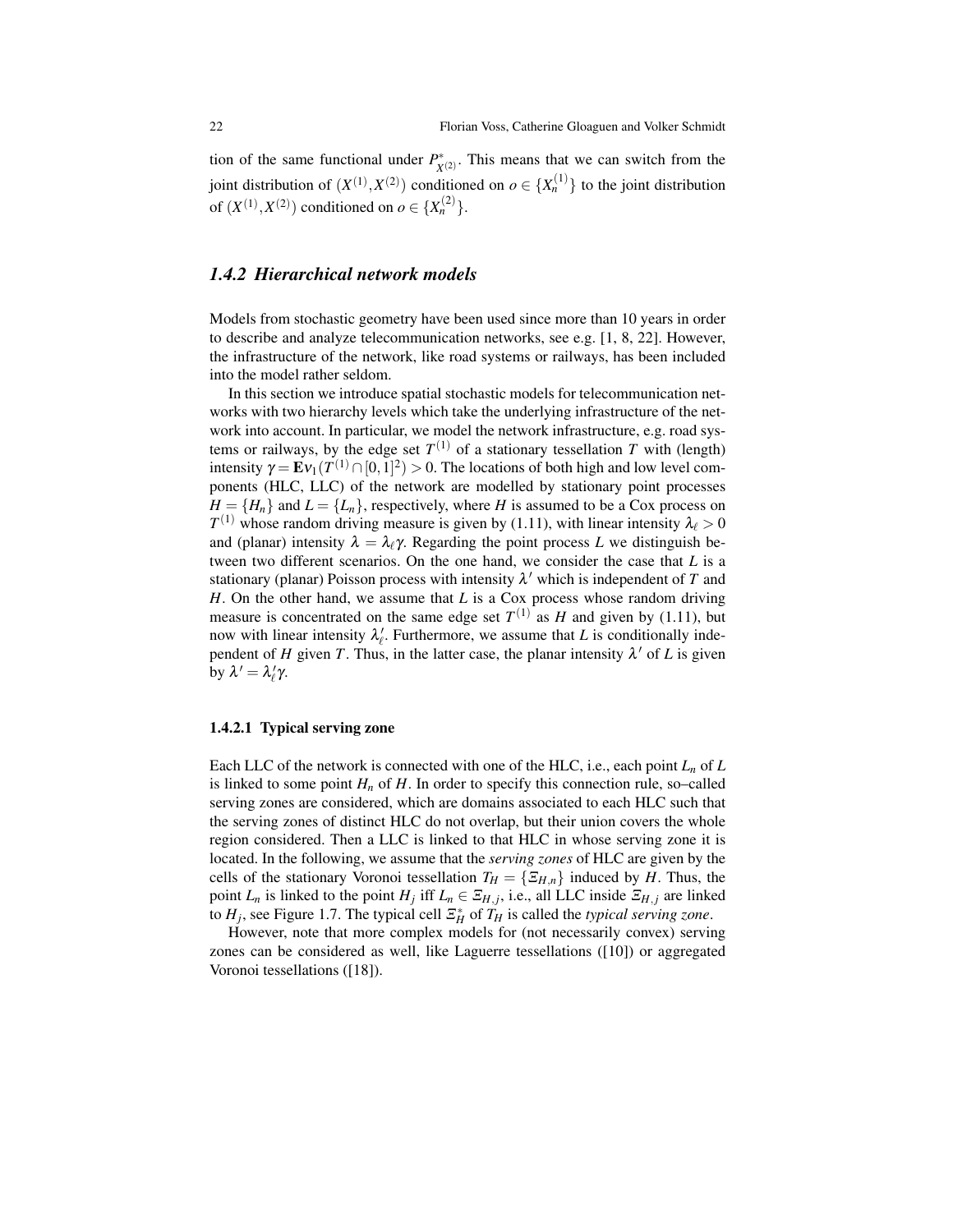tion of the same functional under $P^*_{X^{(2)}}$. This means that we can switch from the joint distribution of $(X^{(1)}, X^{(2)})$ conditioned on $o \in \{X_n^{(1)}\}$ to the joint distribution of $(X^{(1)}, X^{(2)})$ conditioned on $o \in \{X_n^{(2)}\}$.

### *1.4.2 Hierarchical network models*

Models from stochastic geometry have been used since more than 10 years in order to describe and analyze telecommunication networks, see e.g. [1, 8, 22]. However, the infrastructure of the network, like road systems or railways, has been included into the model rather seldom.

In this section we introduce spatial stochastic models for telecommunication networks with two hierarchy levels which take the underlying infrastructure of the network into account. In particular, we model the network infrastructure, e.g. road systems or railways, by the edge set $T^{(1)}$ of a stationary tessellation $T$ with (length) intensity $\gamma = \mathbf{E}\nu_1(T^{(1)} \cap [0,1]^2) > 0$. The locations of both high and low level components (HLC, LLC) of the network are modelled by stationary point processes $H = \{H_n\}$ and $L = \{L_n\}$, respectively, where $H$ is assumed to be a Cox process on $T^{(1)}$ whose random driving measure is given by (1.11), with linear intensity $\lambda_\ell > 0$ and (planar) intensity $\lambda = \lambda_\ell \gamma$. Regarding the point process $L$ we distinguish between two different scenarios. On the one hand, we consider the case that $L$ is a stationary (planar) Poisson process with intensity $\lambda'$ which is independent of $T$ and $H$. On the other hand, we assume that $L$ is a Cox process whose random driving measure is concentrated on the same edge set $T^{(1)}$ as $H$ and given by (1.11), but now with linear intensity $\lambda'_\ell$. Furthermore, we assume that $L$ is conditionally independent of $H$ given $T$. Thus, in the latter case, the planar intensity $\lambda'$ of $L$ is given by $\lambda' = \lambda'_\ell \gamma$.

#### 1.4.2.1 Typical serving zone

Each LLC of the network is connected with one of the HLC, i.e., each point $L_n$ of $L$ is linked to some point $H_n$ of $H$. In order to specify this connection rule, so–called serving zones are considered, which are domains associated to each HLC such that the serving zones of distinct HLC do not overlap, but their union covers the whole region considered. Then a LLC is linked to that HLC in whose serving zone it is located. In the following, we assume that the *serving zones* of HLC are given by the cells of the stationary Voronoi tessellation $T_H = \{\Xi_{H,n}\}$ induced by $H$. Thus, the point $L_n$ is linked to the point $H_j$ iff $L_n \in \Xi_{H,j}$, i.e., all LLC inside $\Xi_{H,j}$ are linked to $H_j$, see Figure 1.7. The typical cell $\Xi_H^*$ of $T_H$ is called the *typical serving zone*.

However, note that more complex models for (not necessarily convex) serving zones can be considered as well, like Laguerre tessellations ([10]) or aggregated Voronoi tessellations ([18]).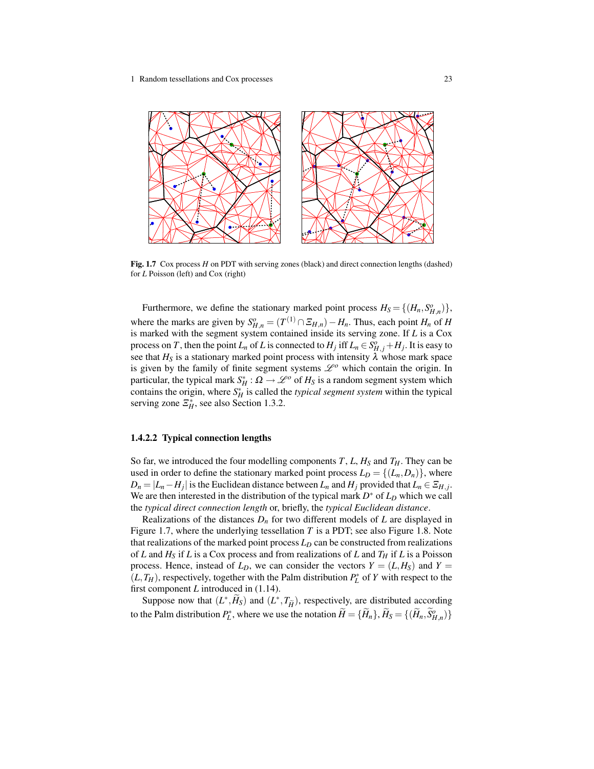**Fig. 1.7** Cox process $H$ on PDT with serving zones (black) and direct connection lengths (dashed) for $L$ Poisson (left) and Cox (right)

Furthermore, we define the stationary marked point process $H_S = \{(H_n, S^o_{H,n})\}$, where the marks are given by $S^o_{H,n} = (T^{(1)} \cap \Xi_{H,n}) - H_n$. Thus, each point $H_n$ of $H$ is marked with the segment system contained inside its serving zone. If $L$ is a Cox process on $T$, then the point $L_n$ of $L$ is connected to $H_j$ iff $L_n \in S^o_{H,j} + H_j$. It is easy to see that $H_S$ is a stationary marked point process with intensity $\lambda$ whose mark space is given by the family of finite segment systems $\mathscr{L}^o$ which contain the origin. In particular, the typical mark $S^*_H : \Omega \to \mathscr{L}^o$ of $H_S$ is a random segment system which contains the origin, where $S^*_H$ is called the *typical segment system* within the typical serving zone $\Xi^*_H$, see also Section 1.3.2.

#### 1.4.2.2 Typical connection lengths

So far, we introduced the four modelling components $T$, $L$, $H_S$ and $T_H$. They can be used in order to define the stationary marked point process $L_D = \{(L_n, D_n)\}$, where $D_n = |L_n - H_j|$ is the Euclidean distance between $L_n$ and $H_j$ provided that $L_n \in \Xi_{H,j}$. We are then interested in the distribution of the typical mark $D^*$ of $L_D$ which we call the *typical direct connection length* or, briefly, the *typical Euclidean distance*.

Realizations of the distances $D_n$ for two different models of $L$ are displayed in Figure 1.7, where the underlying tessellation $T$ is a PDT; see also Figure 1.8. Note that realizations of the marked point process $L_D$ can be constructed from realizations of $L$ and $H_S$ if $L$ is a Cox process and from realizations of $L$ and $T_H$ if $L$ is a Poisson process. Hence, instead of $L_D$, we can consider the vectors $Y = (L, H_S)$ and $Y = (L, T_H)$, respectively, together with the Palm distribution $P^*_L$ of $Y$ with respect to the first component $L$ introduced in (1.14).

Suppose now that $(L^*, \widetilde{H}_S)$ and $(L^*, T_{\widetilde{H}})$, respectively, are distributed according to the Palm distribution $P^*_L$, where we use the notation $\widetilde{H} = \{\widetilde{H}_n\}$, $\widetilde{H}_S = \{(\widetilde{H}_n, \widetilde{S}^o_{H,n})\}$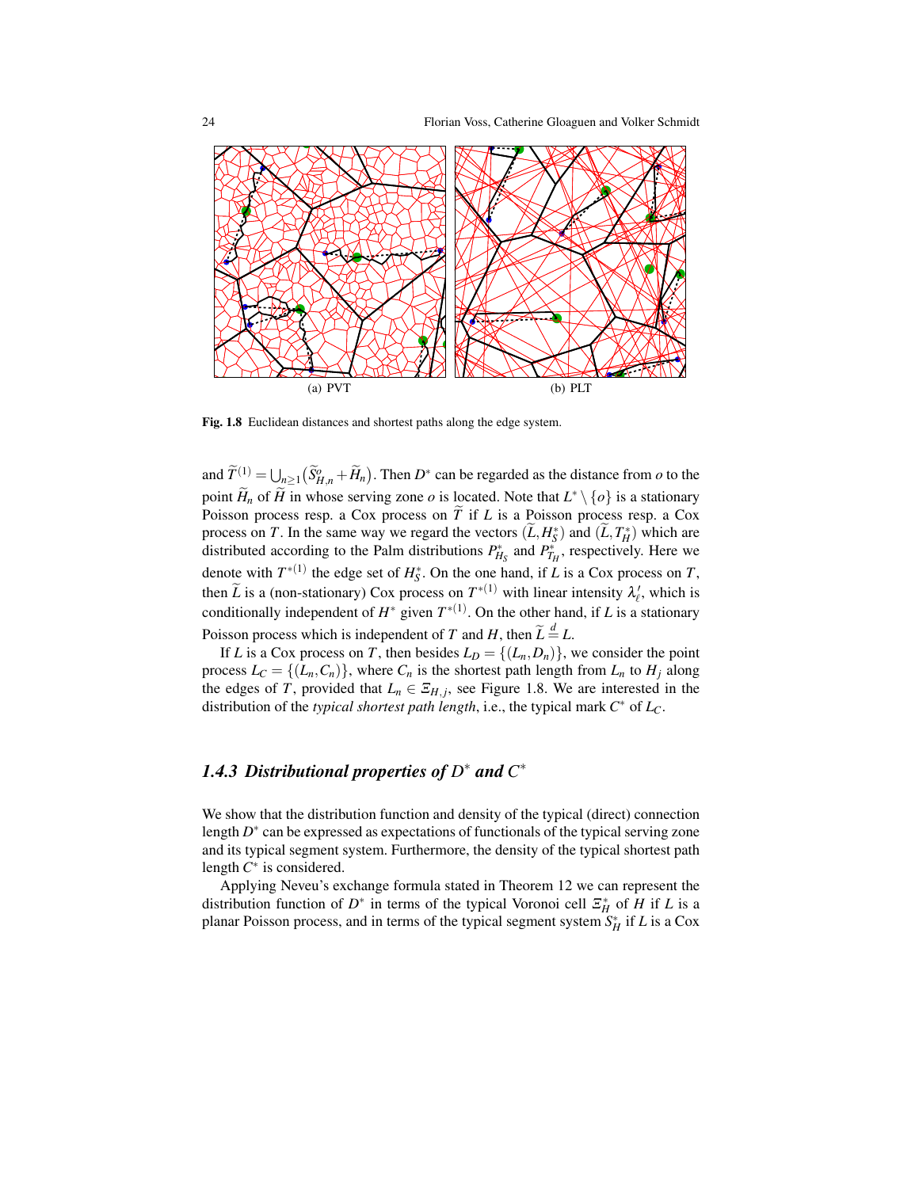(a) PVT (b) PLT

**Fig. 1.8** Euclidean distances and shortest paths along the edge system.

and $\widetilde{T}^{(1)} = \bigcup_{n\geq 1}\big(\widetilde{S}^{o}_{H,n} + \widetilde{H}_n\big)$. Then $D^*$ can be regarded as the distance from $o$ to the point $\widetilde{H}_n$ of $\widetilde{H}$ in whose serving zone $o$ is located. Note that $L^* \setminus \{o\}$ is a stationary Poisson process resp. a Cox process on $\widetilde{T}$ if $L$ is a Poisson process resp. a Cox process on $T$. In the same way we regard the vectors $(\widetilde{L}, H_S^*)$ and $(\widetilde{L}, T_H^*)$ which are distributed according to the Palm distributions $P^*_{H_S}$ and $P^*_{T_H}$, respectively. Here we denote with $T^{*(1)}$ the edge set of $H_S^*$. On the one hand, if $L$ is a Cox process on $T$, then $\widetilde{L}$ is a (non-stationary) Cox process on $T^{*(1)}$ with linear intensity $\lambda'_\ell$, which is conditionally independent of $H^*$ given $T^{*(1)}$. On the other hand, if $L$ is a stationary Poisson process which is independent of $T$ and $H$, then $\widetilde{L} \overset{d}{=} L$.

If $L$ is a Cox process on $T$, then besides $L_D = \{(L_n, D_n)\}$, we consider the point process $L_C = \{(L_n, C_n)\}$, where $C_n$ is the shortest path length from $L_n$ to $H_j$ along the edges of $T$, provided that $L_n \in \Xi_{H,j}$, see Figure 1.8. We are interested in the distribution of the *typical shortest path length*, i.e., the typical mark $C^*$ of $L_C$.

### *1.4.3 Distributional properties of $D^*$ and $C^*$*

We show that the distribution function and density of the typical (direct) connection length $D^*$ can be expressed as expectations of functionals of the typical serving zone and its typical segment system. Furthermore, the density of the typical shortest path length $C^*$ is considered.

Applying Neveu's exchange formula stated in Theorem 12 we can represent the distribution function of $D^*$ in terms of the typical Voronoi cell $\Xi_H^*$ of $H$ if $L$ is a planar Poisson process, and in terms of the typical segment system $S_H^*$ if $L$ is a Cox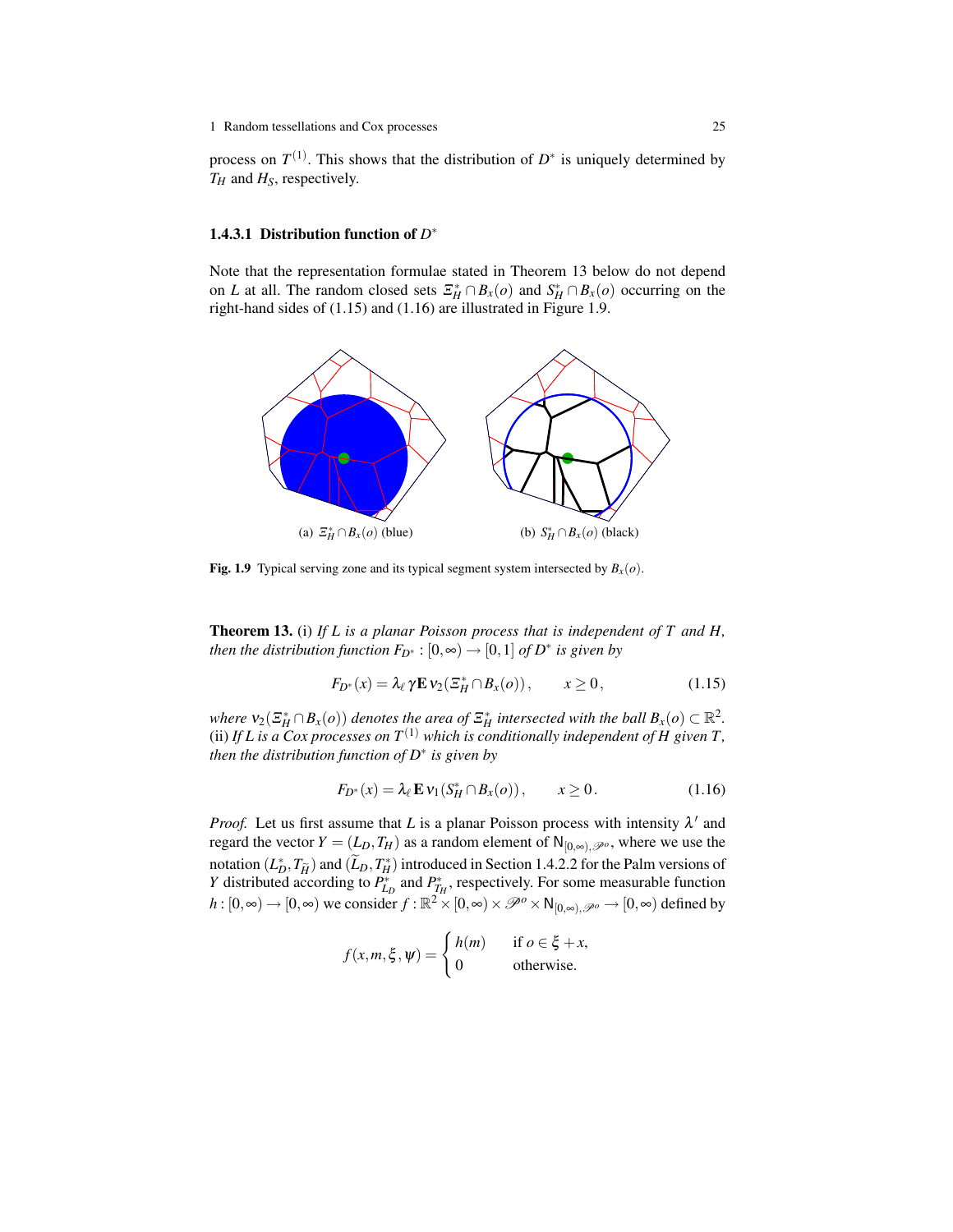process on $T^{(1)}$. This shows that the distribution of $D^*$ is uniquely determined by $T_H$ and $H_S$, respectively.

#### 1.4.3.1 Distribution function of $D^*$

Note that the representation formulae stated in Theorem 13 below do not depend on $L$ at all. The random closed sets $\Xi_H^* \cap B_x(o)$ and $S_H^* \cap B_x(o)$ occurring on the right-hand sides of (1.15) and (1.16) are illustrated in Figure 1.9.

(a) $\Xi_H^* \cap B_x(o)$ (blue) (b) $S_H^* \cap B_x(o)$ (black)

**Fig. 1.9** Typical serving zone and its typical segment system intersected by $B_x(o)$.

**Theorem 13.** (i) *If $L$ is a planar Poisson process that is independent of $T$ and $H$, then the distribution function $F_{D^*} : [0,\infty) \to [0,1]$ of $D^*$ is given by*

$$F_{D^*}(x) = \lambda_\ell \gamma \mathbf{E}\, \nu_2(\Xi_H^* \cap B_x(o)), \qquad x \geq 0, \tag{1.15}$$

*where $\nu_2(\Xi_H^* \cap B_x(o))$ denotes the area of $\Xi_H^*$ intersected with the ball $B_x(o) \subset \mathbb{R}^2$.*
(ii) *If $L$ is a Cox processes on $T^{(1)}$ which is conditionally independent of $H$ given $T$, then the distribution function of $D^*$ is given by*

$$F_{D^*}(x) = \lambda_\ell \mathbf{E}\, \nu_1(S_H^* \cap B_x(o)), \qquad x \geq 0. \tag{1.16}$$

*Proof.* Let us first assume that $L$ is a planar Poisson process with intensity $\lambda'$ and regard the vector $Y = (L_D, T_H)$ as a random element of $\mathsf{N}_{[0,\infty),\mathscr{P}^o}$, where we use the notation $(L_D^*, T_{\widetilde{H}})$ and $(\widetilde{L}_D, T_H^*)$ introduced in Section 1.4.2.2 for the Palm versions of $Y$ distributed according to $P_{L_D}^*$ and $P_{T_H}^*$, respectively. For some measurable function $h : [0,\infty) \to [0,\infty)$ we consider $f : \mathbb{R}^2 \times [0,\infty) \times \mathscr{P}^o \times \mathsf{N}_{[0,\infty),\mathscr{P}^o} \to [0,\infty)$ defined by

$$f(x,m,\xi,\psi) = \begin{cases} h(m) & \text{if } o \in \xi + x, \\ 0 & \text{otherwise.} \end{cases}$$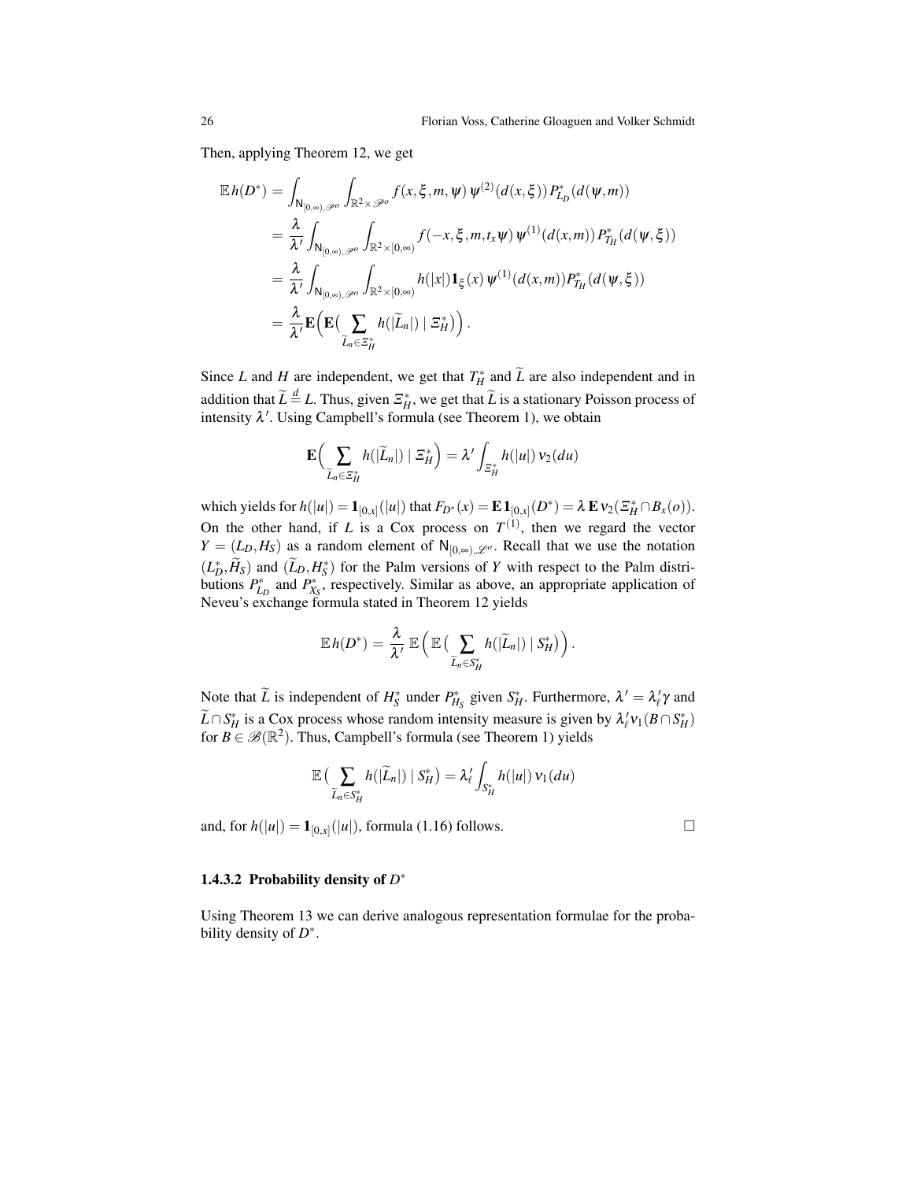Then, applying Theorem 12, we get

$$
\begin{aligned}
\mathbb{E}\, h(D^*) &= \int_{\mathsf{N}_{[0,\infty),\mathscr{P}^o}} \int_{\mathbb{R}^2\times\mathscr{P}^o} f(x,\xi,m,\psi)\, \psi^{(2)}(d(x,\xi))\, P^*_{L_D}(d(\psi,m)) \\
&= \frac{\lambda}{\lambda'} \int_{\mathsf{N}_{[0,\infty),\mathscr{P}^o}} \int_{\mathbb{R}^2\times[0,\infty)} f(-x,\xi,m,t_x\psi)\, \psi^{(1)}(d(x,m))\, P^*_{T_H}(d(\psi,\xi)) \\
&= \frac{\lambda}{\lambda'} \int_{\mathsf{N}_{[0,\infty),\mathscr{P}^o}} \int_{\mathbb{R}^2\times[0,\infty)} h(|x|)\mathbf{1}_{\xi}(x)\, \psi^{(1)}(d(x,m)) P^*_{T_H}(d(\psi,\xi)) \\
&= \frac{\lambda}{\lambda'} \mathbf{E}\Big( \mathbf{E}\big( \sum_{\widetilde{L}_n\in\Xi^*_H} h(|\widetilde{L}_n|) \mid \Xi^*_H \big) \Big) .
\end{aligned}
$$

Since $L$ and $H$ are independent, we get that $T^*_H$ and $\widetilde{L}$ are also independent and in addition that $\widetilde{L} \overset{d}{=} L$. Thus, given $\Xi^*_H$, we get that $\widetilde{L}$ is a stationary Poisson process of intensity $\lambda'$. Using Campbell's formula (see Theorem 1), we obtain

$$
\mathbf{E}\Big( \sum_{\widetilde{L}_n\in\Xi^*_H} h(|\widetilde{L}_n|) \mid \Xi^*_H \Big) = \lambda' \int_{\Xi^*_H} h(|u|)\, \nu_2(du)
$$

which yields for $h(|u|) = \mathbf{1}_{[0,x]}(|u|)$ that $F_{D^*}(x) = \mathbf{E}\,\mathbf{1}_{[0,x]}(D^*) = \lambda\, \mathbf{E}\, \nu_2(\Xi^*_H \cap B_x(o))$. On the other hand, if $L$ is a Cox process on $T^{(1)}$, then we regard the vector $Y = (L_D, H_S)$ as a random element of $\mathsf{N}_{[0,\infty),\mathscr{L}^o}$. Recall that we use the notation $(L^*_D, \widetilde{H}_S)$ and $(\widetilde{L}_D, H^*_S)$ for the Palm versions of $Y$ with respect to the Palm distributions $P^*_{L_D}$ and $P^*_{X_S}$, respectively. Similar as above, an appropriate application of Neveu's exchange formula stated in Theorem 12 yields

$$
\mathbb{E}\, h(D^*) = \frac{\lambda}{\lambda'}\, \mathbb{E}\Big( \mathbb{E}\big( \sum_{\widetilde{L}_n\in S^*_H} h(|\widetilde{L}_n|) \mid S^*_H \big) \Big) .
$$

Note that $\widetilde{L}$ is independent of $H^*_S$ under $P^*_{H_S}$ given $S^*_H$. Furthermore, $\lambda' = \lambda'_\ell \gamma$ and $\widetilde{L}\cap S^*_H$ is a Cox process whose random intensity measure is given by $\lambda'_\ell \nu_1(B\cap S^*_H)$ for $B\in\mathscr{B}(\mathbb{R}^2)$. Thus, Campbell's formula (see Theorem 1) yields

$$
\mathbb{E}\big( \sum_{\widetilde{L}_n\in S^*_H} h(|\widetilde{L}_n|) \mid S^*_H \big) = \lambda'_\ell \int_{S^*_H} h(|u|)\, \nu_1(du)
$$

and, for $h(|u|) = \mathbf{1}_{[0,x]}(|u|)$, formula (1.16) follows. $\square$

#### 1.4.3.2 Probability density of $D^*$

Using Theorem 13 we can derive analogous representation formulae for the probability density of $D^*$.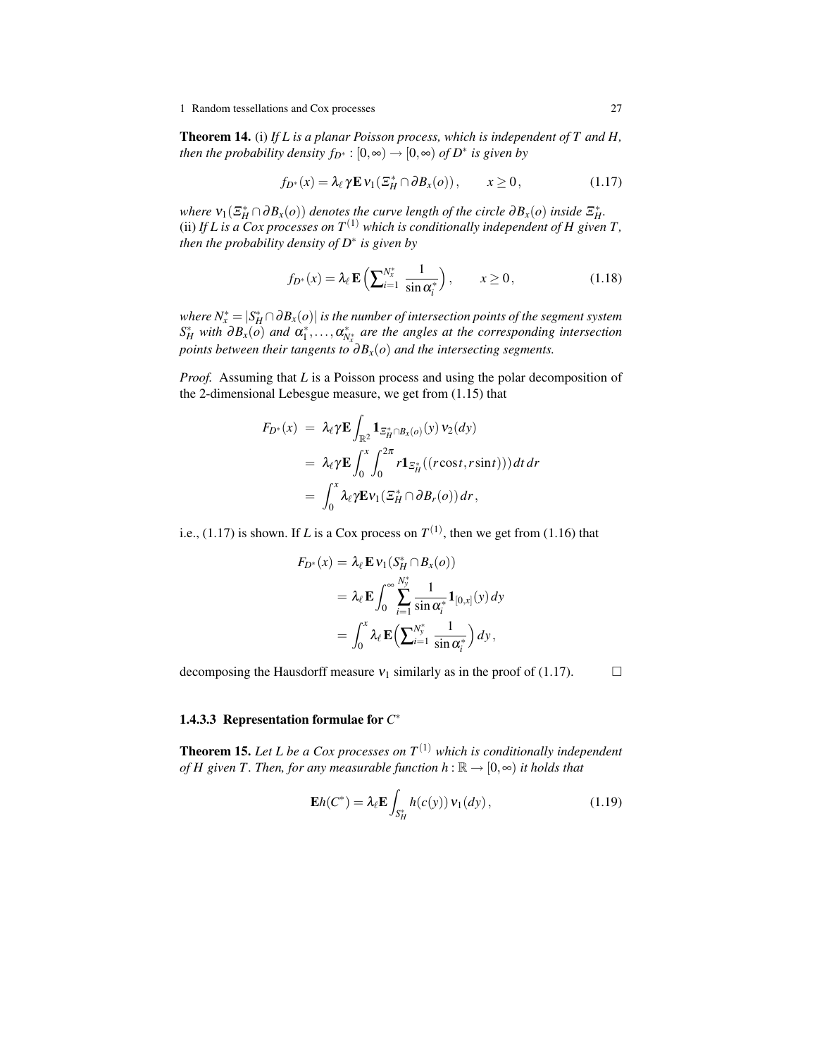**Theorem 14.** (i) *If $L$ is a planar Poisson process, which is independent of $T$ and $H$, then the probability density $f_{D^*} : [0,\infty) \to [0,\infty)$ of $D^*$ is given by*

$$f_{D^*}(x) = \lambda_\ell \, \gamma \mathbf{E}\, \nu_1(\Xi_H^* \cap \partial B_x(o)), \qquad x \geq 0, \tag{1.17}$$

*where $\nu_1(\Xi_H^* \cap \partial B_x(o))$ denotes the curve length of the circle $\partial B_x(o)$ inside $\Xi_H^*$.*
(ii) *If $L$ is a Cox processes on $T^{(1)}$ which is conditionally independent of $H$ given $T$, then the probability density of $D^*$ is given by*

$$f_{D^*}(x) = \lambda_\ell \, \mathbf{E}\left(\sum\nolimits_{i=1}^{N_x^*} \frac{1}{\sin \alpha_i^*}\right), \qquad x \geq 0, \tag{1.18}$$

*where $N_x^* = |S_H^* \cap \partial B_x(o)|$ is the number of intersection points of the segment system $S_H^*$ with $\partial B_x(o)$ and $\alpha_1^*, \ldots, \alpha_{N_x^*}^*$ are the angles at the corresponding intersection points between their tangents to $\partial B_x(o)$ and the intersecting segments.*

*Proof.* Assuming that $L$ is a Poisson process and using the polar decomposition of the 2-dimensional Lebesgue measure, we get from (1.15) that

$$\begin{aligned}
F_{D^*}(x) &= \lambda_\ell \gamma \mathbf{E} \int_{\mathbb{R}^2} \mathbf{1}_{\Xi_H^* \cap B_x(o)}(y)\, \nu_2(dy) \\
&= \lambda_\ell \gamma \mathbf{E} \int_0^x \int_0^{2\pi} r \mathbf{1}_{\Xi_H^*}((r\cos t, r\sin t)))\, dt\, dr \\
&= \int_0^x \lambda_\ell \gamma \mathbf{E} \nu_1(\Xi_H^* \cap \partial B_r(o))\, dr,
\end{aligned}$$

i.e., (1.17) is shown. If $L$ is a Cox process on $T^{(1)}$, then we get from (1.16) that

$$\begin{aligned}
F_{D^*}(x) &= \lambda_\ell \, \mathbf{E}\, \nu_1(S_H^* \cap B_x(o)) \\
&= \lambda_\ell \, \mathbf{E} \int_0^\infty \sum_{i=1}^{N_y^*} \frac{1}{\sin \alpha_i^*} \mathbf{1}_{[0,x]}(y)\, dy \\
&= \int_0^x \lambda_\ell \, \mathbf{E}\Big(\sum\nolimits_{i=1}^{N_y^*} \frac{1}{\sin \alpha_i^*}\Big)\, dy,
\end{aligned}$$

decomposing the Hausdorff measure $\nu_1$ similarly as in the proof of (1.17). $\square$

#### 1.4.3.3 Representation formulae for $C^*$

**Theorem 15.** *Let $L$ be a Cox processes on $T^{(1)}$ which is conditionally independent of $H$ given $T$. Then, for any measurable function $h : \mathbb{R} \to [0,\infty)$ it holds that*

$$\mathbf{E}h(C^*) = \lambda_\ell \mathbf{E} \int_{S_H^*} h(c(y))\, \nu_1(dy), \tag{1.19}$$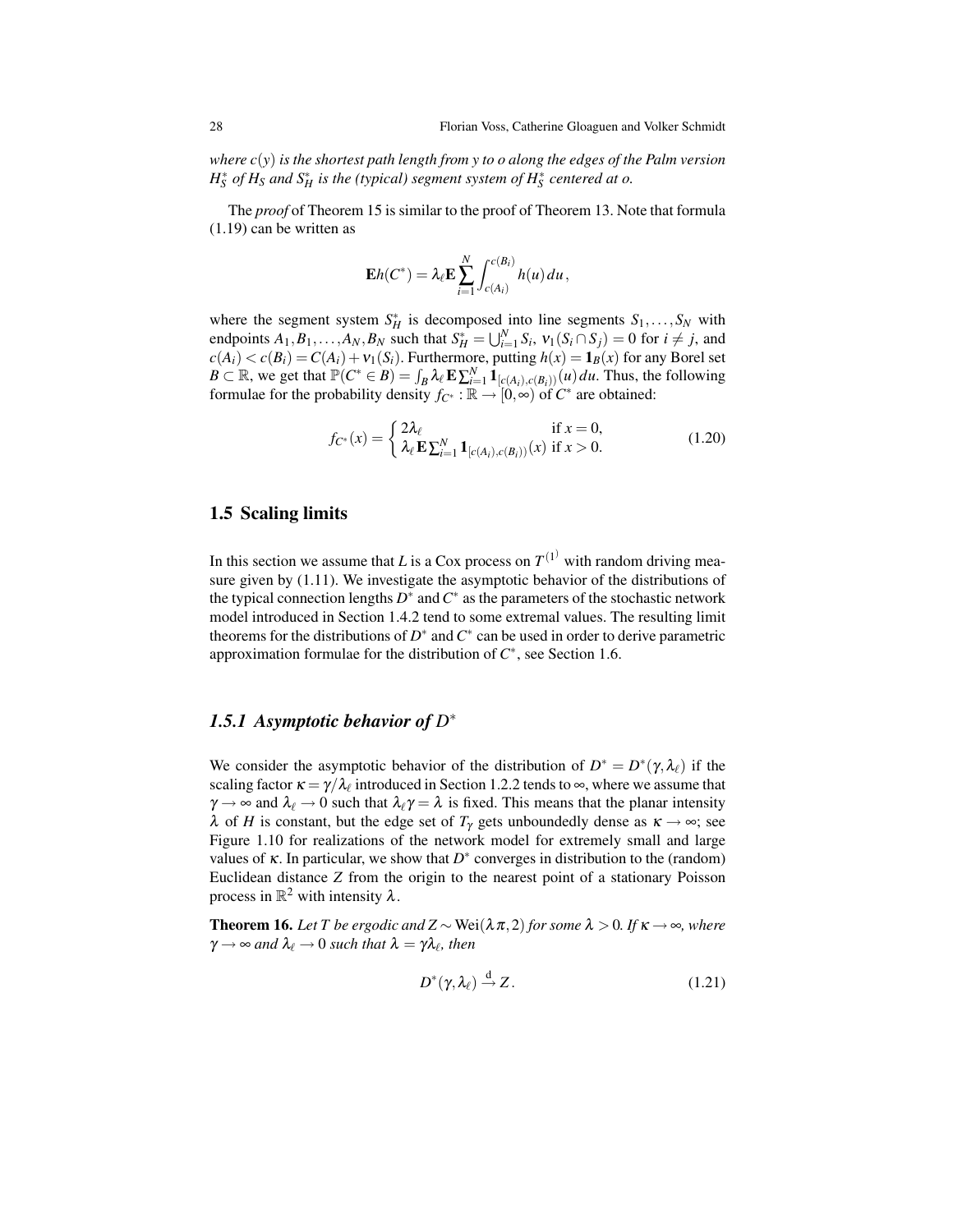*where $c(y)$ is the shortest path length from $y$ to $o$ along the edges of the Palm version $H_S^*$ of $H_S$ and $S_H^*$ is the (typical) segment system of $H_S^*$ centered at $o$.*

The *proof* of Theorem 15 is similar to the proof of Theorem 13. Note that formula (1.19) can be written as

$$\mathbf{E}h(C^*) = \lambda_\ell \mathbf{E} \sum_{i=1}^{N} \int_{c(A_i)}^{c(B_i)} h(u)\,du\,,$$

where the segment system $S_H^*$ is decomposed into line segments $S_1, \ldots, S_N$ with endpoints $A_1, B_1, \ldots, A_N, B_N$ such that $S_H^* = \bigcup_{i=1}^N S_i$, $\nu_1(S_i \cap S_j) = 0$ for $i \neq j$, and $c(A_i) < c(B_i) = C(A_i) + \nu_1(S_i)$. Furthermore, putting $h(x) = \mathbf{1}_B(x)$ for any Borel set $B \subset \mathbb{R}$, we get that $\mathbb{P}(C^* \in B) = \int_B \lambda_\ell \mathbf{E} \sum_{i=1}^N \mathbf{1}_{[c(A_i), c(B_i))}(u)\,du$. Thus, the following formulae for the probability density $f_{C^*} : \mathbb{R} \to [0, \infty)$ of $C^*$ are obtained:

$$f_{C^*}(x) = \begin{cases} 2\lambda_\ell & \text{if } x = 0, \\ \lambda_\ell \mathbf{E} \sum_{i=1}^N \mathbf{1}_{[c(A_i), c(B_i))}(x) & \text{if } x > 0. \end{cases} \tag{1.20}$$

## 1.5 Scaling limits

In this section we assume that $L$ is a Cox process on $T^{(1)}$ with random driving measure given by (1.11). We investigate the asymptotic behavior of the distributions of the typical connection lengths $D^*$ and $C^*$ as the parameters of the stochastic network model introduced in Section 1.4.2 tend to some extremal values. The resulting limit theorems for the distributions of $D^*$ and $C^*$ can be used in order to derive parametric approximation formulae for the distribution of $C^*$, see Section 1.6.

### *1.5.1 Asymptotic behavior of $D^*$*

We consider the asymptotic behavior of the distribution of $D^* = D^*(\gamma, \lambda_\ell)$ if the scaling factor $\kappa = \gamma / \lambda_\ell$ introduced in Section 1.2.2 tends to $\infty$, where we assume that $\gamma \to \infty$ and $\lambda_\ell \to 0$ such that $\lambda_\ell \gamma = \lambda$ is fixed. This means that the planar intensity $\lambda$ of $H$ is constant, but the edge set of $T_\gamma$ gets unboundedly dense as $\kappa \to \infty$; see Figure 1.10 for realizations of the network model for extremely small and large values of $\kappa$. In particular, we show that $D^*$ converges in distribution to the (random) Euclidean distance $Z$ from the origin to the nearest point of a stationary Poisson process in $\mathbb{R}^2$ with intensity $\lambda$.

**Theorem 16.** *Let $T$ be ergodic and $Z \sim \mathrm{Wei}(\lambda\pi, 2)$ for some $\lambda > 0$. If $\kappa \to \infty$, where $\gamma \to \infty$ and $\lambda_\ell \to 0$ such that $\lambda = \gamma\lambda_\ell$, then*

$$D^*(\gamma, \lambda_\ell) \xrightarrow{\mathrm{d}} Z\,. \tag{1.21}$$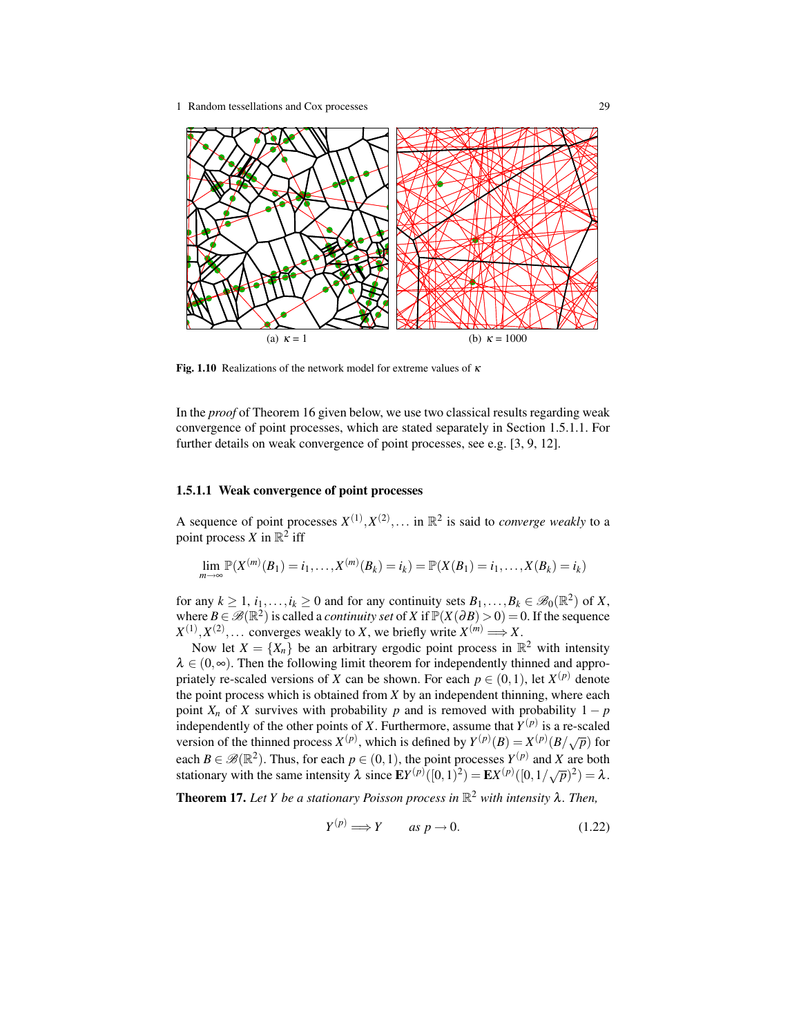(a) $\kappa = 1$

(b) $\kappa = 1000$

**Fig. 1.10** Realizations of the network model for extreme values of $\kappa$

In the *proof* of Theorem 16 given below, we use two classical results regarding weak convergence of point processes, which are stated separately in Section 1.5.1.1. For further details on weak convergence of point processes, see e.g. [3, 9, 12].

### 1.5.1.1 Weak convergence of point processes

A sequence of point processes $X^{(1)}, X^{(2)}, \ldots$ in $\mathbb{R}^2$ is said to *converge weakly* to a point process $X$ in $\mathbb{R}^2$ iff

$$\lim_{m\to\infty} \mathbb{P}(X^{(m)}(B_1) = i_1, \ldots, X^{(m)}(B_k) = i_k) = \mathbb{P}(X(B_1) = i_1, \ldots, X(B_k) = i_k)$$

for any $k \geq 1$, $i_1, \ldots, i_k \geq 0$ and for any continuity sets $B_1, \ldots, B_k \in \mathscr{B}_0(\mathbb{R}^2)$ of $X$, where $B \in \mathscr{B}(\mathbb{R}^2)$ is called a *continuity set* of $X$ if $\mathbb{P}(X(\partial B) > 0) = 0$. If the sequence $X^{(1)}, X^{(2)}, \ldots$ converges weakly to $X$, we briefly write $X^{(m)} \Longrightarrow X$.

Now let $X = \{X_n\}$ be an arbitrary ergodic point process in $\mathbb{R}^2$ with intensity $\lambda \in (0, \infty)$. Then the following limit theorem for independently thinned and appropriately re-scaled versions of $X$ can be shown. For each $p \in (0,1)$, let $X^{(p)}$ denote the point process which is obtained from $X$ by an independent thinning, where each point $X_n$ of $X$ survives with probability $p$ and is removed with probability $1-p$ independently of the other points of $X$. Furthermore, assume that $Y^{(p)}$ is a re-scaled version of the thinned process $X^{(p)}$, which is defined by $Y^{(p)}(B) = X^{(p)}(B/\sqrt{p})$ for each $B \in \mathscr{B}(\mathbb{R}^2)$. Thus, for each $p \in (0,1)$, the point processes $Y^{(p)}$ and $X$ are both stationary with the same intensity $\lambda$ since $\mathbf{E}Y^{(p)}([0,1)^2) = \mathbf{E}X^{(p)}([0,1/\sqrt{p})^2) = \lambda$.

**Theorem 17.** *Let $Y$ be a stationary Poisson process in $\mathbb{R}^2$ with intensity $\lambda$. Then,*

$$Y^{(p)} \Longrightarrow Y \qquad \text{as } p \to 0. \tag{1.22}$$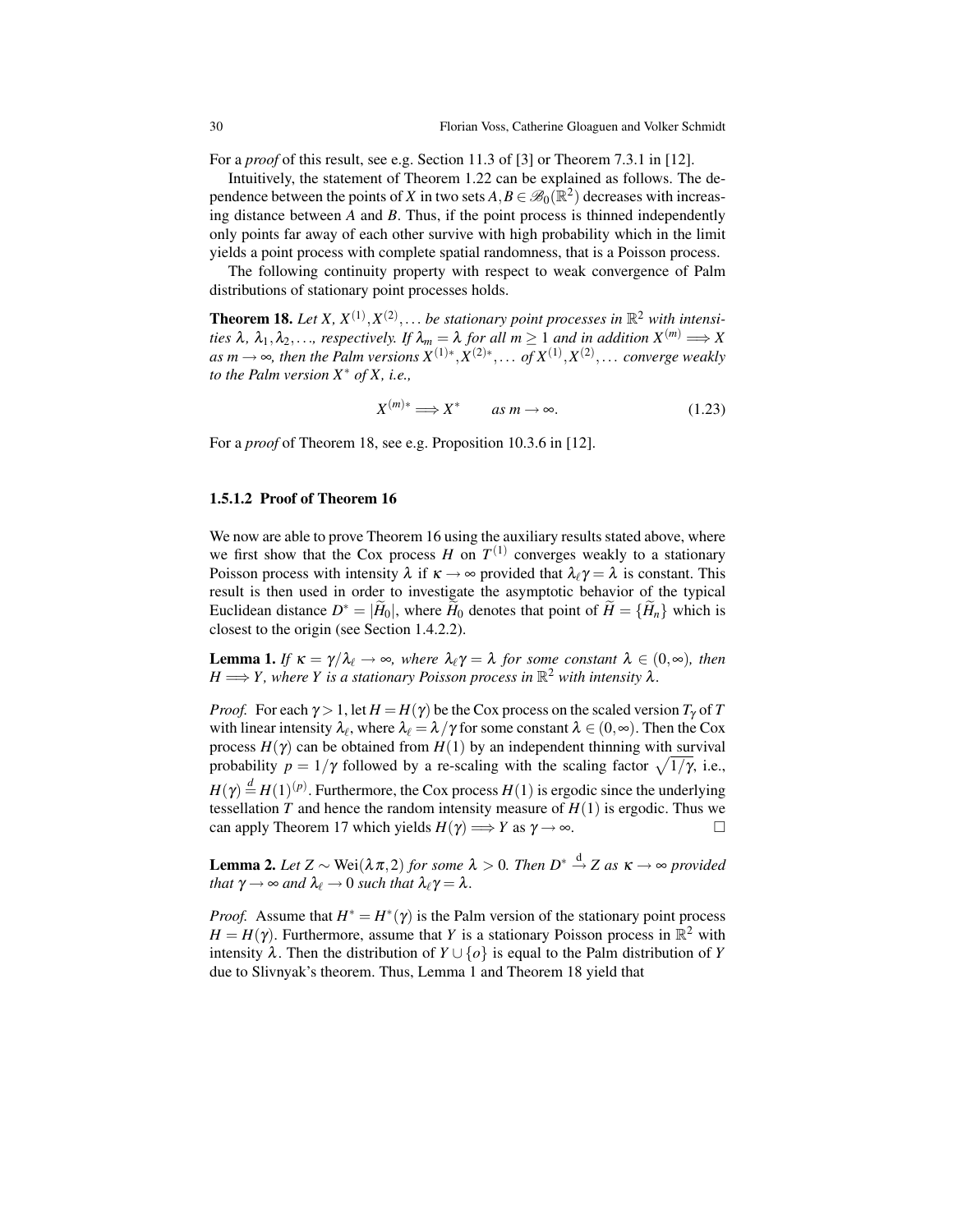For a *proof* of this result, see e.g. Section 11.3 of [3] or Theorem 7.3.1 in [12].

Intuitively, the statement of Theorem 1.22 can be explained as follows. The dependence between the points of $X$ in two sets $A, B \in \mathscr{B}_0(\mathbb{R}^2)$ decreases with increasing distance between $A$ and $B$. Thus, if the point process is thinned independently only points far away of each other survive with high probability which in the limit yields a point process with complete spatial randomness, that is a Poisson process.

The following continuity property with respect to weak convergence of Palm distributions of stationary point processes holds.

**Theorem 18.** *Let $X$, $X^{(1)}, X^{(2)}, \ldots$ be stationary point processes in $\mathbb{R}^2$ with intensities $\lambda$, $\lambda_1, \lambda_2, \ldots$, respectively. If $\lambda_m = \lambda$ for all $m \geq 1$ and in addition $X^{(m)} \Longrightarrow X$ as $m \to \infty$, then the Palm versions $X^{(1)*}, X^{(2)*}, \ldots$ of $X^{(1)}, X^{(2)}, \ldots$ converge weakly to the Palm version $X^*$ of $X$, i.e.,*

$$X^{(m)*} \Longrightarrow X^* \qquad \text{as } m \to \infty. \tag{1.23}$$

For a *proof* of Theorem 18, see e.g. Proposition 10.3.6 in [12].

### 1.5.1.2 Proof of Theorem 16

We now are able to prove Theorem 16 using the auxiliary results stated above, where we first show that the Cox process $H$ on $T^{(1)}$ converges weakly to a stationary Poisson process with intensity $\lambda$ if $\kappa \to \infty$ provided that $\lambda_\ell \gamma = \lambda$ is constant. This result is then used in order to investigate the asymptotic behavior of the typical Euclidean distance $D^* = |\widetilde{H}_0|$, where $\widetilde{H}_0$ denotes that point of $\widetilde{H} = \{\widetilde{H}_n\}$ which is closest to the origin (see Section 1.4.2.2).

**Lemma 1.** *If $\kappa = \gamma/\lambda_\ell \to \infty$, where $\lambda_\ell \gamma = \lambda$ for some constant $\lambda \in (0, \infty)$, then $H \Longrightarrow Y$, where $Y$ is a stationary Poisson process in $\mathbb{R}^2$ with intensity $\lambda$.*

*Proof.* For each $\gamma > 1$, let $H = H(\gamma)$ be the Cox process on the scaled version $T_\gamma$ of $T$ with linear intensity $\lambda_\ell$, where $\lambda_\ell = \lambda/\gamma$ for some constant $\lambda \in (0, \infty)$. Then the Cox process $H(\gamma)$ can be obtained from $H(1)$ by an independent thinning with survival probability $p = 1/\gamma$ followed by a re-scaling with the scaling factor $\sqrt{1/\gamma}$, i.e., $H(\gamma) \stackrel{d}{=} H(1)^{(p)}$. Furthermore, the Cox process $H(1)$ is ergodic since the underlying tessellation $T$ and hence the random intensity measure of $H(1)$ is ergodic. Thus we can apply Theorem 17 which yields $H(\gamma) \Longrightarrow Y$ as $\gamma \to \infty$. □

**Lemma 2.** *Let $Z \sim \text{Wei}(\lambda\pi, 2)$ for some $\lambda > 0$. Then $D^* \xrightarrow{\text{d}} Z$ as $\kappa \to \infty$ provided that $\gamma \to \infty$ and $\lambda_\ell \to 0$ such that $\lambda_\ell \gamma = \lambda$.*

*Proof.* Assume that $H^* = H^*(\gamma)$ is the Palm version of the stationary point process $H = H(\gamma)$. Furthermore, assume that $Y$ is a stationary Poisson process in $\mathbb{R}^2$ with intensity $\lambda$. Then the distribution of $Y \cup \{o\}$ is equal to the Palm distribution of $Y$ due to Slivnyak's theorem. Thus, Lemma 1 and Theorem 18 yield that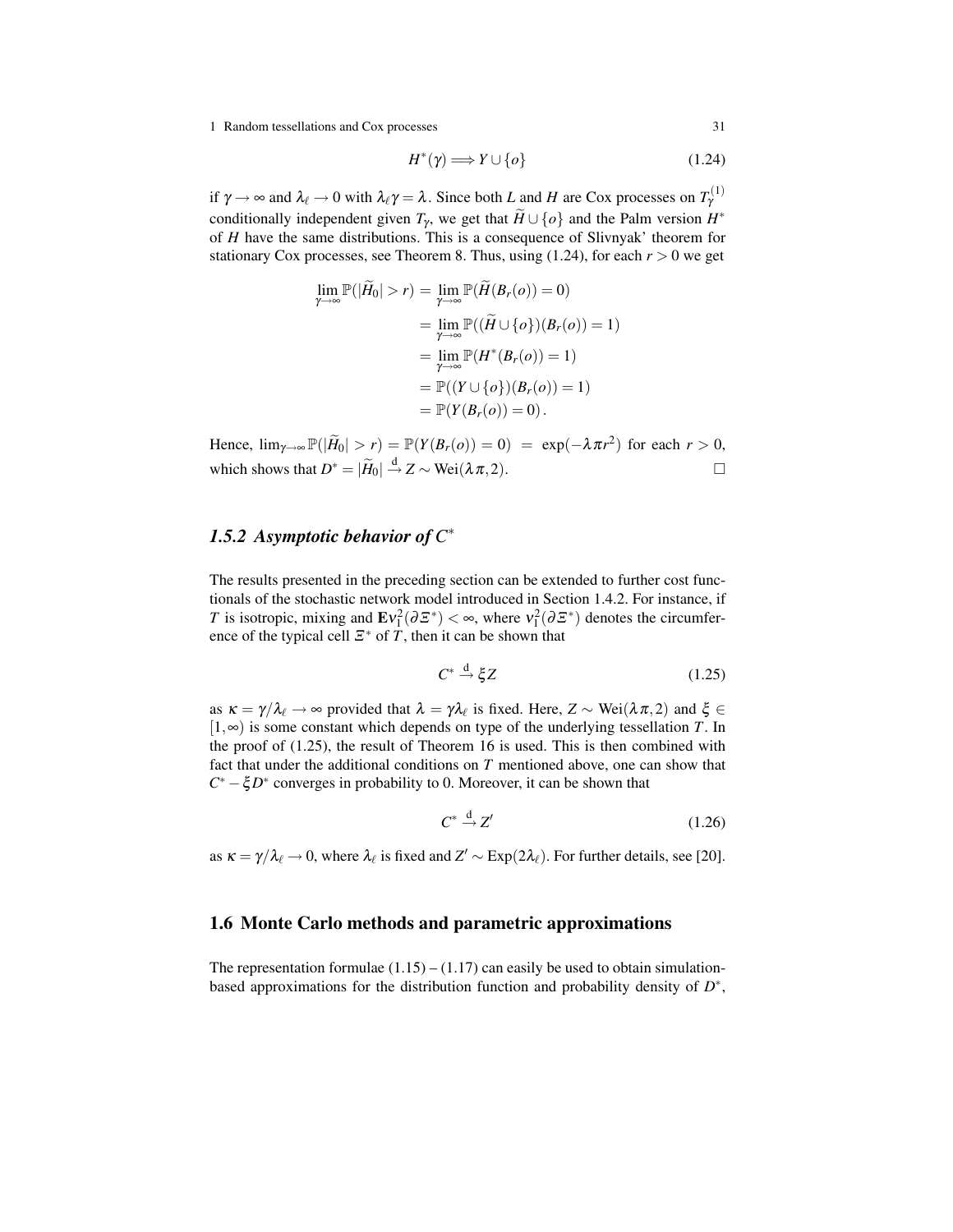$$H^*(\gamma) \Longrightarrow Y \cup \{o\} \tag{1.24}$$

if $\gamma \to \infty$ and $\lambda_\ell \to 0$ with $\lambda_\ell \gamma = \lambda$. Since both $L$ and $H$ are Cox processes on $T_\gamma^{(1)}$ conditionally independent given $T_\gamma$, we get that $\widetilde{H} \cup \{o\}$ and the Palm version $H^*$ of $H$ have the same distributions. This is a consequence of Slivnyak' theorem for stationary Cox processes, see Theorem 8. Thus, using (1.24), for each $r > 0$ we get

$$\begin{aligned}
\lim_{\gamma \to \infty} \mathbb{P}(|\widetilde{H}_0| > r) &= \lim_{\gamma \to \infty} \mathbb{P}(\widetilde{H}(B_r(o)) = 0) \\
&= \lim_{\gamma \to \infty} \mathbb{P}((\widetilde{H} \cup \{o\})(B_r(o)) = 1) \\
&= \lim_{\gamma \to \infty} \mathbb{P}(H^*(B_r(o)) = 1) \\
&= \mathbb{P}((Y \cup \{o\})(B_r(o)) = 1) \\
&= \mathbb{P}(Y(B_r(o)) = 0).
\end{aligned}$$

Hence, $\lim_{\gamma \to \infty} \mathbb{P}(|\widetilde{H}_0| > r) = \mathbb{P}(Y(B_r(o)) = 0) \; = \; \exp(-\lambda \pi r^2)$ for each $r > 0$, which shows that $D^* = |\widetilde{H}_0| \xrightarrow{\text{d}} Z \sim \text{Wei}(\lambda \pi, 2)$. □

### 1.5.2 Asymptotic behavior of $C^*$

The results presented in the preceding section can be extended to further cost functionals of the stochastic network model introduced in Section 1.4.2. For instance, if $T$ is isotropic, mixing and $\mathbf{E}\nu_1^2(\partial \Xi^*) < \infty$, where $\nu_1^2(\partial \Xi^*)$ denotes the circumference of the typical cell $\Xi^*$ of $T$, then it can be shown that

$$C^* \xrightarrow{\text{d}} \xi Z \tag{1.25}$$

as $\kappa = \gamma/\lambda_\ell \to \infty$ provided that $\lambda = \gamma\lambda_\ell$ is fixed. Here, $Z \sim \text{Wei}(\lambda\pi, 2)$ and $\xi \in [1, \infty)$ is some constant which depends on type of the underlying tessellation $T$. In the proof of (1.25), the result of Theorem 16 is used. This is then combined with fact that under the additional conditions on $T$ mentioned above, one can show that $C^* - \xi D^*$ converges in probability to 0. Moreover, it can be shown that

$$C^* \xrightarrow{\text{d}} Z' \tag{1.26}$$

as $\kappa = \gamma/\lambda_\ell \to 0$, where $\lambda_\ell$ is fixed and $Z' \sim \text{Exp}(2\lambda_\ell)$. For further details, see [20].

## 1.6 Monte Carlo methods and parametric approximations

The representation formulae (1.15) – (1.17) can easily be used to obtain simulation-based approximations for the distribution function and probability density of $D^*$,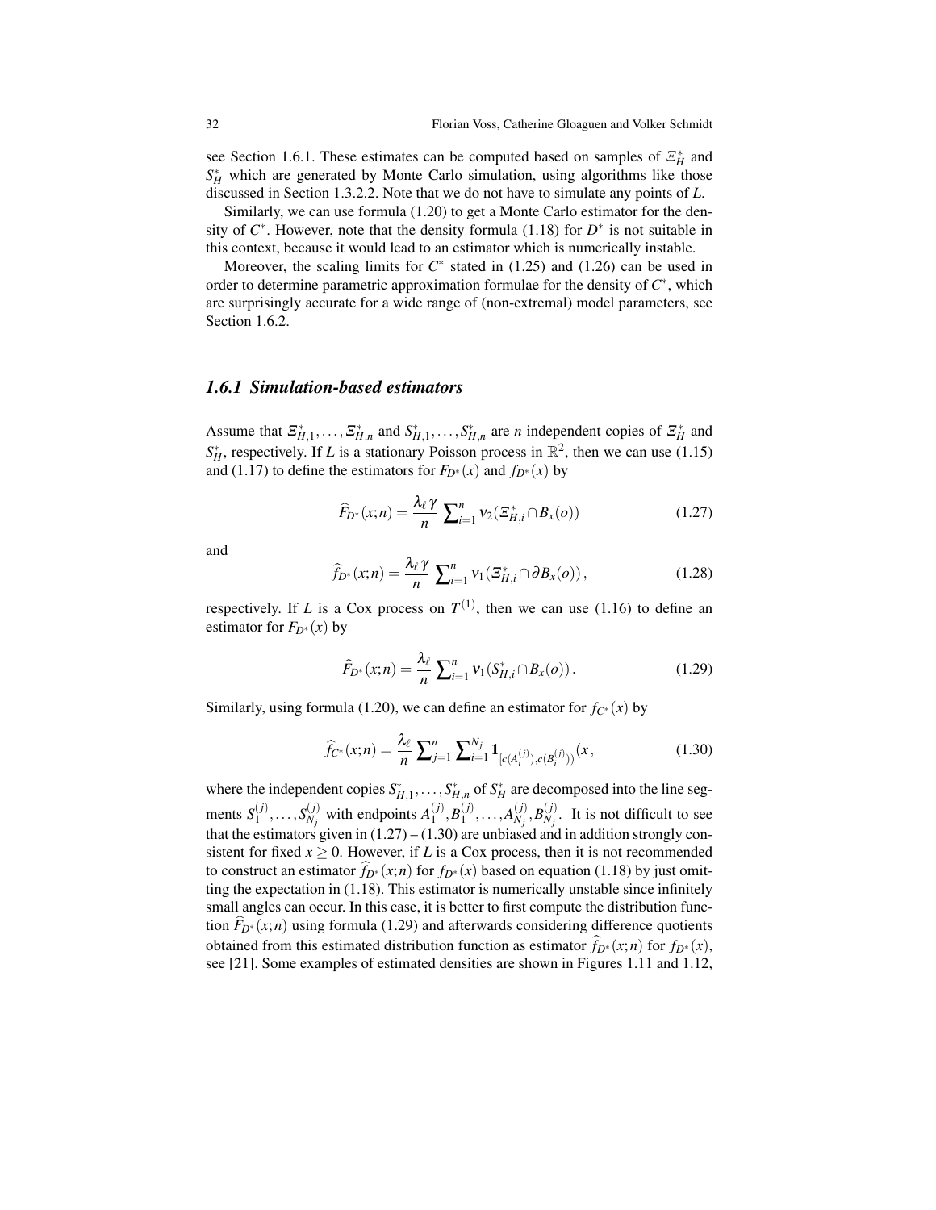see Section 1.6.1. These estimates can be computed based on samples of $\Xi_H^*$ and $S_H^*$ which are generated by Monte Carlo simulation, using algorithms like those discussed in Section 1.3.2.2. Note that we do not have to simulate any points of $L$.

Similarly, we can use formula (1.20) to get a Monte Carlo estimator for the density of $C^*$. However, note that the density formula (1.18) for $D^*$ is not suitable in this context, because it would lead to an estimator which is numerically instable.

Moreover, the scaling limits for $C^*$ stated in (1.25) and (1.26) can be used in order to determine parametric approximation formulae for the density of $C^*$, which are surprisingly accurate for a wide range of (non-extremal) model parameters, see Section 1.6.2.

### *1.6.1 Simulation-based estimators*

Assume that $\Xi_{H,1}^*, \ldots, \Xi_{H,n}^*$ and $S_{H,1}^*, \ldots, S_{H,n}^*$ are $n$ independent copies of $\Xi_H^*$ and $S_H^*$, respectively. If $L$ is a stationary Poisson process in $\mathbb{R}^2$, then we can use (1.15) and (1.17) to define the estimators for $F_{D^*}(x)$ and $f_{D^*}(x)$ by

$$\widehat{F}_{D^*}(x;n) = \frac{\lambda_\ell \gamma}{n} \sum\nolimits_{i=1}^n \nu_2(\Xi_{H,i}^* \cap B_x(o)) \tag{1.27}$$

and

$$\widehat{f}_{D^*}(x;n) = \frac{\lambda_\ell \gamma}{n} \sum\nolimits_{i=1}^n \nu_1(\Xi_{H,i}^* \cap \partial B_x(o)), \tag{1.28}$$

respectively. If $L$ is a Cox process on $T^{(1)}$, then we can use (1.16) to define an estimator for $F_{D^*}(x)$ by

$$\widehat{F}_{D^*}(x;n) = \frac{\lambda_\ell}{n} \sum\nolimits_{i=1}^n \nu_1(S_{H,i}^* \cap B_x(o)). \tag{1.29}$$

Similarly, using formula (1.20), we can define an estimator for $f_{C^*}(x)$ by

$$\widehat{f}_{C^*}(x;n) = \frac{\lambda_\ell}{n} \sum\nolimits_{j=1}^n \sum\nolimits_{i=1}^{N_j} \mathbf{1}_{[c(A_i^{(j)}), c(B_i^{(j)}))}(x, \tag{1.30}$$

where the independent copies $S_{H,1}^*, \ldots, S_{H,n}^*$ of $S_H^*$ are decomposed into the line segments $S_1^{(j)}, \ldots, S_{N_j}^{(j)}$ with endpoints $A_1^{(j)}, B_1^{(j)}, \ldots, A_{N_j}^{(j)}, B_{N_j}^{(j)}$. It is not difficult to see that the estimators given in (1.27) – (1.30) are unbiased and in addition strongly consistent for fixed $x \geq 0$. However, if $L$ is a Cox process, then it is not recommended to construct an estimator $\widehat{f}_{D^*}(x;n)$ for $f_{D^*}(x)$ based on equation (1.18) by just omitting the expectation in (1.18). This estimator is numerically unstable since infinitely small angles can occur. In this case, it is better to first compute the distribution function $\widehat{F}_{D^*}(x;n)$ using formula (1.29) and afterwards considering difference quotients obtained from this estimated distribution function as estimator $\widehat{f}_{D^*}(x;n)$ for $f_{D^*}(x)$, see [21]. Some examples of estimated densities are shown in Figures 1.11 and 1.12,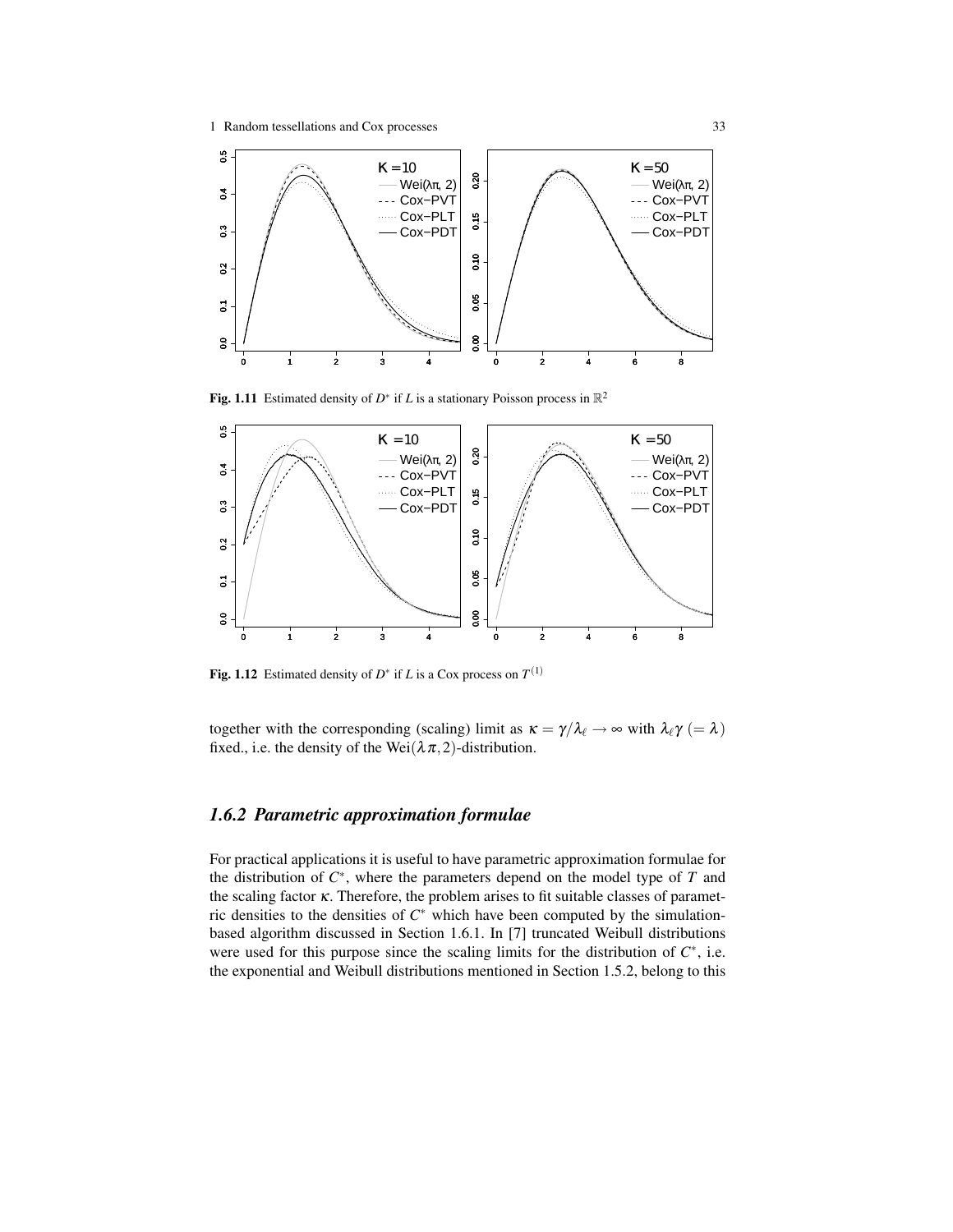Fig. 1.11 Estimated density of $D^*$ if $L$ is a stationary Poisson process in $\mathbb{R}^2$

Fig. 1.12 Estimated density of $D^*$ if $L$ is a Cox process on $T^{(1)}$

together with the corresponding (scaling) limit as $\kappa = \gamma/\lambda_\ell \to \infty$ with $\lambda_\ell \gamma \; (= \lambda)$ fixed., i.e. the density of the $\mathrm{Wei}(\lambda\pi, 2)$-distribution.

### *1.6.2 Parametric approximation formulae*

For practical applications it is useful to have parametric approximation formulae for the distribution of $C^*$, where the parameters depend on the model type of $T$ and the scaling factor $\kappa$. Therefore, the problem arises to fit suitable classes of parametric densities to the densities of $C^*$ which have been computed by the simulation-based algorithm discussed in Section 1.6.1. In [7] truncated Weibull distributions were used for this purpose since the scaling limits for the distribution of $C^*$, i.e. the exponential and Weibull distributions mentioned in Section 1.5.2, belong to this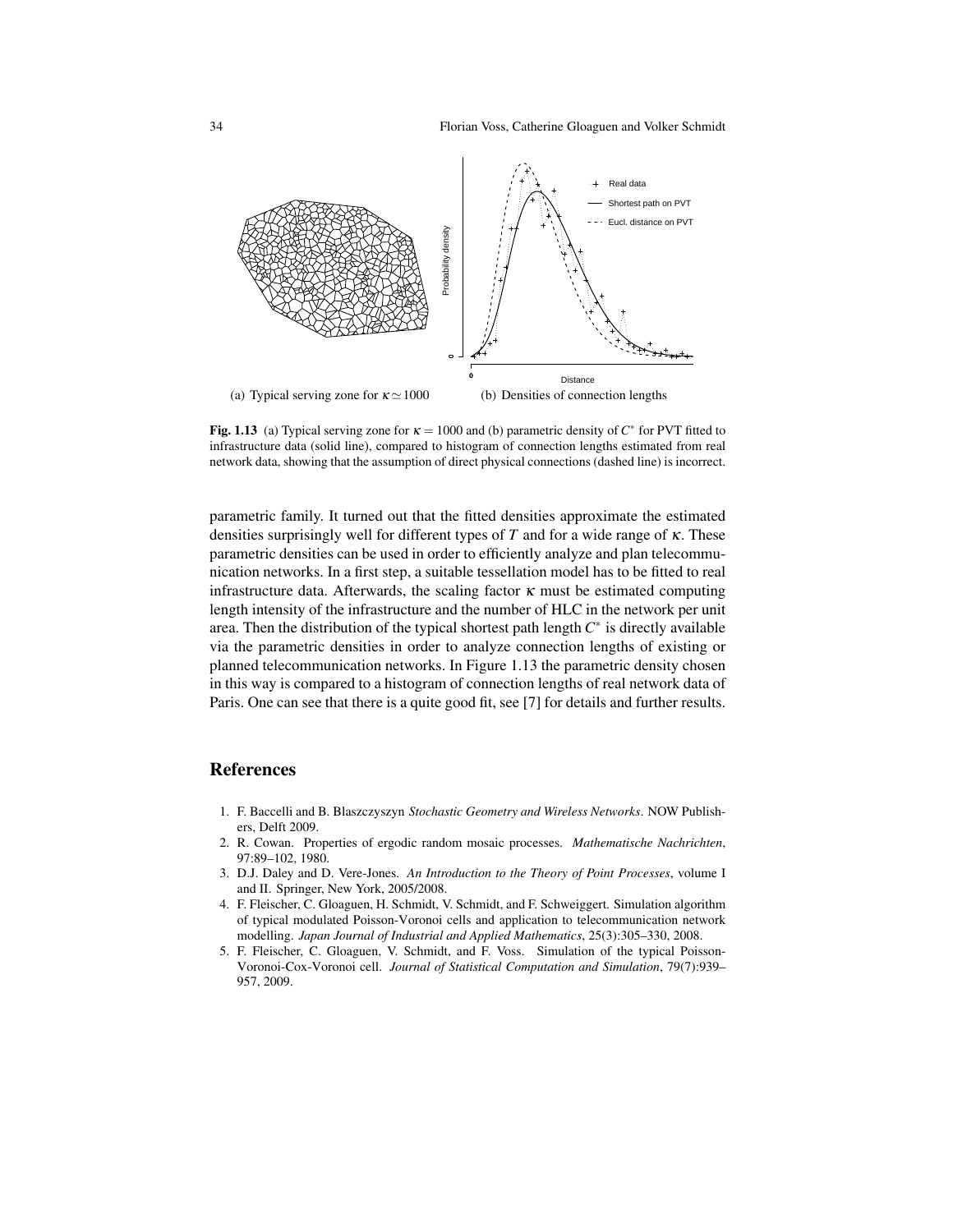(a) Typical serving zone for $\kappa \simeq 1000$

(b) Densities of connection lengths

**Fig. 1.13** (a) Typical serving zone for $\kappa = 1000$ and (b) parametric density of $C^*$ for PVT fitted to infrastructure data (solid line), compared to histogram of connection lengths estimated from real network data, showing that the assumption of direct physical connections (dashed line) is incorrect.

parametric family. It turned out that the fitted densities approximate the estimated densities surprisingly well for different types of $T$ and for a wide range of $\kappa$. These parametric densities can be used in order to efficiently analyze and plan telecommunication networks. In a first step, a suitable tessellation model has to be fitted to real infrastructure data. Afterwards, the scaling factor $\kappa$ must be estimated computing length intensity of the infrastructure and the number of HLC in the network per unit area. Then the distribution of the typical shortest path length $C^*$ is directly available via the parametric densities in order to analyze connection lengths of existing or planned telecommunication networks. In Figure 1.13 the parametric density chosen in this way is compared to a histogram of connection lengths of real network data of Paris. One can see that there is a quite good fit, see [7] for details and further results.

## References

1. F. Baccelli and B. Blaszczyszyn *Stochastic Geometry and Wireless Networks*. NOW Publishers, Delft 2009.
2. R. Cowan. Properties of ergodic random mosaic processes. *Mathematische Nachrichten*, 97:89–102, 1980.
3. D.J. Daley and D. Vere-Jones. *An Introduction to the Theory of Point Processes*, volume I and II. Springer, New York, 2005/2008.
4. F. Fleischer, C. Gloaguen, H. Schmidt, V. Schmidt, and F. Schweiggert. Simulation algorithm of typical modulated Poisson-Voronoi cells and application to telecommunication network modelling. *Japan Journal of Industrial and Applied Mathematics*, 25(3):305–330, 2008.
5. F. Fleischer, C. Gloaguen, V. Schmidt, and F. Voss. Simulation of the typical Poisson-Voronoi-Cox-Voronoi cell. *Journal of Statistical Computation and Simulation*, 79(7):939–957, 2009.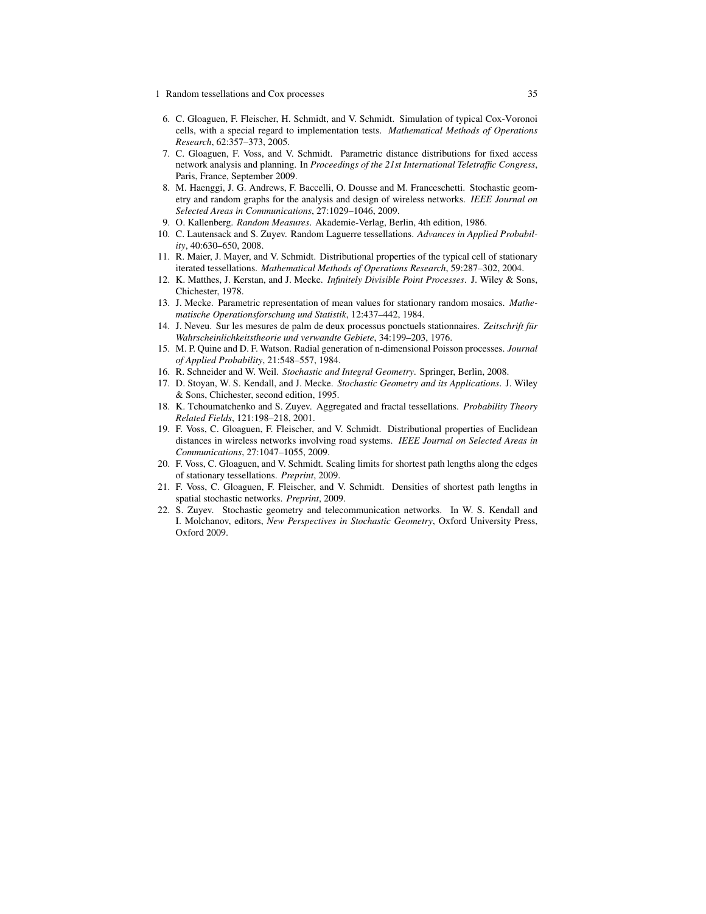6. C. Gloaguen, F. Fleischer, H. Schmidt, and V. Schmidt. Simulation of typical Cox-Voronoi cells, with a special regard to implementation tests. *Mathematical Methods of Operations Research*, 62:357–373, 2005.
7. C. Gloaguen, F. Voss, and V. Schmidt. Parametric distance distributions for fixed access network analysis and planning. In *Proceedings of the 21st International Teletraffic Congress*, Paris, France, September 2009.
8. M. Haenggi, J. G. Andrews, F. Baccelli, O. Dousse and M. Franceschetti. Stochastic geometry and random graphs for the analysis and design of wireless networks. *IEEE Journal on Selected Areas in Communications*, 27:1029–1046, 2009.
9. O. Kallenberg. *Random Measures*. Akademie-Verlag, Berlin, 4th edition, 1986.
10. C. Lautensack and S. Zuyev. Random Laguerre tessellations. *Advances in Applied Probability*, 40:630–650, 2008.
11. R. Maier, J. Mayer, and V. Schmidt. Distributional properties of the typical cell of stationary iterated tessellations. *Mathematical Methods of Operations Research*, 59:287–302, 2004.
12. K. Matthes, J. Kerstan, and J. Mecke. *Infinitely Divisible Point Processes*. J. Wiley & Sons, Chichester, 1978.
13. J. Mecke. Parametric representation of mean values for stationary random mosaics. *Mathematische Operationsforschung und Statistik*, 12:437–442, 1984.
14. J. Neveu. Sur les mesures de palm de deux processus ponctuels stationnaires. *Zeitschrift für Wahrscheinlichkeitstheorie und verwandte Gebiete*, 34:199–203, 1976.
15. M. P. Quine and D. F. Watson. Radial generation of n-dimensional Poisson processes. *Journal of Applied Probability*, 21:548–557, 1984.
16. R. Schneider and W. Weil. *Stochastic and Integral Geometry*. Springer, Berlin, 2008.
17. D. Stoyan, W. S. Kendall, and J. Mecke. *Stochastic Geometry and its Applications*. J. Wiley & Sons, Chichester, second edition, 1995.
18. K. Tchoumatchenko and S. Zuyev. Aggregated and fractal tessellations. *Probability Theory Related Fields*, 121:198–218, 2001.
19. F. Voss, C. Gloaguen, F. Fleischer, and V. Schmidt. Distributional properties of Euclidean distances in wireless networks involving road systems. *IEEE Journal on Selected Areas in Communications*, 27:1047–1055, 2009.
20. F. Voss, C. Gloaguen, and V. Schmidt. Scaling limits for shortest path lengths along the edges of stationary tessellations. *Preprint*, 2009.
21. F. Voss, C. Gloaguen, F. Fleischer, and V. Schmidt. Densities of shortest path lengths in spatial stochastic networks. *Preprint*, 2009.
22. S. Zuyev. Stochastic geometry and telecommunication networks. In W. S. Kendall and I. Molchanov, editors, *New Perspectives in Stochastic Geometry*, Oxford University Press, Oxford 2009.